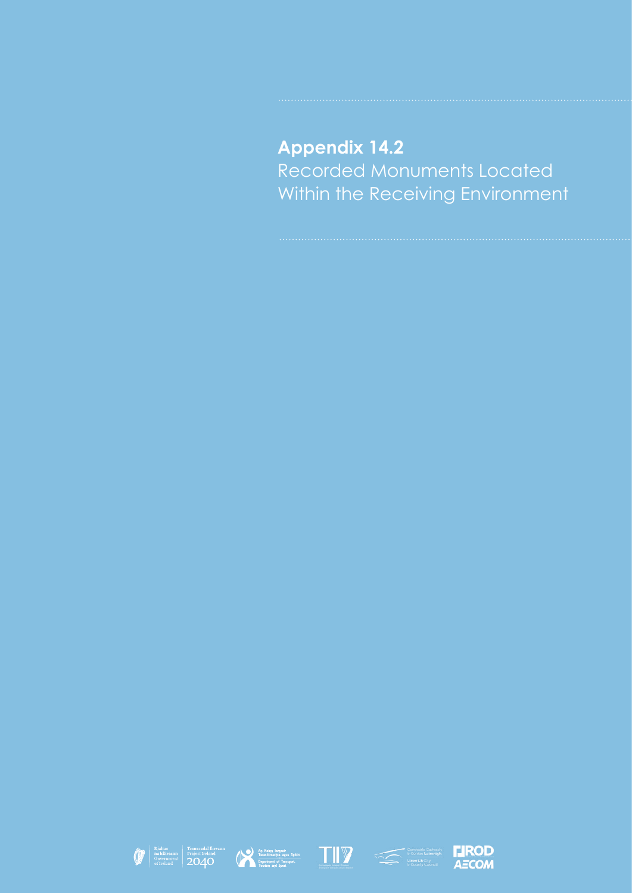# Appendix 14.2

Recorded Monuments Located Within the Receiving Environment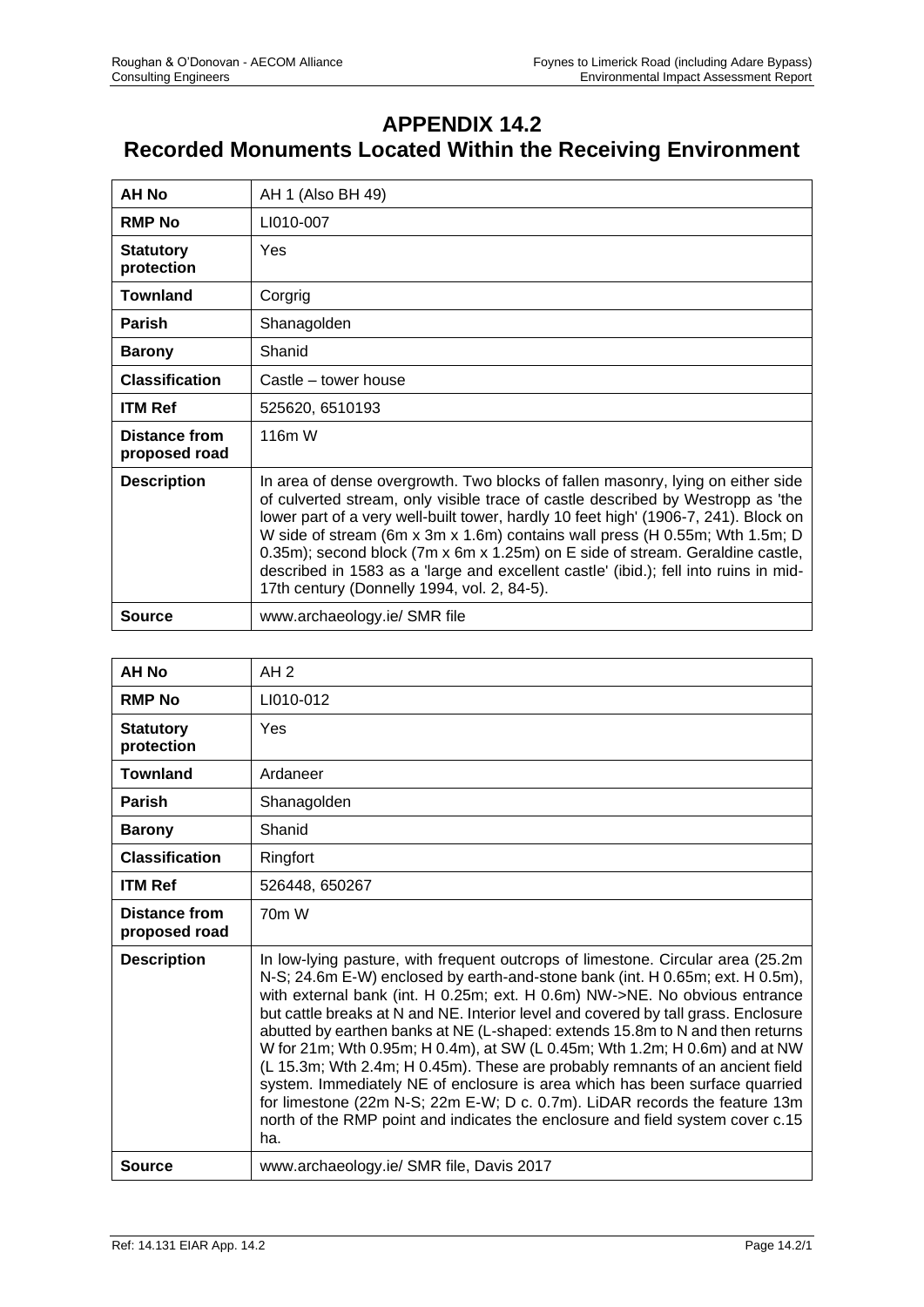# APPENDIX 14.2

# Recorded Monuments Located Within the Receiving Environment

| **AH No** | AH 1 (Also BH 49) |
|---|---|
| **RMP No** | LI010-007 |
| **Statutory protection** | Yes |
| **Townland** | Corgrig |
| **Parish** | Shanagolden |
| **Barony** | Shanid |
| **Classification** | Castle – tower house |
| **ITM Ref** | 525620, 6510193 |
| **Distance from proposed road** | 116m W |
| **Description** | In area of dense overgrowth. Two blocks of fallen masonry, lying on either side of culverted stream, only visible trace of castle described by Westropp as 'the lower part of a very well-built tower, hardly 10 feet high' (1906-7, 241). Block on W side of stream (6m x 3m x 1.6m) contains wall press (H 0.55m; Wth 1.5m; D 0.35m); second block (7m x 6m x 1.25m) on E side of stream. Geraldine castle, described in 1583 as a 'large and excellent castle' (ibid.); fell into ruins in mid-17th century (Donnelly 1994, vol. 2, 84-5). |
| **Source** | www.archaeology.ie/ SMR file |

| **AH No** | AH 2 |
|---|---|
| **RMP No** | LI010-012 |
| **Statutory protection** | Yes |
| **Townland** | Ardaneer |
| **Parish** | Shanagolden |
| **Barony** | Shanid |
| **Classification** | Ringfort |
| **ITM Ref** | 526448, 650267 |
| **Distance from proposed road** | 70m W |
| **Description** | In low-lying pasture, with frequent outcrops of limestone. Circular area (25.2m N-S; 24.6m E-W) enclosed by earth-and-stone bank (int. H 0.65m; ext. H 0.5m), with external bank (int. H 0.25m; ext. H 0.6m) NW->NE. No obvious entrance but cattle breaks at N and NE. Interior level and covered by tall grass. Enclosure abutted by earthen banks at NE (L-shaped: extends 15.8m to N and then returns W for 21m; Wth 0.95m; H 0.4m), at SW (L 0.45m; Wth 1.2m; H 0.6m) and at NW (L 15.3m; Wth 2.4m; H 0.45m). These are probably remnants of an ancient field system. Immediately NE of enclosure is area which has been surface quarried for limestone (22m N-S; 22m E-W; D c. 0.7m). LiDAR records the feature 13m north of the RMP point and indicates the enclosure and field system cover c.15 ha. |
| **Source** | www.archaeology.ie/ SMR file, Davis 2017 |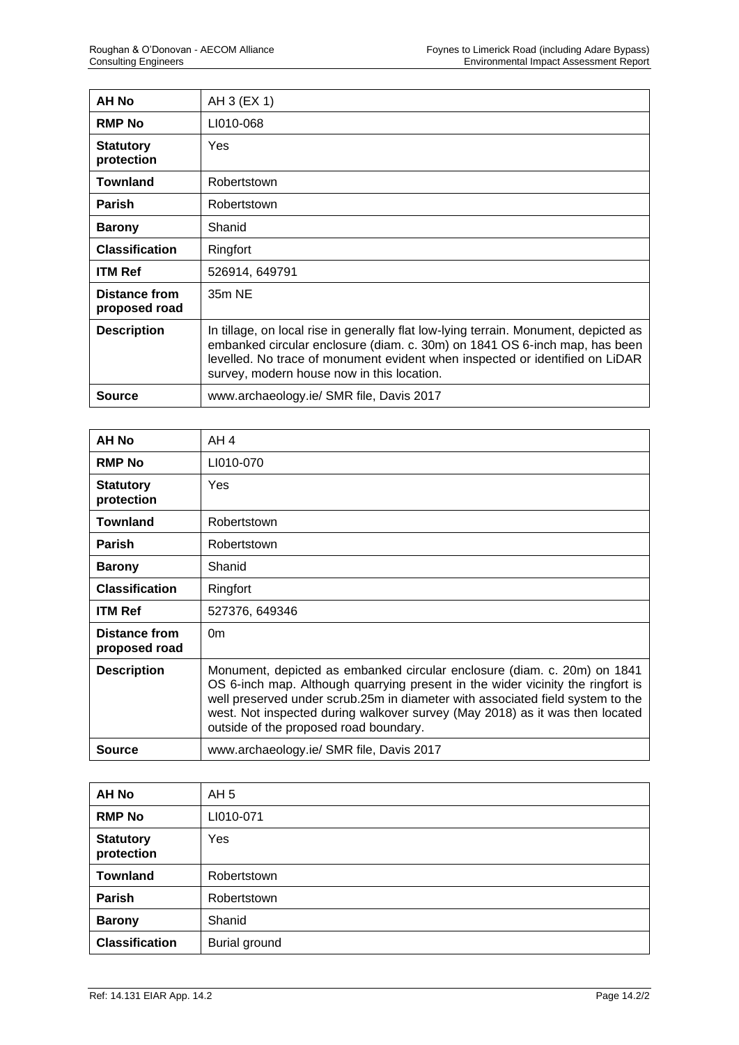| AH No | AH 3 (EX 1) |
|---|---|
| **RMP No** | LI010-068 |
| **Statutory protection** | Yes |
| **Townland** | Robertstown |
| **Parish** | Robertstown |
| **Barony** | Shanid |
| **Classification** | Ringfort |
| **ITM Ref** | 526914, 649791 |
| **Distance from proposed road** | 35m NE |
| **Description** | In tillage, on local rise in generally flat low-lying terrain. Monument, depicted as embanked circular enclosure (diam. c. 30m) on 1841 OS 6-inch map, has been levelled. No trace of monument evident when inspected or identified on LiDAR survey, modern house now in this location. |
| **Source** | www.archaeology.ie/ SMR file, Davis 2017 |

| AH No | AH 4 |
|---|---|
| **RMP No** | LI010-070 |
| **Statutory protection** | Yes |
| **Townland** | Robertstown |
| **Parish** | Robertstown |
| **Barony** | Shanid |
| **Classification** | Ringfort |
| **ITM Ref** | 527376, 649346 |
| **Distance from proposed road** | 0m |
| **Description** | Monument, depicted as embanked circular enclosure (diam. c. 20m) on 1841 OS 6-inch map. Although quarrying present in the wider vicinity the ringfort is well preserved under scrub.25m in diameter with associated field system to the west. Not inspected during walkover survey (May 2018) as it was then located outside of the proposed road boundary. |
| **Source** | www.archaeology.ie/ SMR file, Davis 2017 |

| AH No | AH 5 |
|---|---|
| **RMP No** | LI010-071 |
| **Statutory protection** | Yes |
| **Townland** | Robertstown |
| **Parish** | Robertstown |
| **Barony** | Shanid |
| **Classification** | Burial ground |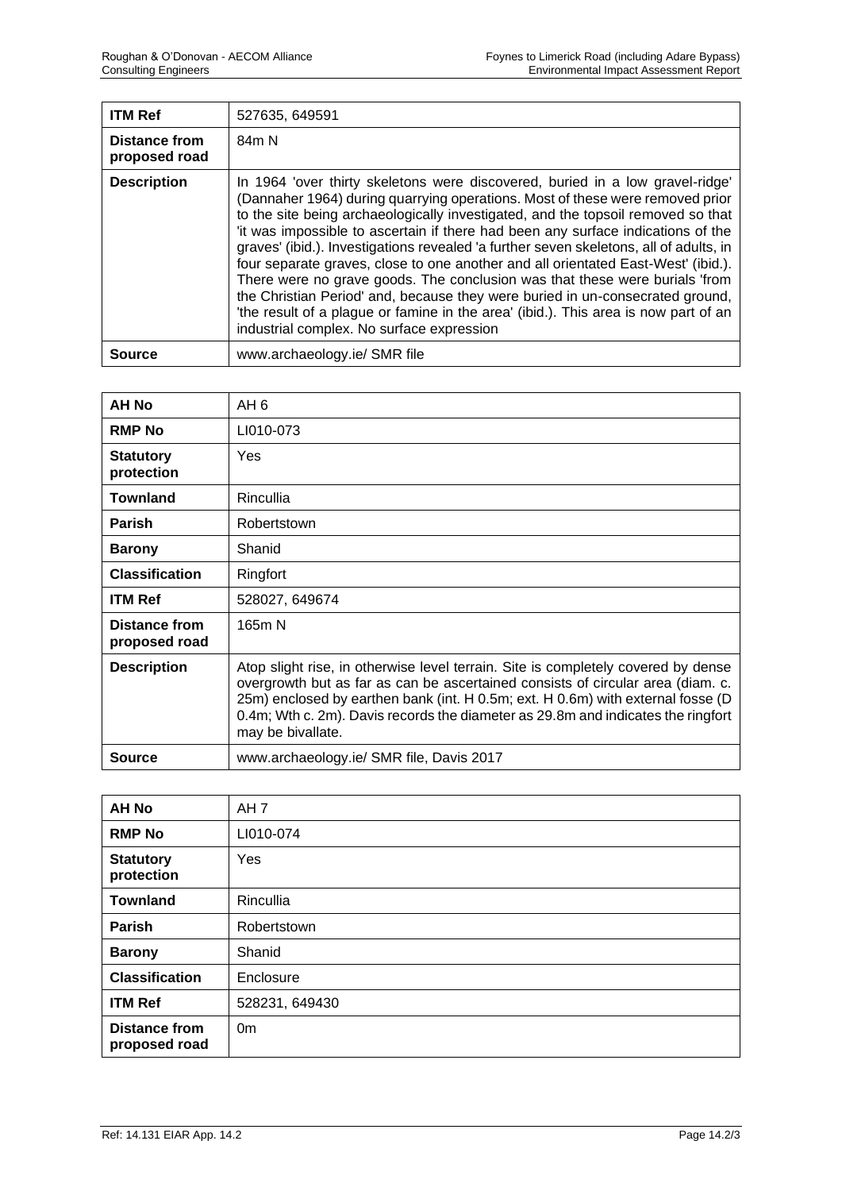| **ITM Ref** | 527635, 649591 |
|---|---|
| **Distance from proposed road** | 84m N |
| **Description** | In 1964 'over thirty skeletons were discovered, buried in a low gravel-ridge' (Dannaher 1964) during quarrying operations. Most of these were removed prior to the site being archaeologically investigated, and the topsoil removed so that 'it was impossible to ascertain if there had been any surface indications of the graves' (ibid.). Investigations revealed 'a further seven skeletons, all of adults, in four separate graves, close to one another and all orientated East-West' (ibid.). There were no grave goods. The conclusion was that these were burials 'from the Christian Period' and, because they were buried in un-consecrated ground, 'the result of a plague or famine in the area' (ibid.). This area is now part of an industrial complex. No surface expression |
| **Source** | www.archaeology.ie/ SMR file |

| **AH No** | AH 6 |
|---|---|
| **RMP No** | LI010-073 |
| **Statutory protection** | Yes |
| **Townland** | Rincullia |
| **Parish** | Robertstown |
| **Barony** | Shanid |
| **Classification** | Ringfort |
| **ITM Ref** | 528027, 649674 |
| **Distance from proposed road** | 165m N |
| **Description** | Atop slight rise, in otherwise level terrain. Site is completely covered by dense overgrowth but as far as can be ascertained consists of circular area (diam. c. 25m) enclosed by earthen bank (int. H 0.5m; ext. H 0.6m) with external fosse (D 0.4m; Wth c. 2m). Davis records the diameter as 29.8m and indicates the ringfort may be bivallate. |
| **Source** | www.archaeology.ie/ SMR file, Davis 2017 |

| **AH No** | AH 7 |
|---|---|
| **RMP No** | LI010-074 |
| **Statutory protection** | Yes |
| **Townland** | Rincullia |
| **Parish** | Robertstown |
| **Barony** | Shanid |
| **Classification** | Enclosure |
| **ITM Ref** | 528231, 649430 |
| **Distance from proposed road** | 0m |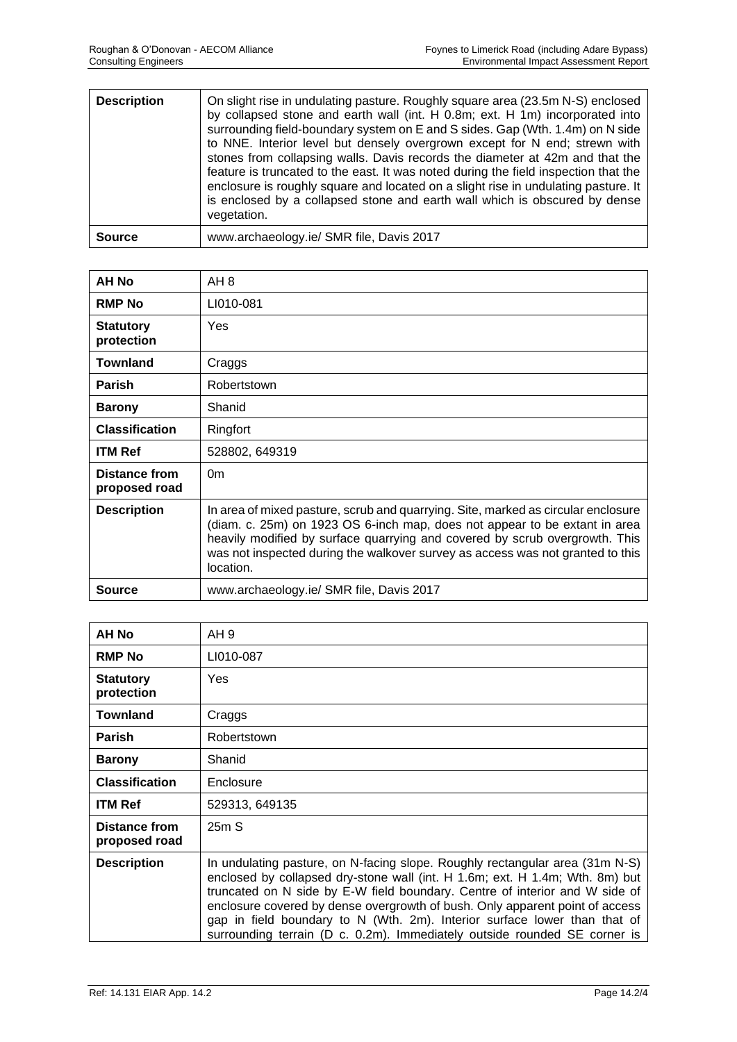| | |
|---|---|
| **Description** | On slight rise in undulating pasture. Roughly square area (23.5m N-S) enclosed by collapsed stone and earth wall (int. H 0.8m; ext. H 1m) incorporated into surrounding field-boundary system on E and S sides. Gap (Wth. 1.4m) on N side to NNE. Interior level but densely overgrown except for N end; strewn with stones from collapsing walls. Davis records the diameter at 42m and that the feature is truncated to the east. It was noted during the field inspection that the enclosure is roughly square and located on a slight rise in undulating pasture. It is enclosed by a collapsed stone and earth wall which is obscured by dense vegetation. |
| **Source** | www.archaeology.ie/ SMR file, Davis 2017 |

| **AH No** | AH 8 |
|---|---|
| **RMP No** | LI010-081 |
| **Statutory protection** | Yes |
| **Townland** | Craggs |
| **Parish** | Robertstown |
| **Barony** | Shanid |
| **Classification** | Ringfort |
| **ITM Ref** | 528802, 649319 |
| **Distance from proposed road** | 0m |
| **Description** | In area of mixed pasture, scrub and quarrying. Site, marked as circular enclosure (diam. c. 25m) on 1923 OS 6-inch map, does not appear to be extant in area heavily modified by surface quarrying and covered by scrub overgrowth. This was not inspected during the walkover survey as access was not granted to this location. |
| **Source** | www.archaeology.ie/ SMR file, Davis 2017 |

| **AH No** | AH 9 |
|---|---|
| **RMP No** | LI010-087 |
| **Statutory protection** | Yes |
| **Townland** | Craggs |
| **Parish** | Robertstown |
| **Barony** | Shanid |
| **Classification** | Enclosure |
| **ITM Ref** | 529313, 649135 |
| **Distance from proposed road** | 25m S |
| **Description** | In undulating pasture, on N-facing slope. Roughly rectangular area (31m N-S) enclosed by collapsed dry-stone wall (int. H 1.6m; ext. H 1.4m; Wth. 8m) but truncated on N side by E-W field boundary. Centre of interior and W side of enclosure covered by dense overgrowth of bush. Only apparent point of access gap in field boundary to N (Wth. 2m). Interior surface lower than that of surrounding terrain (D c. 0.2m). Immediately outside rounded SE corner is |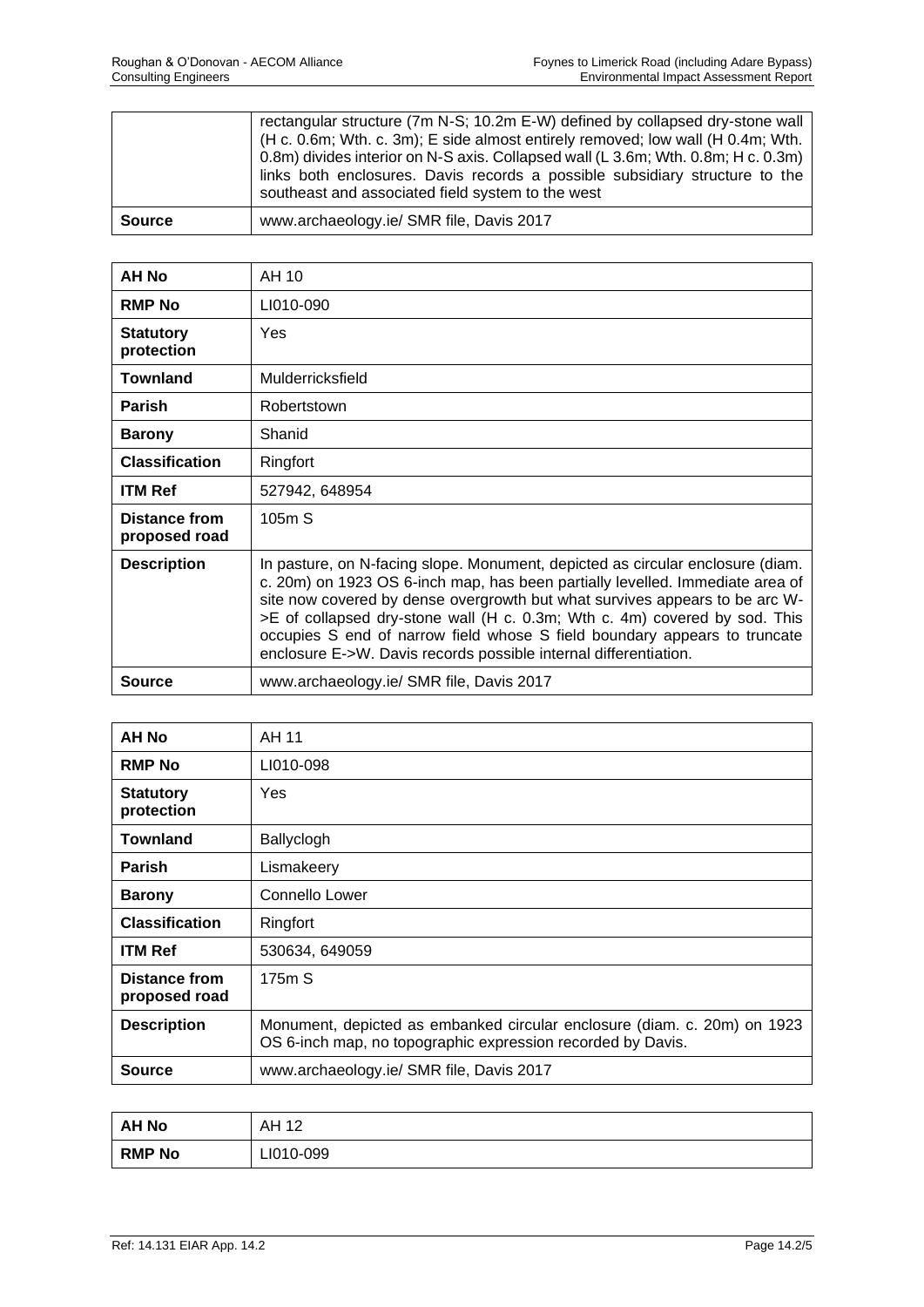| | |
|---|---|
| | rectangular structure (7m N-S; 10.2m E-W) defined by collapsed dry-stone wall (H c. 0.6m; Wth. c. 3m); E side almost entirely removed; low wall (H 0.4m; Wth. 0.8m) divides interior on N-S axis. Collapsed wall (L 3.6m; Wth. 0.8m; H c. 0.3m) links both enclosures. Davis records a possible subsidiary structure to the southeast and associated field system to the west |
| **Source** | www.archaeology.ie/ SMR file, Davis 2017 |

| **AH No** | AH 10 |
|---|---|
| **RMP No** | LI010-090 |
| **Statutory protection** | Yes |
| **Townland** | Mulderricksfield |
| **Parish** | Robertstown |
| **Barony** | Shanid |
| **Classification** | Ringfort |
| **ITM Ref** | 527942, 648954 |
| **Distance from proposed road** | 105m S |
| **Description** | In pasture, on N-facing slope. Monument, depicted as circular enclosure (diam. c. 20m) on 1923 OS 6-inch map, has been partially levelled. Immediate area of site now covered by dense overgrowth but what survives appears to be arc W->E of collapsed dry-stone wall (H c. 0.3m; Wth c. 4m) covered by sod. This occupies S end of narrow field whose S field boundary appears to truncate enclosure E->W. Davis records possible internal differentiation. |
| **Source** | www.archaeology.ie/ SMR file, Davis 2017 |

| **AH No** | AH 11 |
|---|---|
| **RMP No** | LI010-098 |
| **Statutory protection** | Yes |
| **Townland** | Ballyclogh |
| **Parish** | Lismakeery |
| **Barony** | Connello Lower |
| **Classification** | Ringfort |
| **ITM Ref** | 530634, 649059 |
| **Distance from proposed road** | 175m S |
| **Description** | Monument, depicted as embanked circular enclosure (diam. c. 20m) on 1923 OS 6-inch map, no topographic expression recorded by Davis. |
| **Source** | www.archaeology.ie/ SMR file, Davis 2017 |

| **AH No** | AH 12 |
|---|---|
| **RMP No** | LI010-099 |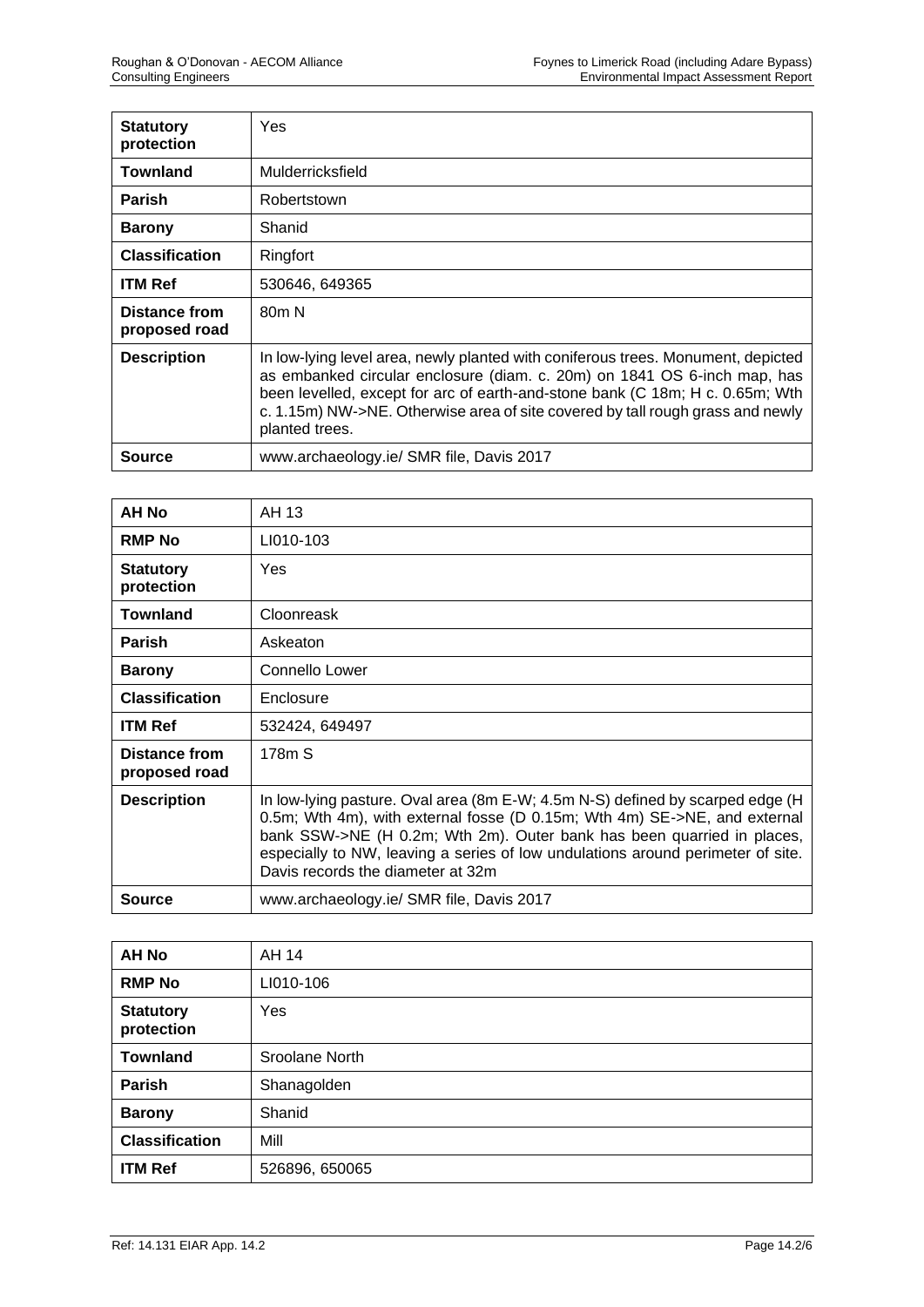| | |
|---|---|
| **Statutory protection** | Yes |
| **Townland** | Mulderricksfield |
| **Parish** | Robertstown |
| **Barony** | Shanid |
| **Classification** | Ringfort |
| **ITM Ref** | 530646, 649365 |
| **Distance from proposed road** | 80m N |
| **Description** | In low-lying level area, newly planted with coniferous trees. Monument, depicted as embanked circular enclosure (diam. c. 20m) on 1841 OS 6-inch map, has been levelled, except for arc of earth-and-stone bank (C 18m; H c. 0.65m; Wth c. 1.15m) NW->NE. Otherwise area of site covered by tall rough grass and newly planted trees. |
| **Source** | www.archaeology.ie/ SMR file, Davis 2017 |

| **AH No** | AH 13 |
|---|---|
| **RMP No** | LI010-103 |
| **Statutory protection** | Yes |
| **Townland** | Cloonreask |
| **Parish** | Askeaton |
| **Barony** | Connello Lower |
| **Classification** | Enclosure |
| **ITM Ref** | 532424, 649497 |
| **Distance from proposed road** | 178m S |
| **Description** | In low-lying pasture. Oval area (8m E-W; 4.5m N-S) defined by scarped edge (H 0.5m; Wth 4m), with external fosse (D 0.15m; Wth 4m) SE->NE, and external bank SSW->NE (H 0.2m; Wth 2m). Outer bank has been quarried in places, especially to NW, leaving a series of low undulations around perimeter of site. Davis records the diameter at 32m |
| **Source** | www.archaeology.ie/ SMR file, Davis 2017 |

| **AH No** | AH 14 |
|---|---|
| **RMP No** | LI010-106 |
| **Statutory protection** | Yes |
| **Townland** | Sroolane North |
| **Parish** | Shanagolden |
| **Barony** | Shanid |
| **Classification** | Mill |
| **ITM Ref** | 526896, 650065 |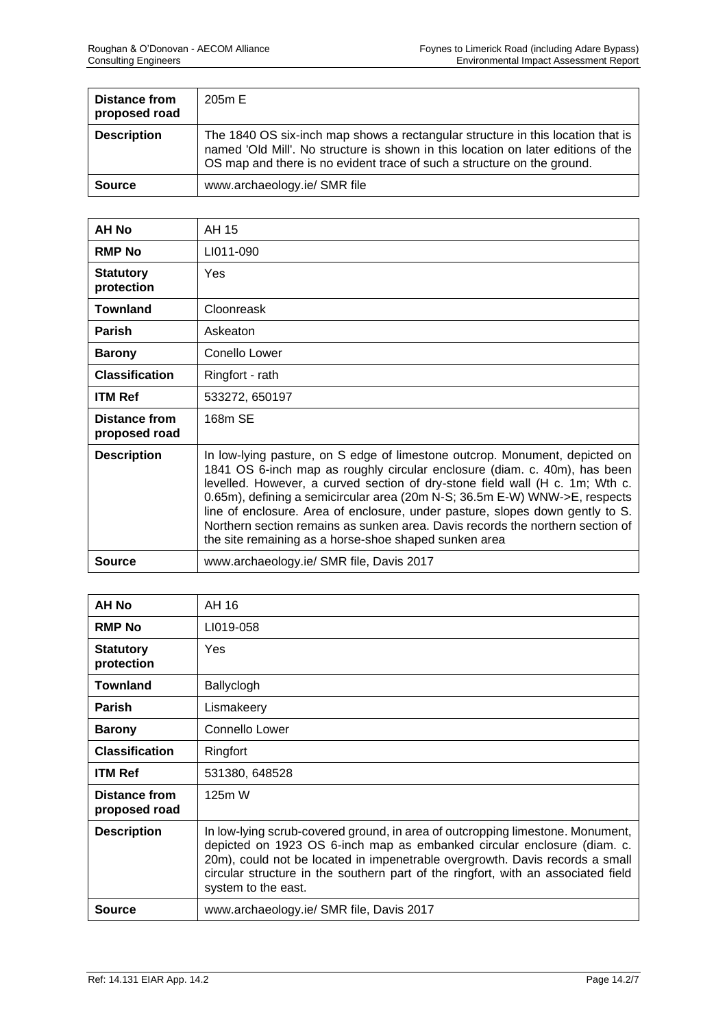| | |
|---|---|
| **Distance from proposed road** | 205m E |
| **Description** | The 1840 OS six-inch map shows a rectangular structure in this location that is named 'Old Mill'. No structure is shown in this location on later editions of the OS map and there is no evident trace of such a structure on the ground. |
| **Source** | www.archaeology.ie/ SMR file |

| | |
|---|---|
| **AH No** | AH 15 |
| **RMP No** | LI011-090 |
| **Statutory protection** | Yes |
| **Townland** | Cloonreask |
| **Parish** | Askeaton |
| **Barony** | Conello Lower |
| **Classification** | Ringfort - rath |
| **ITM Ref** | 533272, 650197 |
| **Distance from proposed road** | 168m SE |
| **Description** | In low-lying pasture, on S edge of limestone outcrop. Monument, depicted on 1841 OS 6-inch map as roughly circular enclosure (diam. c. 40m), has been levelled. However, a curved section of dry-stone field wall (H c. 1m; Wth c. 0.65m), defining a semicircular area (20m N-S; 36.5m E-W) WNW->E, respects line of enclosure. Area of enclosure, under pasture, slopes down gently to S. Northern section remains as sunken area. Davis records the northern section of the site remaining as a horse-shoe shaped sunken area |
| **Source** | www.archaeology.ie/ SMR file, Davis 2017 |

| | |
|---|---|
| **AH No** | AH 16 |
| **RMP No** | LI019-058 |
| **Statutory protection** | Yes |
| **Townland** | Ballyclogh |
| **Parish** | Lismakeery |
| **Barony** | Connello Lower |
| **Classification** | Ringfort |
| **ITM Ref** | 531380, 648528 |
| **Distance from proposed road** | 125m W |
| **Description** | In low-lying scrub-covered ground, in area of outcropping limestone. Monument, depicted on 1923 OS 6-inch map as embanked circular enclosure (diam. c. 20m), could not be located in impenetrable overgrowth. Davis records a small circular structure in the southern part of the ringfort, with an associated field system to the east. |
| **Source** | www.archaeology.ie/ SMR file, Davis 2017 |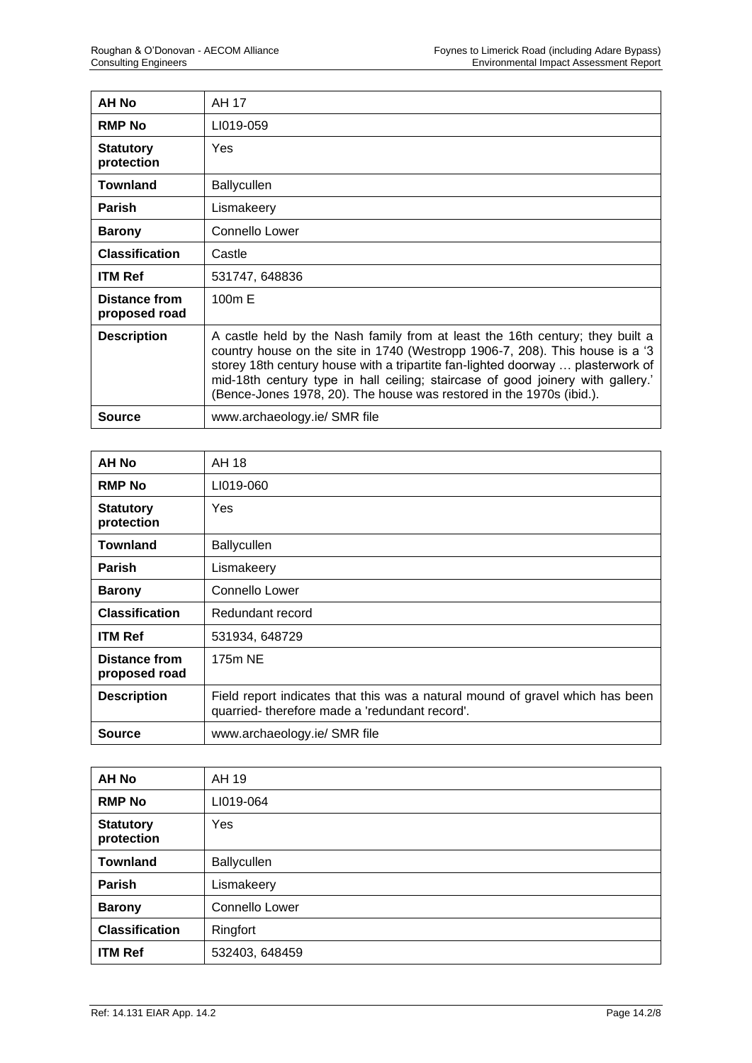| AH No | AH 17 |
|---|---|
| **RMP No** | LI019-059 |
| **Statutory protection** | Yes |
| **Townland** | Ballycullen |
| **Parish** | Lismakeery |
| **Barony** | Connello Lower |
| **Classification** | Castle |
| **ITM Ref** | 531747, 648836 |
| **Distance from proposed road** | 100m E |
| **Description** | A castle held by the Nash family from at least the 16th century; they built a country house on the site in 1740 (Westropp 1906-7, 208). This house is a '3 storey 18th century house with a tripartite fan-lighted doorway … plasterwork of mid-18th century type in hall ceiling; staircase of good joinery with gallery.' (Bence-Jones 1978, 20). The house was restored in the 1970s (ibid.). |
| **Source** | www.archaeology.ie/ SMR file |

| AH No | AH 18 |
|---|---|
| **RMP No** | LI019-060 |
| **Statutory protection** | Yes |
| **Townland** | Ballycullen |
| **Parish** | Lismakeery |
| **Barony** | Connello Lower |
| **Classification** | Redundant record |
| **ITM Ref** | 531934, 648729 |
| **Distance from proposed road** | 175m NE |
| **Description** | Field report indicates that this was a natural mound of gravel which has been quarried- therefore made a 'redundant record'. |
| **Source** | www.archaeology.ie/ SMR file |

| AH No | AH 19 |
|---|---|
| **RMP No** | LI019-064 |
| **Statutory protection** | Yes |
| **Townland** | Ballycullen |
| **Parish** | Lismakeery |
| **Barony** | Connello Lower |
| **Classification** | Ringfort |
| **ITM Ref** | 532403, 648459 |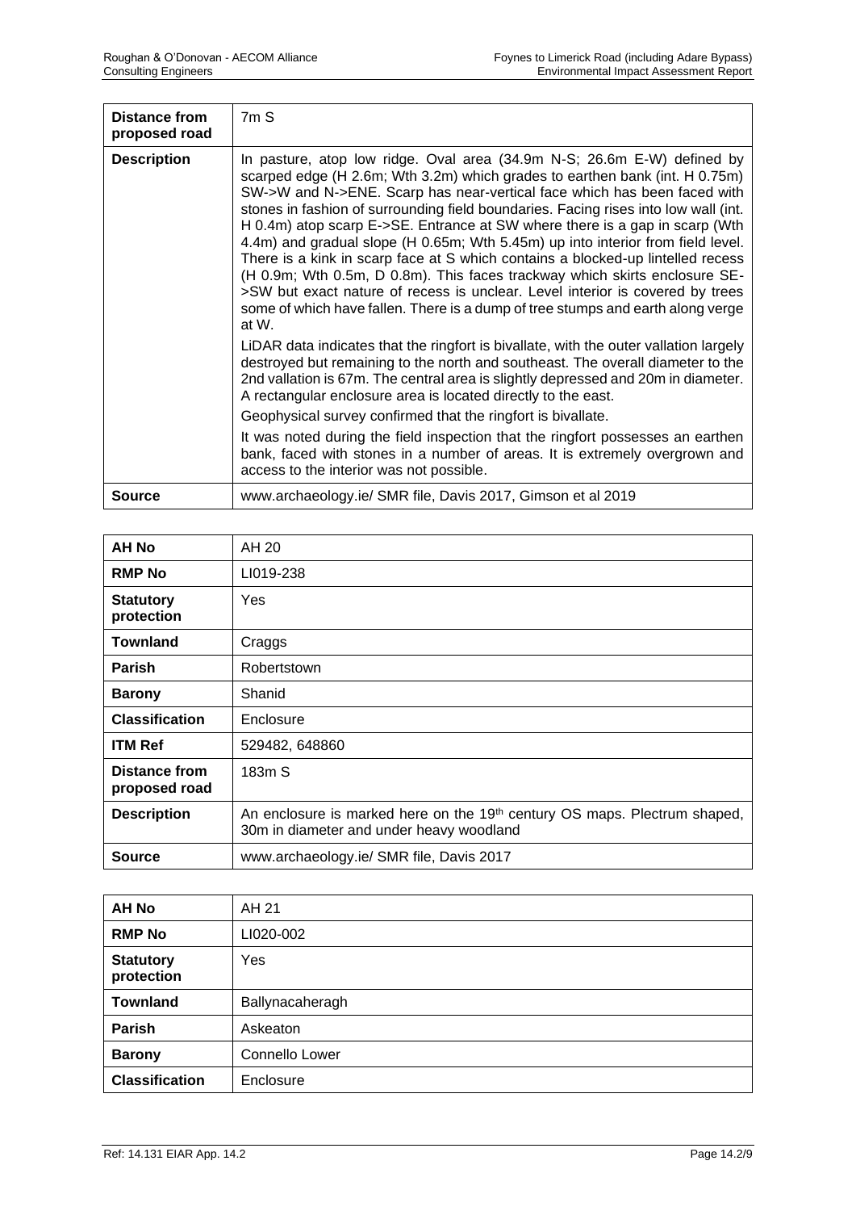| | |
|---|---|
| **Distance from proposed road** | 7m S |
| **Description** | In pasture, atop low ridge. Oval area (34.9m N-S; 26.6m E-W) defined by scarped edge (H 2.6m; Wth 3.2m) which grades to earthen bank (int. H 0.75m) SW->W and N->ENE. Scarp has near-vertical face which has been faced with stones in fashion of surrounding field boundaries. Facing rises into low wall (int. H 0.4m) atop scarp E->SE. Entrance at SW where there is a gap in scarp (Wth 4.4m) and gradual slope (H 0.65m; Wth 5.45m) up into interior from field level. There is a kink in scarp face at S which contains a blocked-up lintelled recess (H 0.9m; Wth 0.5m, D 0.8m). This faces trackway which skirts enclosure SE->SW but exact nature of recess is unclear. Level interior is covered by trees some of which have fallen. There is a dump of tree stumps and earth along verge at W.<br><br>LiDAR data indicates that the ringfort is bivallate, with the outer vallation largely destroyed but remaining to the north and southeast. The overall diameter to the 2nd vallation is 67m. The central area is slightly depressed and 20m in diameter. A rectangular enclosure area is located directly to the east.<br><br>Geophysical survey confirmed that the ringfort is bivallate.<br><br>It was noted during the field inspection that the ringfort possesses an earthen bank, faced with stones in a number of areas. It is extremely overgrown and access to the interior was not possible. |
| **Source** | www.archaeology.ie/ SMR file, Davis 2017, Gimson et al 2019 |

| | |
|---|---|
| **AH No** | AH 20 |
| **RMP No** | LI019-238 |
| **Statutory protection** | Yes |
| **Townland** | Craggs |
| **Parish** | Robertstown |
| **Barony** | Shanid |
| **Classification** | Enclosure |
| **ITM Ref** | 529482, 648860 |
| **Distance from proposed road** | 183m S |
| **Description** | An enclosure is marked here on the 19th century OS maps. Plectrum shaped, 30m in diameter and under heavy woodland |
| **Source** | www.archaeology.ie/ SMR file, Davis 2017 |

| | |
|---|---|
| **AH No** | AH 21 |
| **RMP No** | LI020-002 |
| **Statutory protection** | Yes |
| **Townland** | Ballynacaheragh |
| **Parish** | Askeaton |
| **Barony** | Connello Lower |
| **Classification** | Enclosure |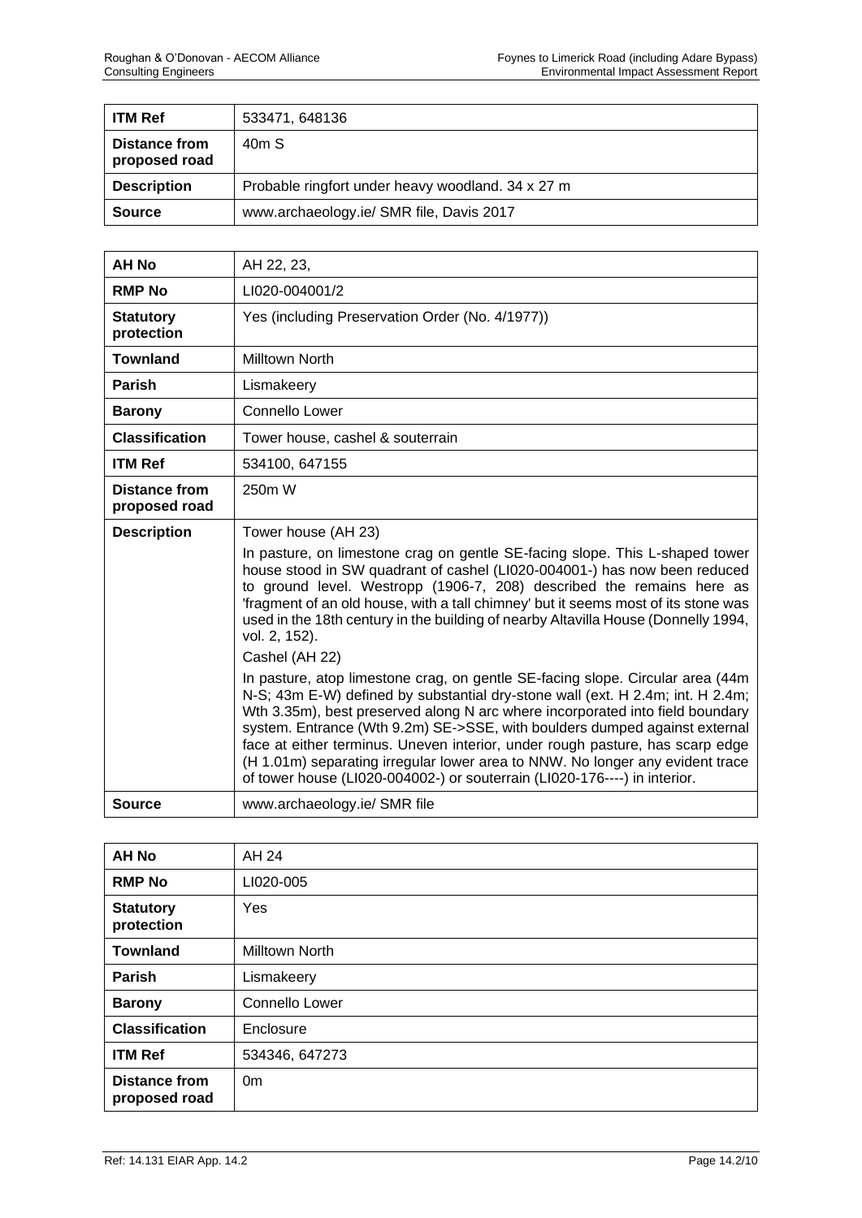| | |
|---|---|
| **ITM Ref** | 533471, 648136 |
| **Distance from proposed road** | 40m S |
| **Description** | Probable ringfort under heavy woodland. 34 x 27 m |
| **Source** | www.archaeology.ie/ SMR file, Davis 2017 |

| | |
|---|---|
| **AH No** | AH 22, 23, |
| **RMP No** | LI020-004001/2 |
| **Statutory protection** | Yes (including Preservation Order (No. 4/1977)) |
| **Townland** | Milltown North |
| **Parish** | Lismakeery |
| **Barony** | Connello Lower |
| **Classification** | Tower house, cashel & souterrain |
| **ITM Ref** | 534100, 647155 |
| **Distance from proposed road** | 250m W |
| **Description** | Tower house (AH 23)<br>In pasture, on limestone crag on gentle SE-facing slope. This L-shaped tower house stood in SW quadrant of cashel (LI020-004001-) has now been reduced to ground level. Westropp (1906-7, 208) described the remains here as 'fragment of an old house, with a tall chimney' but it seems most of its stone was used in the 18th century in the building of nearby Altavilla House (Donnelly 1994, vol. 2, 152).<br>Cashel (AH 22)<br>In pasture, atop limestone crag, on gentle SE-facing slope. Circular area (44m N-S; 43m E-W) defined by substantial dry-stone wall (ext. H 2.4m; int. H 2.4m; Wth 3.35m), best preserved along N arc where incorporated into field boundary system. Entrance (Wth 9.2m) SE->SSE, with boulders dumped against external face at either terminus. Uneven interior, under rough pasture, has scarp edge (H 1.01m) separating irregular lower area to NNW. No longer any evident trace of tower house (LI020-004002-) or souterrain (LI020-176----) in interior. |
| **Source** | www.archaeology.ie/ SMR file |

| | |
|---|---|
| **AH No** | AH 24 |
| **RMP No** | LI020-005 |
| **Statutory protection** | Yes |
| **Townland** | Milltown North |
| **Parish** | Lismakeery |
| **Barony** | Connello Lower |
| **Classification** | Enclosure |
| **ITM Ref** | 534346, 647273 |
| **Distance from proposed road** | 0m |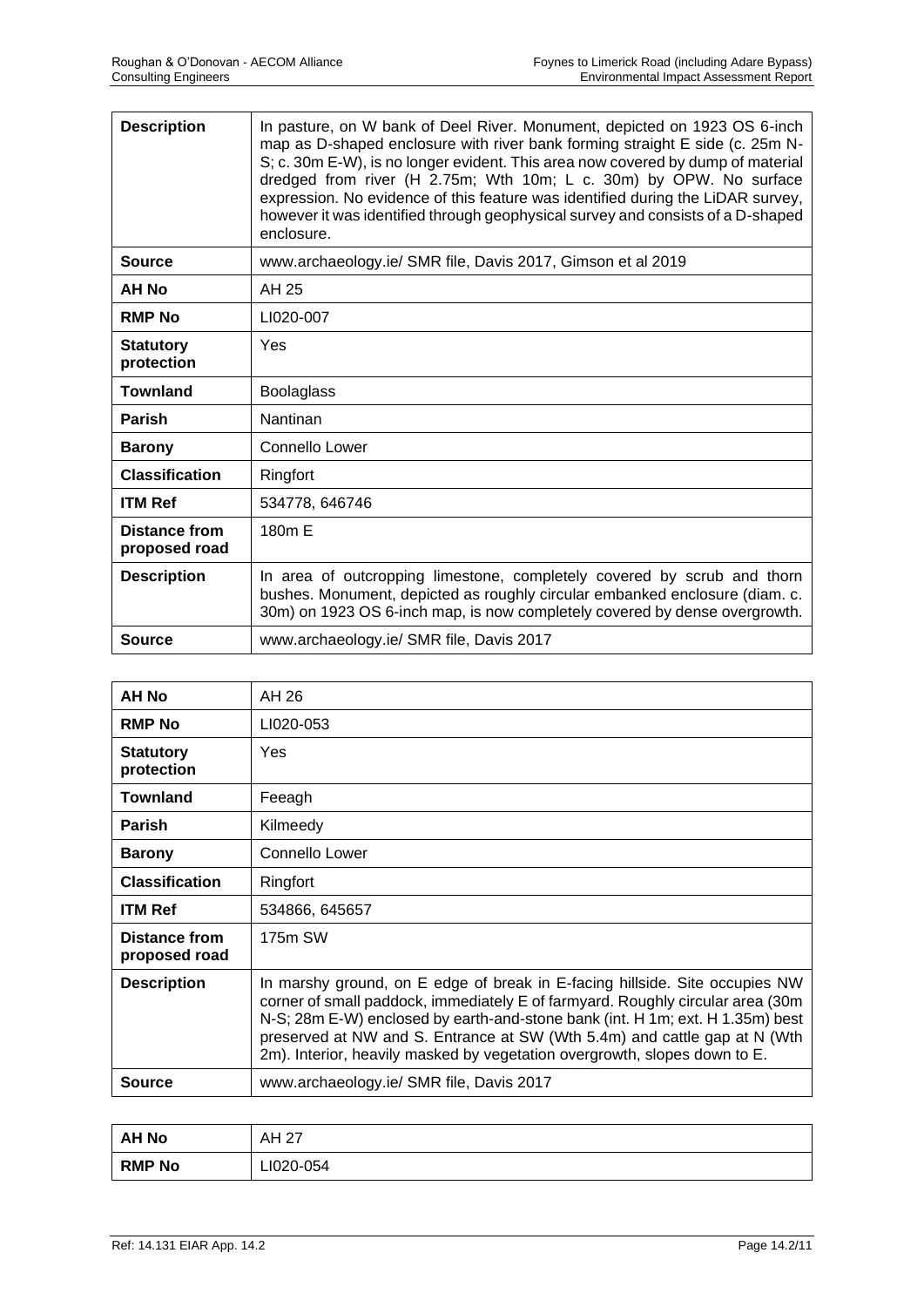| **Description** | In pasture, on W bank of Deel River. Monument, depicted on 1923 OS 6-inch map as D-shaped enclosure with river bank forming straight E side (c. 25m N-S; c. 30m E-W), is no longer evident. This area now covered by dump of material dredged from river (H 2.75m; Wth 10m; L c. 30m) by OPW. No surface expression. No evidence of this feature was identified during the LiDAR survey, however it was identified through geophysical survey and consists of a D-shaped enclosure. |
|---|---|
| **Source** | www.archaeology.ie/ SMR file, Davis 2017, Gimson et al 2019 |
| **AH No** | AH 25 |
| **RMP No** | LI020-007 |
| **Statutory protection** | Yes |
| **Townland** | Boolaglass |
| **Parish** | Nantinan |
| **Barony** | Connello Lower |
| **Classification** | Ringfort |
| **ITM Ref** | 534778, 646746 |
| **Distance from proposed road** | 180m E |
| **Description** | In area of outcropping limestone, completely covered by scrub and thorn bushes. Monument, depicted as roughly circular embanked enclosure (diam. c. 30m) on 1923 OS 6-inch map, is now completely covered by dense overgrowth. |
| **Source** | www.archaeology.ie/ SMR file, Davis 2017 |

| **AH No** | AH 26 |
|---|---|
| **RMP No** | LI020-053 |
| **Statutory protection** | Yes |
| **Townland** | Feeagh |
| **Parish** | Kilmeedy |
| **Barony** | Connello Lower |
| **Classification** | Ringfort |
| **ITM Ref** | 534866, 645657 |
| **Distance from proposed road** | 175m SW |
| **Description** | In marshy ground, on E edge of break in E-facing hillside. Site occupies NW corner of small paddock, immediately E of farmyard. Roughly circular area (30m N-S; 28m E-W) enclosed by earth-and-stone bank (int. H 1m; ext. H 1.35m) best preserved at NW and S. Entrance at SW (Wth 5.4m) and cattle gap at N (Wth 2m). Interior, heavily masked by vegetation overgrowth, slopes down to E. |
| **Source** | www.archaeology.ie/ SMR file, Davis 2017 |

| **AH No** | AH 27 |
|---|---|
| **RMP No** | LI020-054 |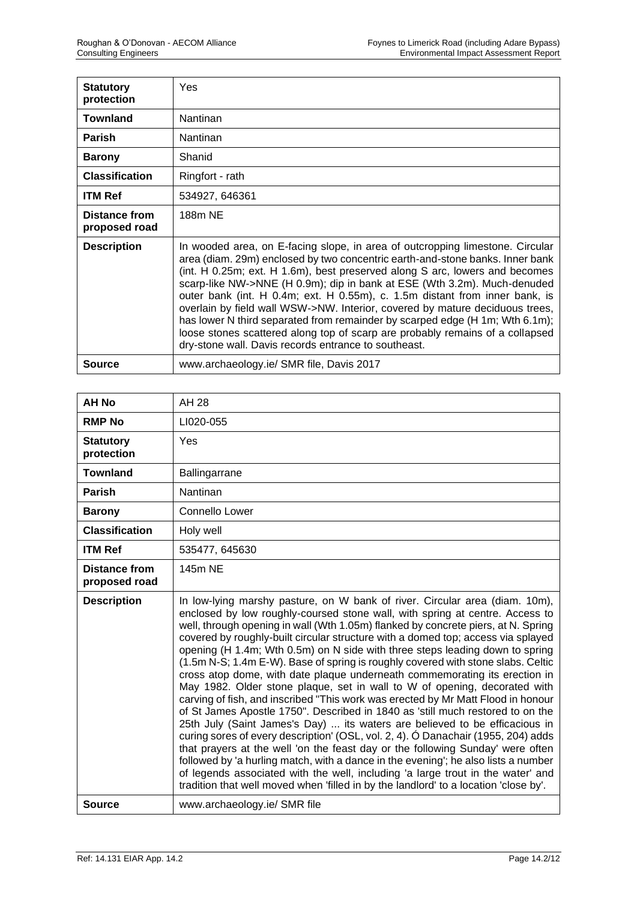| **Statutory protection** | Yes |
|---|---|
| **Townland** | Nantinan |
| **Parish** | Nantinan |
| **Barony** | Shanid |
| **Classification** | Ringfort - rath |
| **ITM Ref** | 534927, 646361 |
| **Distance from proposed road** | 188m NE |
| **Description** | In wooded area, on E-facing slope, in area of outcropping limestone. Circular area (diam. 29m) enclosed by two concentric earth-and-stone banks. Inner bank (int. H 0.25m; ext. H 1.6m), best preserved along S arc, lowers and becomes scarp-like NW->NNE (H 0.9m); dip in bank at ESE (Wth 3.2m). Much-denuded outer bank (int. H 0.4m; ext. H 0.55m), c. 1.5m distant from inner bank, is overlain by field wall WSW->NW. Interior, covered by mature deciduous trees, has lower N third separated from remainder by scarped edge (H 1m; Wth 6.1m); loose stones scattered along top of scarp are probably remains of a collapsed dry-stone wall. Davis records entrance to southeast. |
| **Source** | www.archaeology.ie/ SMR file, Davis 2017 |

| **AH No** | AH 28 |
|---|---|
| **RMP No** | LI020-055 |
| **Statutory protection** | Yes |
| **Townland** | Ballingarrane |
| **Parish** | Nantinan |
| **Barony** | Connello Lower |
| **Classification** | Holy well |
| **ITM Ref** | 535477, 645630 |
| **Distance from proposed road** | 145m NE |
| **Description** | In low-lying marshy pasture, on W bank of river. Circular area (diam. 10m), enclosed by low roughly-coursed stone wall, with spring at centre. Access to well, through opening in wall (Wth 1.05m) flanked by concrete piers, at N. Spring covered by roughly-built circular structure with a domed top; access via splayed opening (H 1.4m; Wth 0.5m) on N side with three steps leading down to spring (1.5m N-S; 1.4m E-W). Base of spring is roughly covered with stone slabs. Celtic cross atop dome, with date plaque underneath commemorating its erection in May 1982. Older stone plaque, set in wall to W of opening, decorated with carving of fish, and inscribed "This work was erected by Mr Matt Flood in honour of St James Apostle 1750". Described in 1840 as 'still much restored to on the 25th July (Saint James's Day) ... its waters are believed to be efficacious in curing sores of every description' (OSL, vol. 2, 4). Ó Danachair (1955, 204) adds that prayers at the well 'on the feast day or the following Sunday' were often followed by 'a hurling match, with a dance in the evening'; he also lists a number of legends associated with the well, including 'a large trout in the water' and tradition that well moved when 'filled in by the landlord' to a location 'close by'. |
| **Source** | www.archaeology.ie/ SMR file |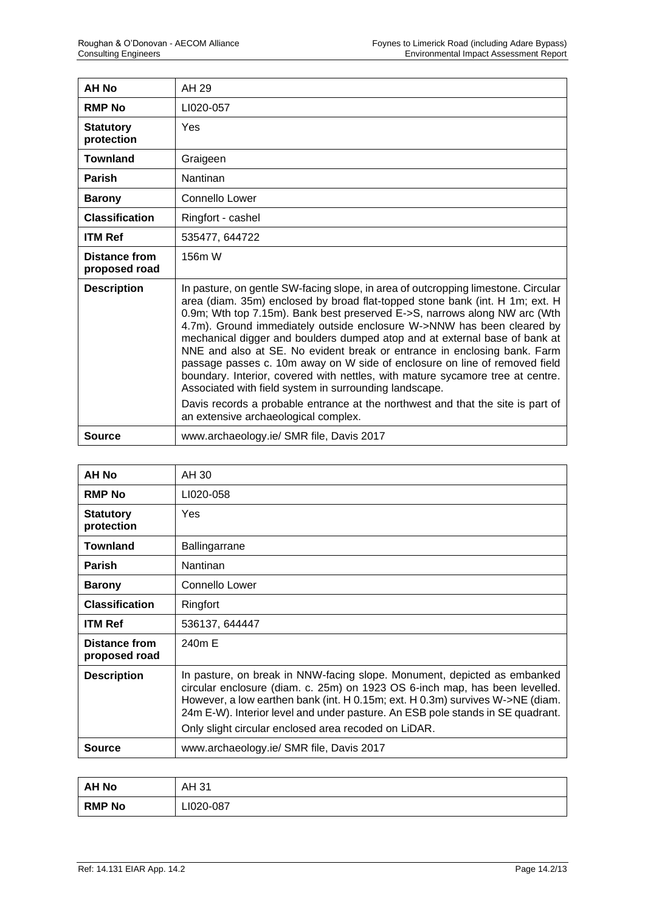| AH No | AH 29 |
|---|---|
| RMP No | LI020-057 |
| Statutory protection | Yes |
| Townland | Graigeen |
| Parish | Nantinan |
| Barony | Connello Lower |
| Classification | Ringfort - cashel |
| ITM Ref | 535477, 644722 |
| Distance from proposed road | 156m W |
| Description | In pasture, on gentle SW-facing slope, in area of outcropping limestone. Circular area (diam. 35m) enclosed by broad flat-topped stone bank (int. H 1m; ext. H 0.9m; Wth top 7.15m). Bank best preserved E->S, narrows along NW arc (Wth 4.7m). Ground immediately outside enclosure W->NNW has been cleared by mechanical digger and boulders dumped atop and at external base of bank at NNE and also at SE. No evident break or entrance in enclosing bank. Farm passage passes c. 10m away on W side of enclosure on line of removed field boundary. Interior, covered with nettles, with mature sycamore tree at centre. Associated with field system in surrounding landscape.<br><br>Davis records a probable entrance at the northwest and that the site is part of an extensive archaeological complex. |
| Source | www.archaeology.ie/ SMR file, Davis 2017 |

| AH No | AH 30 |
|---|---|
| RMP No | LI020-058 |
| Statutory protection | Yes |
| Townland | Ballingarrane |
| Parish | Nantinan |
| Barony | Connello Lower |
| Classification | Ringfort |
| ITM Ref | 536137, 644447 |
| Distance from proposed road | 240m E |
| Description | In pasture, on break in NNW-facing slope. Monument, depicted as embanked circular enclosure (diam. c. 25m) on 1923 OS 6-inch map, has been levelled. However, a low earthen bank (int. H 0.15m; ext. H 0.3m) survives W->NE (diam. 24m E-W). Interior level and under pasture. An ESB pole stands in SE quadrant.<br><br>Only slight circular enclosed area recoded on LiDAR. |
| Source | www.archaeology.ie/ SMR file, Davis 2017 |

| AH No | AH 31 |
|---|---|
| RMP No | LI020-087 |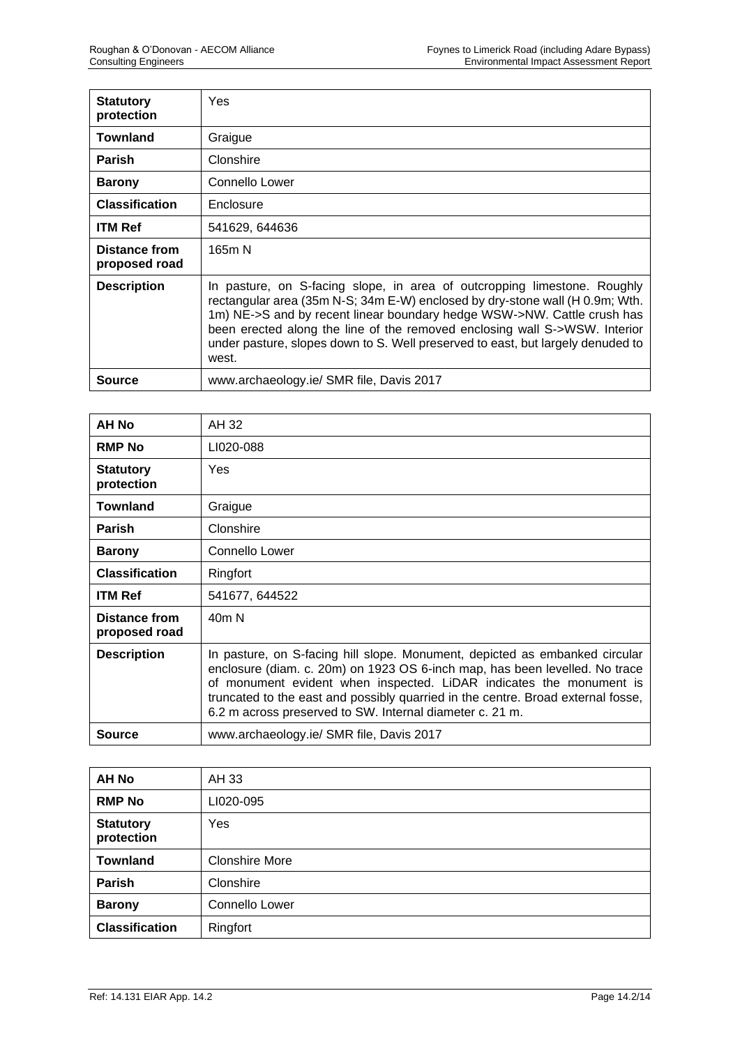| **Statutory protection** | Yes |
| --- | --- |
| **Townland** | Graigue |
| **Parish** | Clonshire |
| **Barony** | Connello Lower |
| **Classification** | Enclosure |
| **ITM Ref** | 541629, 644636 |
| **Distance from proposed road** | 165m N |
| **Description** | In pasture, on S-facing slope, in area of outcropping limestone. Roughly rectangular area (35m N-S; 34m E-W) enclosed by dry-stone wall (H 0.9m; Wth. 1m) NE->S and by recent linear boundary hedge WSW->NW. Cattle crush has been erected along the line of the removed enclosing wall S->WSW. Interior under pasture, slopes down to S. Well preserved to east, but largely denuded to west. |
| **Source** | www.archaeology.ie/ SMR file, Davis 2017 |

| **AH No** | AH 32 |
| --- | --- |
| **RMP No** | LI020-088 |
| **Statutory protection** | Yes |
| **Townland** | Graigue |
| **Parish** | Clonshire |
| **Barony** | Connello Lower |
| **Classification** | Ringfort |
| **ITM Ref** | 541677, 644522 |
| **Distance from proposed road** | 40m N |
| **Description** | In pasture, on S-facing hill slope. Monument, depicted as embanked circular enclosure (diam. c. 20m) on 1923 OS 6-inch map, has been levelled. No trace of monument evident when inspected. LiDAR indicates the monument is truncated to the east and possibly quarried in the centre. Broad external fosse, 6.2 m across preserved to SW. Internal diameter c. 21 m. |
| **Source** | www.archaeology.ie/ SMR file, Davis 2017 |

| **AH No** | AH 33 |
| --- | --- |
| **RMP No** | LI020-095 |
| **Statutory protection** | Yes |
| **Townland** | Clonshire More |
| **Parish** | Clonshire |
| **Barony** | Connello Lower |
| **Classification** | Ringfort |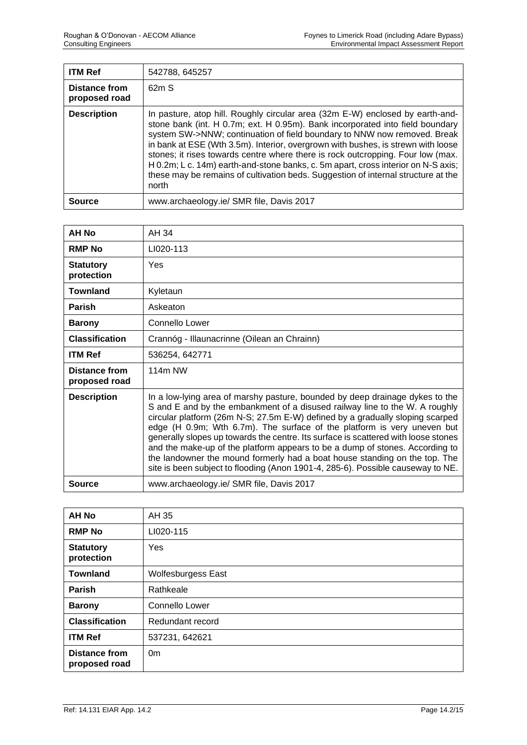| ITM Ref | 542788, 645257 |
|---|---|
| **Distance from proposed road** | 62m S |
| **Description** | In pasture, atop hill. Roughly circular area (32m E-W) enclosed by earth-and-stone bank (int. H 0.7m; ext. H 0.95m). Bank incorporated into field boundary system SW->NNW; continuation of field boundary to NNW now removed. Break in bank at ESE (Wth 3.5m). Interior, overgrown with bushes, is strewn with loose stones; it rises towards centre where there is rock outcropping. Four low (max. H 0.2m; L c. 14m) earth-and-stone banks, c. 5m apart, cross interior on N-S axis; these may be remains of cultivation beds. Suggestion of internal structure at the north |
| **Source** | www.archaeology.ie/ SMR file, Davis 2017 |

| AH No | AH 34 |
|---|---|
| **RMP No** | LI020-113 |
| **Statutory protection** | Yes |
| **Townland** | Kyletaun |
| **Parish** | Askeaton |
| **Barony** | Connello Lower |
| **Classification** | Crannóg - Illaunacrinne (Oilean an Chrainn) |
| **ITM Ref** | 536254, 642771 |
| **Distance from proposed road** | 114m NW |
| **Description** | In a low-lying area of marshy pasture, bounded by deep drainage dykes to the S and E and by the embankment of a disused railway line to the W. A roughly circular platform (26m N-S; 27.5m E-W) defined by a gradually sloping scarped edge (H 0.9m; Wth 6.7m). The surface of the platform is very uneven but generally slopes up towards the centre. Its surface is scattered with loose stones and the make-up of the platform appears to be a dump of stones. According to the landowner the mound formerly had a boat house standing on the top. The site is been subject to flooding (Anon 1901-4, 285-6). Possible causeway to NE. |
| **Source** | www.archaeology.ie/ SMR file, Davis 2017 |

| AH No | AH 35 |
|---|---|
| **RMP No** | LI020-115 |
| **Statutory protection** | Yes |
| **Townland** | Wolfesburgess East |
| **Parish** | Rathkeale |
| **Barony** | Connello Lower |
| **Classification** | Redundant record |
| **ITM Ref** | 537231, 642621 |
| **Distance from proposed road** | 0m |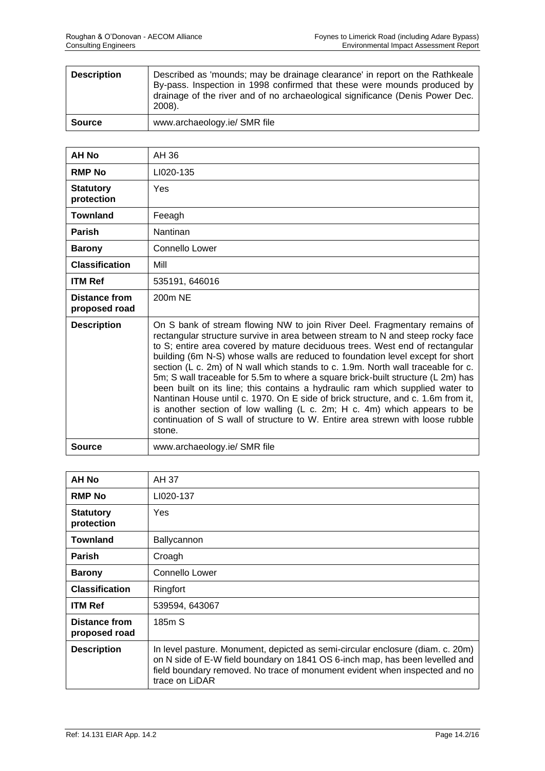| **Description** | Described as 'mounds; may be drainage clearance' in report on the Rathkeale By-pass. Inspection in 1998 confirmed that these were mounds produced by drainage of the river and of no archaeological significance (Denis Power Dec. 2008). |
|---|---|
| **Source** | www.archaeology.ie/ SMR file |

| **AH No** | AH 36 |
|---|---|
| **RMP No** | LI020-135 |
| **Statutory protection** | Yes |
| **Townland** | Feeagh |
| **Parish** | Nantinan |
| **Barony** | Connello Lower |
| **Classification** | Mill |
| **ITM Ref** | 535191, 646016 |
| **Distance from proposed road** | 200m NE |
| **Description** | On S bank of stream flowing NW to join River Deel. Fragmentary remains of rectangular structure survive in area between stream to N and steep rocky face to S; entire area covered by mature deciduous trees. West end of rectangular building (6m N-S) whose walls are reduced to foundation level except for short section (L c. 2m) of N wall which stands to c. 1.9m. North wall traceable for c. 5m; S wall traceable for 5.5m to where a square brick-built structure (L 2m) has been built on its line; this contains a hydraulic ram which supplied water to Nantinan House until c. 1970. On E side of brick structure, and c. 1.6m from it, is another section of low walling (L c. 2m; H c. 4m) which appears to be continuation of S wall of structure to W. Entire area strewn with loose rubble stone. |
| **Source** | www.archaeology.ie/ SMR file |

| **AH No** | AH 37 |
|---|---|
| **RMP No** | LI020-137 |
| **Statutory protection** | Yes |
| **Townland** | Ballycannon |
| **Parish** | Croagh |
| **Barony** | Connello Lower |
| **Classification** | Ringfort |
| **ITM Ref** | 539594, 643067 |
| **Distance from proposed road** | 185m S |
| **Description** | In level pasture. Monument, depicted as semi-circular enclosure (diam. c. 20m) on N side of E-W field boundary on 1841 OS 6-inch map, has been levelled and field boundary removed. No trace of monument evident when inspected and no trace on LiDAR |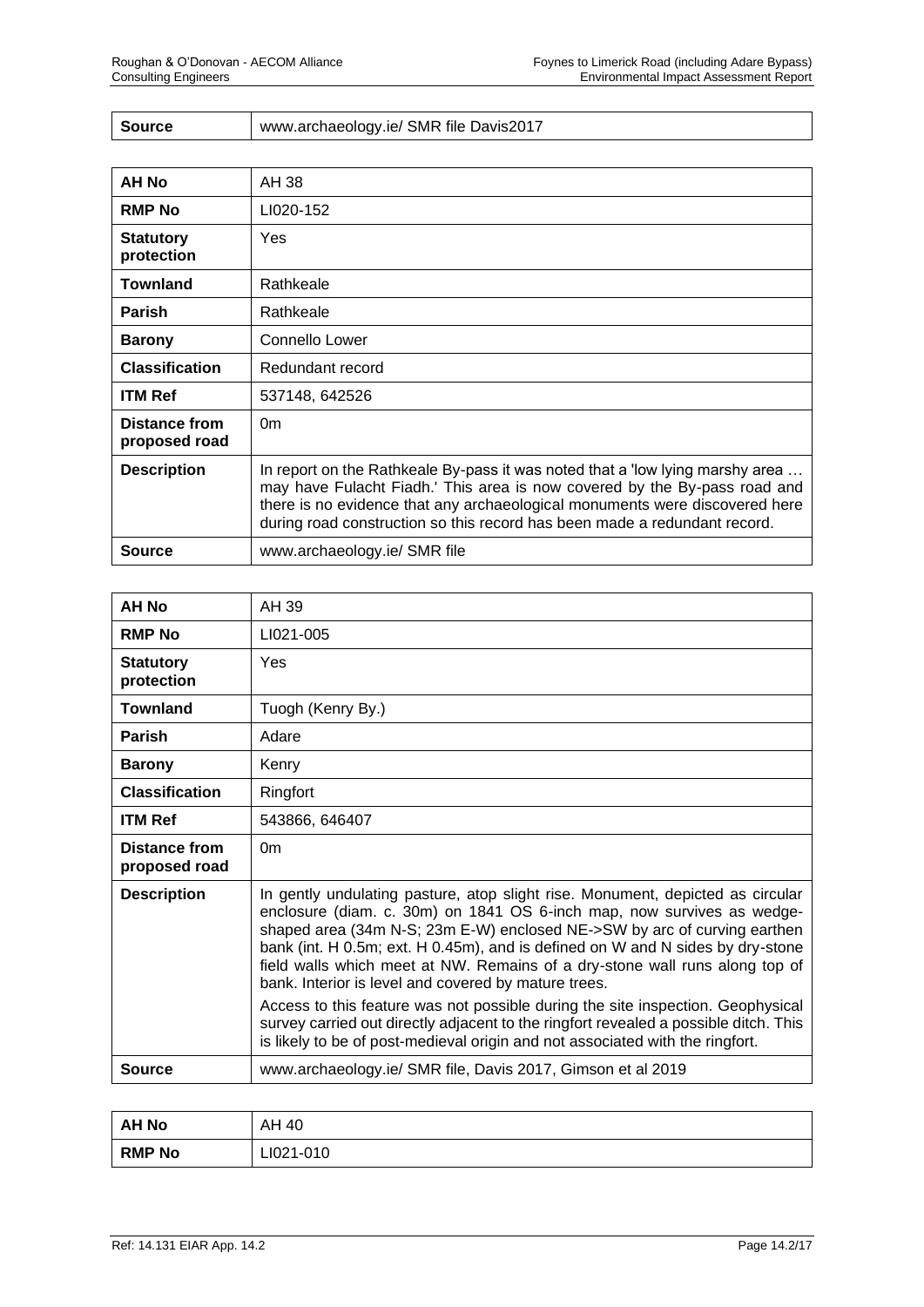| Source | www.archaeology.ie/ SMR file Davis2017 |
|---|---|

| AH No | AH 38 |
|---|---|
| **RMP No** | LI020-152 |
| **Statutory protection** | Yes |
| **Townland** | Rathkeale |
| **Parish** | Rathkeale |
| **Barony** | Connello Lower |
| **Classification** | Redundant record |
| **ITM Ref** | 537148, 642526 |
| **Distance from proposed road** | 0m |
| **Description** | In report on the Rathkeale By-pass it was noted that a 'low lying marshy area … may have Fulacht Fiadh.' This area is now covered by the By-pass road and there is no evidence that any archaeological monuments were discovered here during road construction so this record has been made a redundant record. |
| **Source** | www.archaeology.ie/ SMR file |

| AH No | AH 39 |
|---|---|
| **RMP No** | LI021-005 |
| **Statutory protection** | Yes |
| **Townland** | Tuogh (Kenry By.) |
| **Parish** | Adare |
| **Barony** | Kenry |
| **Classification** | Ringfort |
| **ITM Ref** | 543866, 646407 |
| **Distance from proposed road** | 0m |
| **Description** | In gently undulating pasture, atop slight rise. Monument, depicted as circular enclosure (diam. c. 30m) on 1841 OS 6-inch map, now survives as wedge-shaped area (34m N-S; 23m E-W) enclosed NE->SW by arc of curving earthen bank (int. H 0.5m; ext. H 0.45m), and is defined on W and N sides by dry-stone field walls which meet at NW. Remains of a dry-stone wall runs along top of bank. Interior is level and covered by mature trees.<br><br>Access to this feature was not possible during the site inspection. Geophysical survey carried out directly adjacent to the ringfort revealed a possible ditch. This is likely to be of post-medieval origin and not associated with the ringfort. |
| **Source** | www.archaeology.ie/ SMR file, Davis 2017, Gimson et al 2019 |

| AH No | AH 40 |
|---|---|
| **RMP No** | LI021-010 |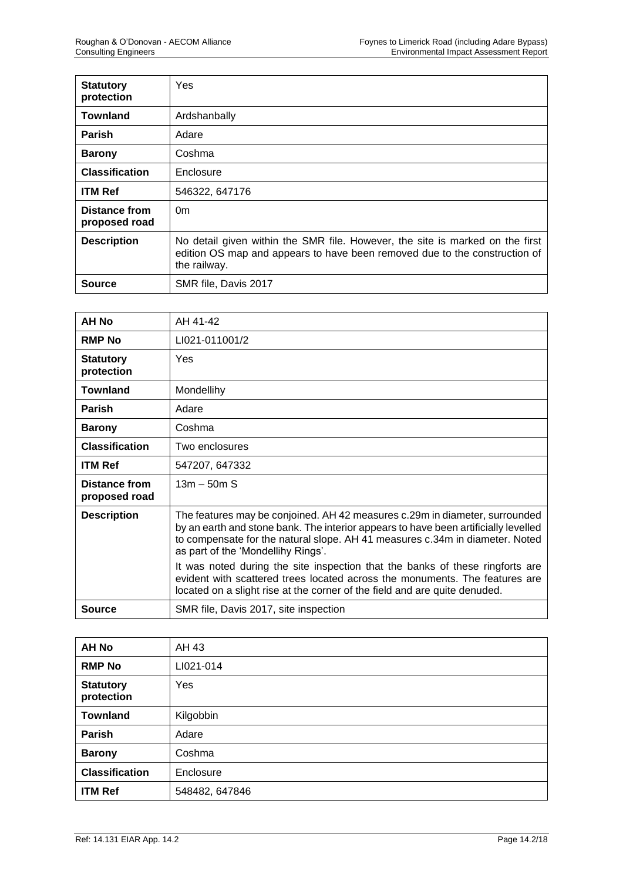| | |
|---|---|
| **Statutory protection** | Yes |
| **Townland** | Ardshanbally |
| **Parish** | Adare |
| **Barony** | Coshma |
| **Classification** | Enclosure |
| **ITM Ref** | 546322, 647176 |
| **Distance from proposed road** | 0m |
| **Description** | No detail given within the SMR file. However, the site is marked on the first edition OS map and appears to have been removed due to the construction of the railway. |
| **Source** | SMR file, Davis 2017 |

| **AH No** | AH 41-42 |
|---|---|
| **RMP No** | LI021-011001/2 |
| **Statutory protection** | Yes |
| **Townland** | Mondellihy |
| **Parish** | Adare |
| **Barony** | Coshma |
| **Classification** | Two enclosures |
| **ITM Ref** | 547207, 647332 |
| **Distance from proposed road** | 13m – 50m S |
| **Description** | The features may be conjoined. AH 42 measures c.29m in diameter, surrounded by an earth and stone bank. The interior appears to have been artificially levelled to compensate for the natural slope. AH 41 measures c.34m in diameter. Noted as part of the 'Mondellihy Rings'. It was noted during the site inspection that the banks of these ringforts are evident with scattered trees located across the monuments. The features are located on a slight rise at the corner of the field and are quite denuded. |
| **Source** | SMR file, Davis 2017, site inspection |

| **AH No** | AH 43 |
|---|---|
| **RMP No** | LI021-014 |
| **Statutory protection** | Yes |
| **Townland** | Kilgobbin |
| **Parish** | Adare |
| **Barony** | Coshma |
| **Classification** | Enclosure |
| **ITM Ref** | 548482, 647846 |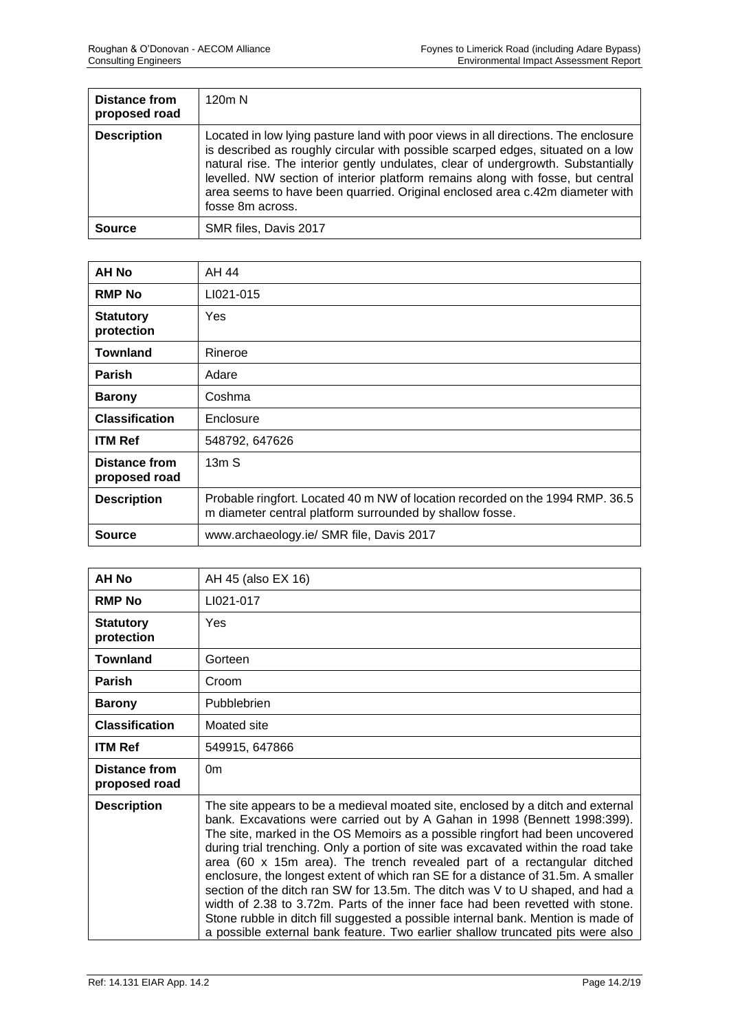| | |
|---|---|
| **Distance from proposed road** | 120m N |
| **Description** | Located in low lying pasture land with poor views in all directions. The enclosure is described as roughly circular with possible scarped edges, situated on a low natural rise. The interior gently undulates, clear of undergrowth. Substantially levelled. NW section of interior platform remains along with fosse, but central area seems to have been quarried. Original enclosed area c.42m diameter with fosse 8m across. |
| **Source** | SMR files, Davis 2017 |

| | |
|---|---|
| **AH No** | AH 44 |
| **RMP No** | LI021-015 |
| **Statutory protection** | Yes |
| **Townland** | Rineroe |
| **Parish** | Adare |
| **Barony** | Coshma |
| **Classification** | Enclosure |
| **ITM Ref** | 548792, 647626 |
| **Distance from proposed road** | 13m S |
| **Description** | Probable ringfort. Located 40 m NW of location recorded on the 1994 RMP. 36.5 m diameter central platform surrounded by shallow fosse. |
| **Source** | www.archaeology.ie/ SMR file, Davis 2017 |

| | |
|---|---|
| **AH No** | AH 45 (also EX 16) |
| **RMP No** | LI021-017 |
| **Statutory protection** | Yes |
| **Townland** | Gorteen |
| **Parish** | Croom |
| **Barony** | Pubblebrien |
| **Classification** | Moated site |
| **ITM Ref** | 549915, 647866 |
| **Distance from proposed road** | 0m |
| **Description** | The site appears to be a medieval moated site, enclosed by a ditch and external bank. Excavations were carried out by A Gahan in 1998 (Bennett 1998:399). The site, marked in the OS Memoirs as a possible ringfort had been uncovered during trial trenching. Only a portion of site was excavated within the road take area (60 x 15m area). The trench revealed part of a rectangular ditched enclosure, the longest extent of which ran SE for a distance of 31.5m. A smaller section of the ditch ran SW for 13.5m. The ditch was V to U shaped, and had a width of 2.38 to 3.72m. Parts of the inner face had been revetted with stone. Stone rubble in ditch fill suggested a possible internal bank. Mention is made of a possible external bank feature. Two earlier shallow truncated pits were also |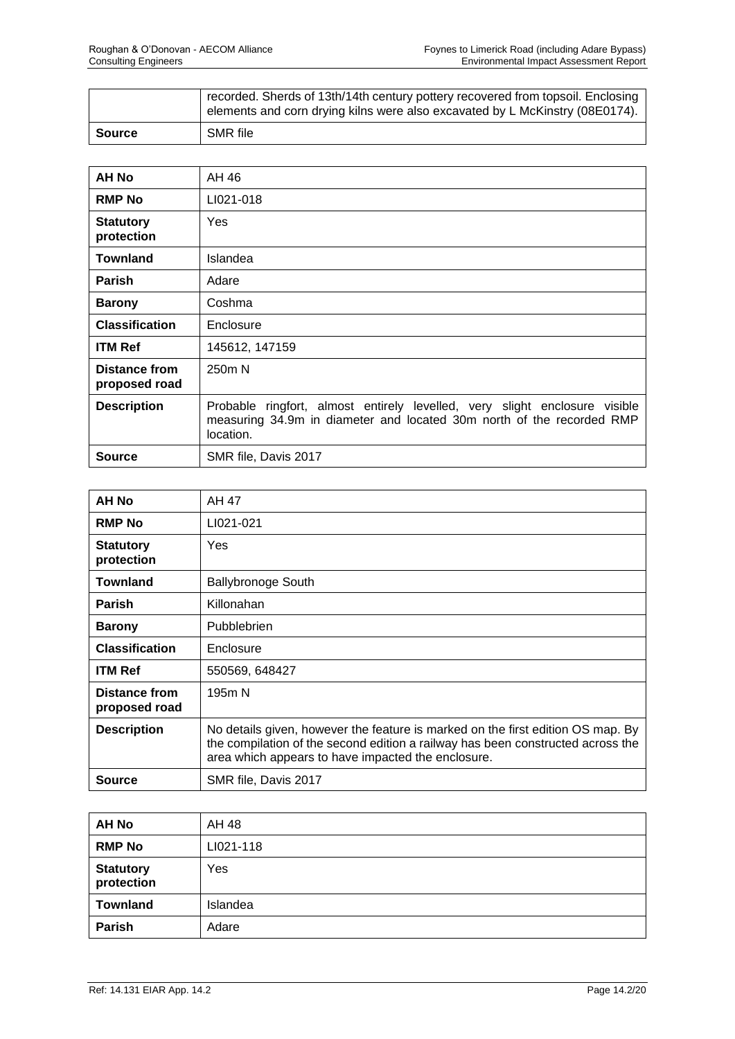|  | recorded. Sherds of 13th/14th century pottery recovered from topsoil. Enclosing elements and corn drying kilns were also excavated by L McKinstry (08E0174). |
|---|---|
| **Source** | SMR file |

| **AH No** | AH 46 |
|---|---|
| **RMP No** | LI021-018 |
| **Statutory protection** | Yes |
| **Townland** | Islandea |
| **Parish** | Adare |
| **Barony** | Coshma |
| **Classification** | Enclosure |
| **ITM Ref** | 145612, 147159 |
| **Distance from proposed road** | 250m N |
| **Description** | Probable ringfort, almost entirely levelled, very slight enclosure visible measuring 34.9m in diameter and located 30m north of the recorded RMP location. |
| **Source** | SMR file, Davis 2017 |

| **AH No** | AH 47 |
|---|---|
| **RMP No** | LI021-021 |
| **Statutory protection** | Yes |
| **Townland** | Ballybronoge South |
| **Parish** | Killonahan |
| **Barony** | Pubblebrien |
| **Classification** | Enclosure |
| **ITM Ref** | 550569, 648427 |
| **Distance from proposed road** | 195m N |
| **Description** | No details given, however the feature is marked on the first edition OS map. By the compilation of the second edition a railway has been constructed across the area which appears to have impacted the enclosure. |
| **Source** | SMR file, Davis 2017 |

| **AH No** | AH 48 |
|---|---|
| **RMP No** | LI021-118 |
| **Statutory protection** | Yes |
| **Townland** | Islandea |
| **Parish** | Adare |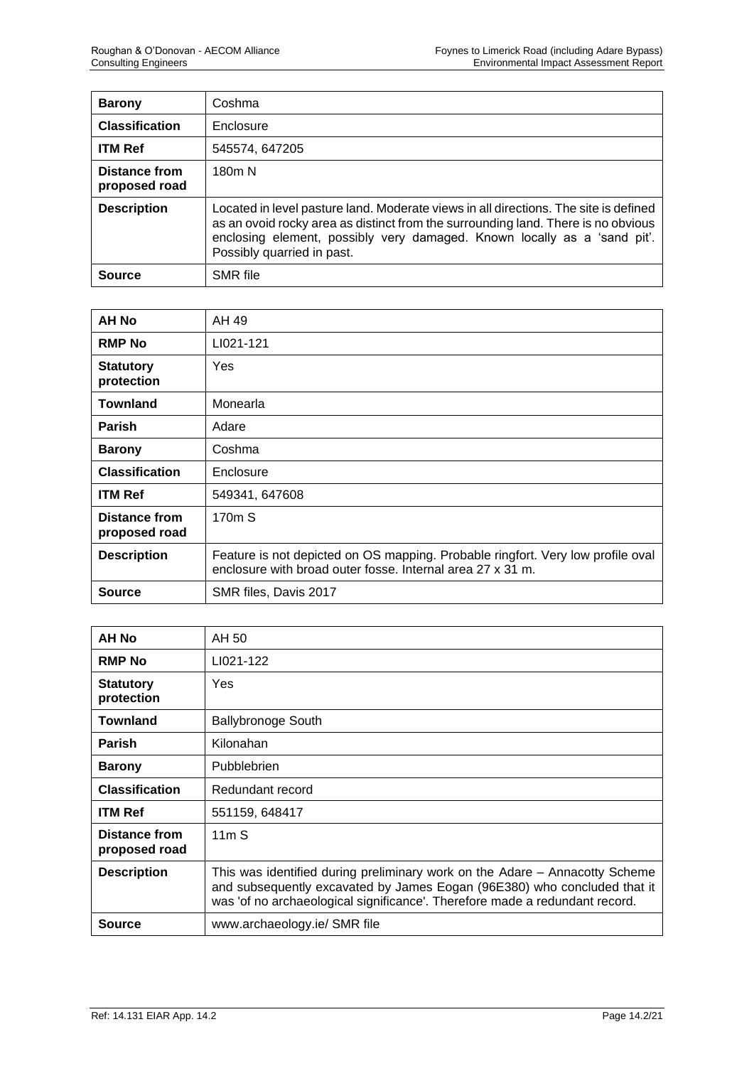| | |
|---|---|
| **Barony** | Coshma |
| **Classification** | Enclosure |
| **ITM Ref** | 545574, 647205 |
| **Distance from proposed road** | 180m N |
| **Description** | Located in level pasture land. Moderate views in all directions. The site is defined as an ovoid rocky area as distinct from the surrounding land. There is no obvious enclosing element, possibly very damaged. Known locally as a 'sand pit'. Possibly quarried in past. |
| **Source** | SMR file |

| **AH No** | AH 49 |
|---|---|
| **RMP No** | LI021-121 |
| **Statutory protection** | Yes |
| **Townland** | Monearla |
| **Parish** | Adare |
| **Barony** | Coshma |
| **Classification** | Enclosure |
| **ITM Ref** | 549341, 647608 |
| **Distance from proposed road** | 170m S |
| **Description** | Feature is not depicted on OS mapping. Probable ringfort. Very low profile oval enclosure with broad outer fosse. Internal area 27 x 31 m. |
| **Source** | SMR files, Davis 2017 |

| **AH No** | AH 50 |
|---|---|
| **RMP No** | LI021-122 |
| **Statutory protection** | Yes |
| **Townland** | Ballybronoge South |
| **Parish** | Kilonahan |
| **Barony** | Pubblebrien |
| **Classification** | Redundant record |
| **ITM Ref** | 551159, 648417 |
| **Distance from proposed road** | 11m S |
| **Description** | This was identified during preliminary work on the Adare – Annacotty Scheme and subsequently excavated by James Eogan (96E380) who concluded that it was 'of no archaeological significance'. Therefore made a redundant record. |
| **Source** | www.archaeology.ie/ SMR file |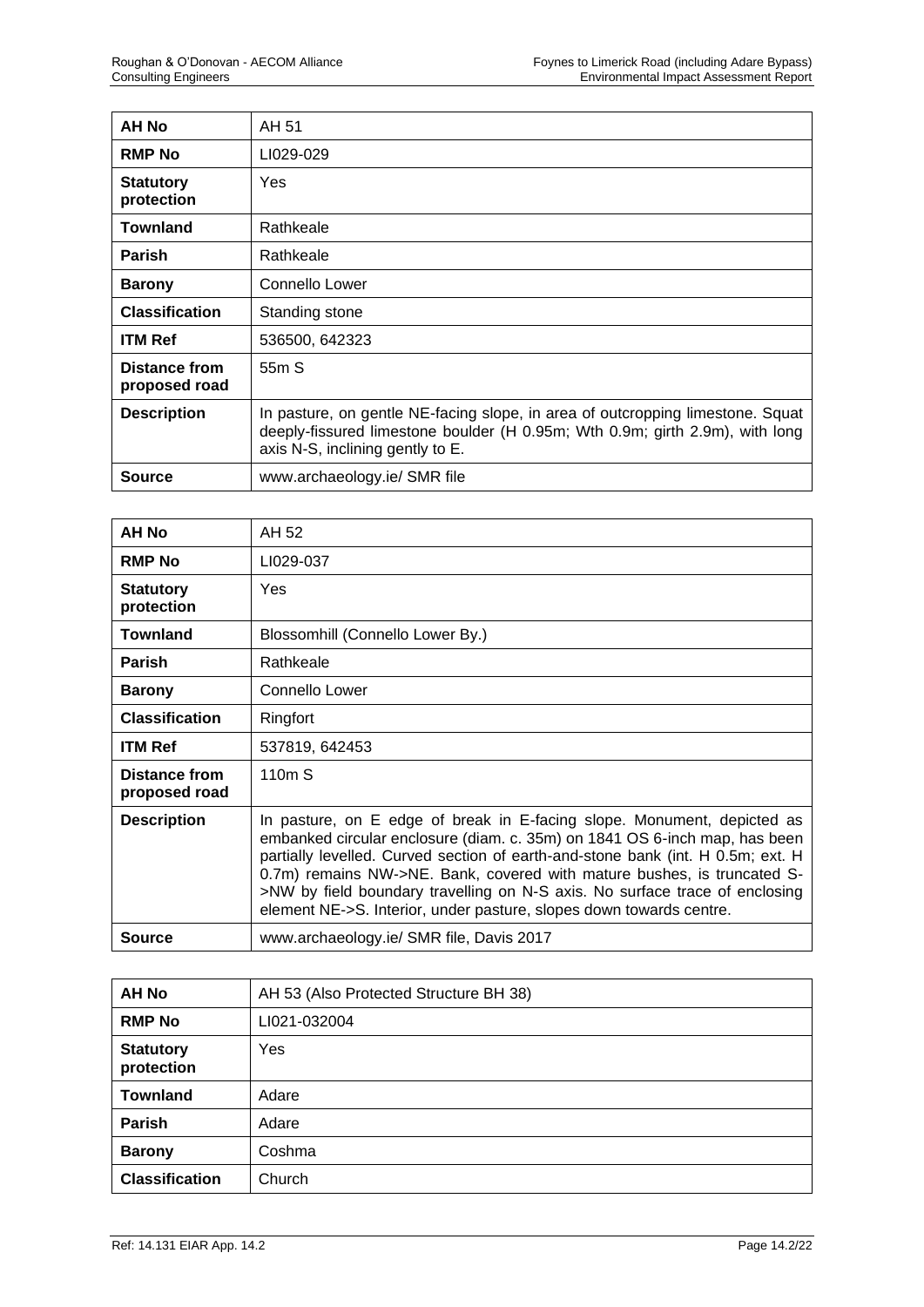| AH No | AH 51 |
|---|---|
| RMP No | LI029-029 |
| Statutory protection | Yes |
| Townland | Rathkeale |
| Parish | Rathkeale |
| Barony | Connello Lower |
| Classification | Standing stone |
| ITM Ref | 536500, 642323 |
| Distance from proposed road | 55m S |
| Description | In pasture, on gentle NE-facing slope, in area of outcropping limestone. Squat deeply-fissured limestone boulder (H 0.95m; Wth 0.9m; girth 2.9m), with long axis N-S, inclining gently to E. |
| Source | www.archaeology.ie/ SMR file |

| AH No | AH 52 |
|---|---|
| RMP No | LI029-037 |
| Statutory protection | Yes |
| Townland | Blossomhill (Connello Lower By.) |
| Parish | Rathkeale |
| Barony | Connello Lower |
| Classification | Ringfort |
| ITM Ref | 537819, 642453 |
| Distance from proposed road | 110m S |
| Description | In pasture, on E edge of break in E-facing slope. Monument, depicted as embanked circular enclosure (diam. c. 35m) on 1841 OS 6-inch map, has been partially levelled. Curved section of earth-and-stone bank (int. H 0.5m; ext. H 0.7m) remains NW->NE. Bank, covered with mature bushes, is truncated S->NW by field boundary travelling on N-S axis. No surface trace of enclosing element NE->S. Interior, under pasture, slopes down towards centre. |
| Source | www.archaeology.ie/ SMR file, Davis 2017 |

| AH No | AH 53 (Also Protected Structure BH 38) |
|---|---|
| RMP No | LI021-032004 |
| Statutory protection | Yes |
| Townland | Adare |
| Parish | Adare |
| Barony | Coshma |
| Classification | Church |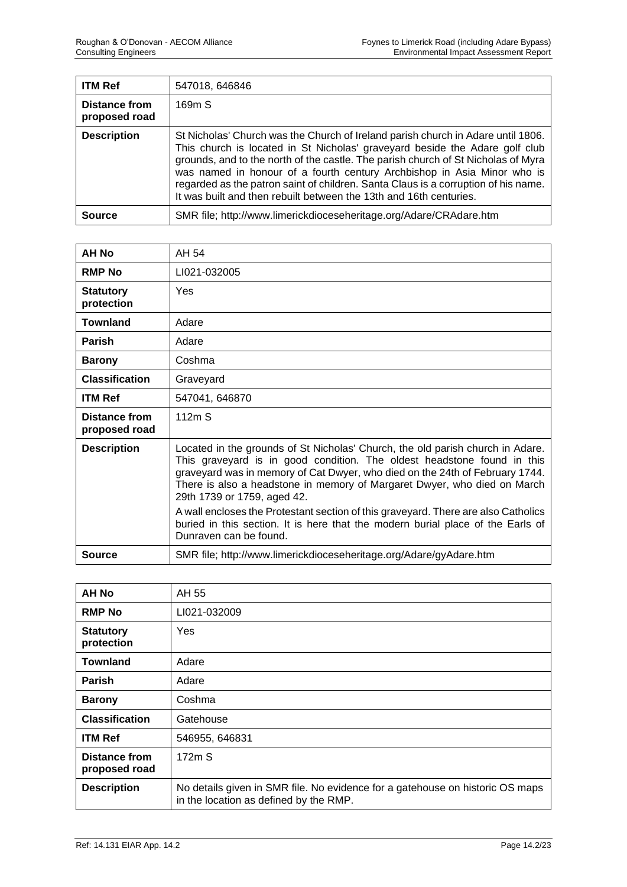| ITM Ref | 547018, 646846 |
|---|---|
| Distance from proposed road | 169m S |
| Description | St Nicholas' Church was the Church of Ireland parish church in Adare until 1806. This church is located in St Nicholas' graveyard beside the Adare golf club grounds, and to the north of the castle. The parish church of St Nicholas of Myra was named in honour of a fourth century Archbishop in Asia Minor who is regarded as the patron saint of children. Santa Claus is a corruption of his name. It was built and then rebuilt between the 13th and 16th centuries. |
| Source | SMR file; http://www.limerickdioceseheritage.org/Adare/CRAdare.htm |

| AH No | AH 54 |
|---|---|
| RMP No | LI021-032005 |
| Statutory protection | Yes |
| Townland | Adare |
| Parish | Adare |
| Barony | Coshma |
| Classification | Graveyard |
| ITM Ref | 547041, 646870 |
| Distance from proposed road | 112m S |
| Description | Located in the grounds of St Nicholas' Church, the old parish church in Adare. This graveyard is in good condition. The oldest headstone found in this graveyard was in memory of Cat Dwyer, who died on the 24th of February 1744. There is also a headstone in memory of Margaret Dwyer, who died on March 29th 1739 or 1759, aged 42.<br><br>A wall encloses the Protestant section of this graveyard. There are also Catholics buried in this section. It is here that the modern burial place of the Earls of Dunraven can be found. |
| Source | SMR file; http://www.limerickdioceseheritage.org/Adare/gyAdare.htm |

| AH No | AH 55 |
|---|---|
| RMP No | LI021-032009 |
| Statutory protection | Yes |
| Townland | Adare |
| Parish | Adare |
| Barony | Coshma |
| Classification | Gatehouse |
| ITM Ref | 546955, 646831 |
| Distance from proposed road | 172m S |
| Description | No details given in SMR file. No evidence for a gatehouse on historic OS maps in the location as defined by the RMP. |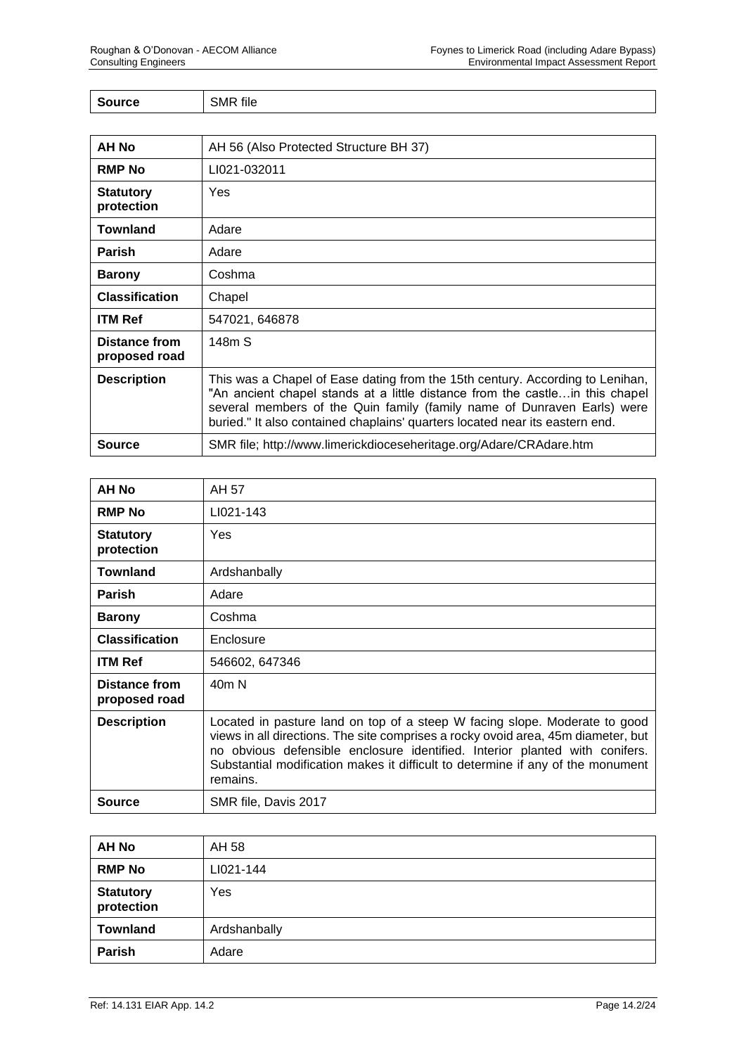| Source | SMR file |
|---|---|

| AH No | AH 56 (Also Protected Structure BH 37) |
|---|---|
| RMP No | LI021-032011 |
| Statutory protection | Yes |
| Townland | Adare |
| Parish | Adare |
| Barony | Coshma |
| Classification | Chapel |
| ITM Ref | 547021, 646878 |
| Distance from proposed road | 148m S |
| Description | This was a Chapel of Ease dating from the 15th century. According to Lenihan, "An ancient chapel stands at a little distance from the castle…in this chapel several members of the Quin family (family name of Dunraven Earls) were buried." It also contained chaplains' quarters located near its eastern end. |
| Source | SMR file; http://www.limerickdioceseheritage.org/Adare/CRAdare.htm |

| AH No | AH 57 |
|---|---|
| RMP No | LI021-143 |
| Statutory protection | Yes |
| Townland | Ardshanbally |
| Parish | Adare |
| Barony | Coshma |
| Classification | Enclosure |
| ITM Ref | 546602, 647346 |
| Distance from proposed road | 40m N |
| Description | Located in pasture land on top of a steep W facing slope. Moderate to good views in all directions. The site comprises a rocky ovoid area, 45m diameter, but no obvious defensible enclosure identified. Interior planted with conifers. Substantial modification makes it difficult to determine if any of the monument remains. |
| Source | SMR file, Davis 2017 |

| AH No | AH 58 |
|---|---|
| RMP No | LI021-144 |
| Statutory protection | Yes |
| Townland | Ardshanbally |
| Parish | Adare |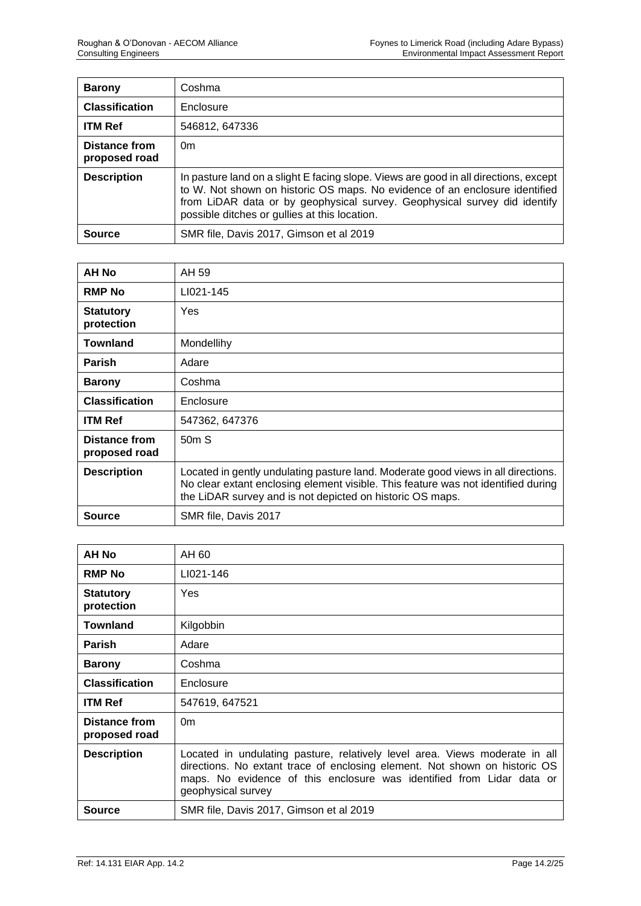| | |
|---|---|
| **Barony** | Coshma |
| **Classification** | Enclosure |
| **ITM Ref** | 546812, 647336 |
| **Distance from proposed road** | 0m |
| **Description** | In pasture land on a slight E facing slope. Views are good in all directions, except to W. Not shown on historic OS maps. No evidence of an enclosure identified from LiDAR data or by geophysical survey. Geophysical survey did identify possible ditches or gullies at this location. |
| **Source** | SMR file, Davis 2017, Gimson et al 2019 |

| | |
|---|---|
| **AH No** | AH 59 |
| **RMP No** | LI021-145 |
| **Statutory protection** | Yes |
| **Townland** | Mondellihy |
| **Parish** | Adare |
| **Barony** | Coshma |
| **Classification** | Enclosure |
| **ITM Ref** | 547362, 647376 |
| **Distance from proposed road** | 50m S |
| **Description** | Located in gently undulating pasture land. Moderate good views in all directions. No clear extant enclosing element visible. This feature was not identified during the LiDAR survey and is not depicted on historic OS maps. |
| **Source** | SMR file, Davis 2017 |

| | |
|---|---|
| **AH No** | AH 60 |
| **RMP No** | LI021-146 |
| **Statutory protection** | Yes |
| **Townland** | Kilgobbin |
| **Parish** | Adare |
| **Barony** | Coshma |
| **Classification** | Enclosure |
| **ITM Ref** | 547619, 647521 |
| **Distance from proposed road** | 0m |
| **Description** | Located in undulating pasture, relatively level area. Views moderate in all directions. No extant trace of enclosing element. Not shown on historic OS maps. No evidence of this enclosure was identified from Lidar data or geophysical survey |
| **Source** | SMR file, Davis 2017, Gimson et al 2019 |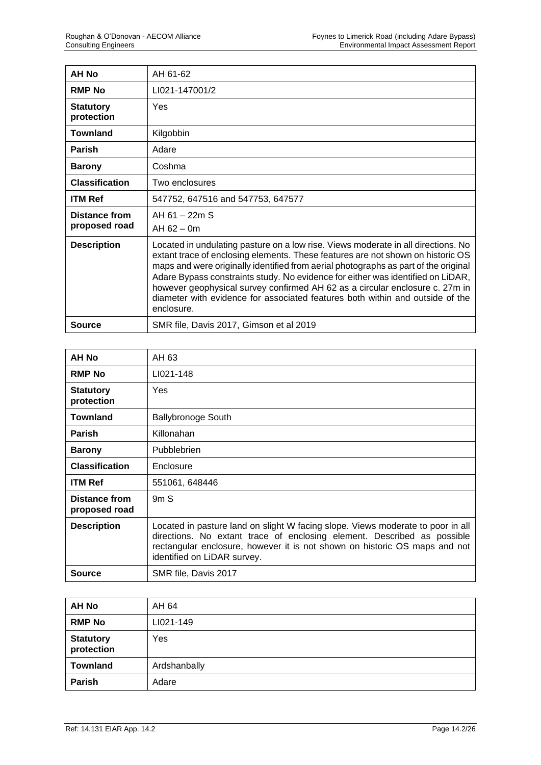| AH No | AH 61-62 |
|---|---|
| RMP No | LI021-147001/2 |
| Statutory protection | Yes |
| Townland | Kilgobbin |
| Parish | Adare |
| Barony | Coshma |
| Classification | Two enclosures |
| ITM Ref | 547752, 647516 and 547753, 647577 |
| Distance from proposed road | AH 61 – 22m S<br>AH 62 – 0m |
| Description | Located in undulating pasture on a low rise. Views moderate in all directions. No extant trace of enclosing elements. These features are not shown on historic OS maps and were originally identified from aerial photographs as part of the original Adare Bypass constraints study. No evidence for either was identified on LiDAR, however geophysical survey confirmed AH 62 as a circular enclosure c. 27m in diameter with evidence for associated features both within and outside of the enclosure. |
| Source | SMR file, Davis 2017, Gimson et al 2019 |

| AH No | AH 63 |
|---|---|
| RMP No | LI021-148 |
| Statutory protection | Yes |
| Townland | Ballybronoge South |
| Parish | Killonahan |
| Barony | Pubblebrien |
| Classification | Enclosure |
| ITM Ref | 551061, 648446 |
| Distance from proposed road | 9m S |
| Description | Located in pasture land on slight W facing slope. Views moderate to poor in all directions. No extant trace of enclosing element. Described as possible rectangular enclosure, however it is not shown on historic OS maps and not identified on LiDAR survey. |
| Source | SMR file, Davis 2017 |

| AH No | AH 64 |
|---|---|
| RMP No | LI021-149 |
| Statutory protection | Yes |
| Townland | Ardshanbally |
| Parish | Adare |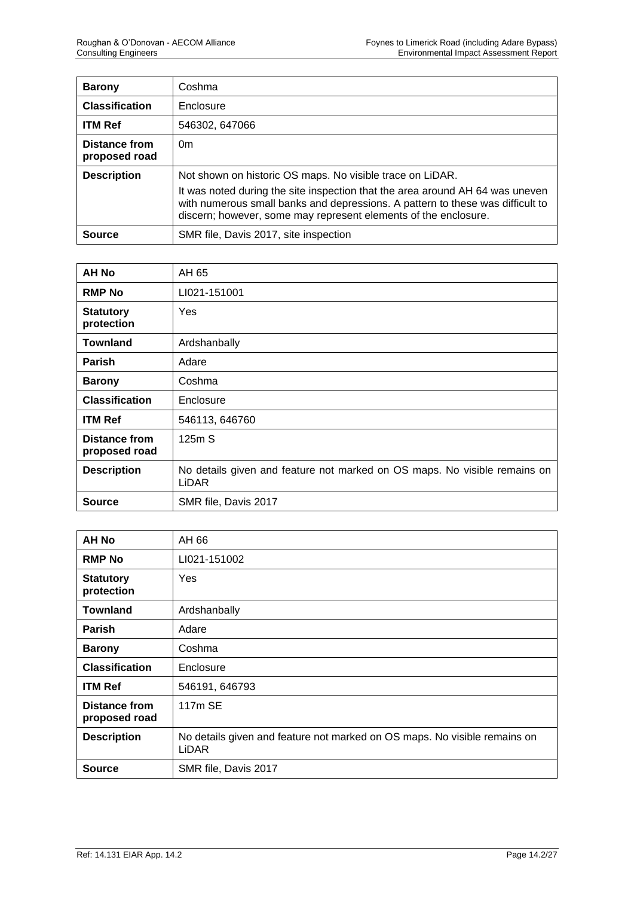| Barony | Coshma |
|---|---|
| **Classification** | Enclosure |
| **ITM Ref** | 546302, 647066 |
| **Distance from proposed road** | 0m |
| **Description** | Not shown on historic OS maps. No visible trace on LiDAR.<br><br>It was noted during the site inspection that the area around AH 64 was uneven with numerous small banks and depressions. A pattern to these was difficult to discern; however, some may represent elements of the enclosure. |
| **Source** | SMR file, Davis 2017, site inspection |

| AH No | AH 65 |
|---|---|
| **RMP No** | LI021-151001 |
| **Statutory protection** | Yes |
| **Townland** | Ardshanbally |
| **Parish** | Adare |
| **Barony** | Coshma |
| **Classification** | Enclosure |
| **ITM Ref** | 546113, 646760 |
| **Distance from proposed road** | 125m S |
| **Description** | No details given and feature not marked on OS maps. No visible remains on LiDAR |
| **Source** | SMR file, Davis 2017 |

| AH No | AH 66 |
|---|---|
| **RMP No** | LI021-151002 |
| **Statutory protection** | Yes |
| **Townland** | Ardshanbally |
| **Parish** | Adare |
| **Barony** | Coshma |
| **Classification** | Enclosure |
| **ITM Ref** | 546191, 646793 |
| **Distance from proposed road** | 117m SE |
| **Description** | No details given and feature not marked on OS maps. No visible remains on LiDAR |
| **Source** | SMR file, Davis 2017 |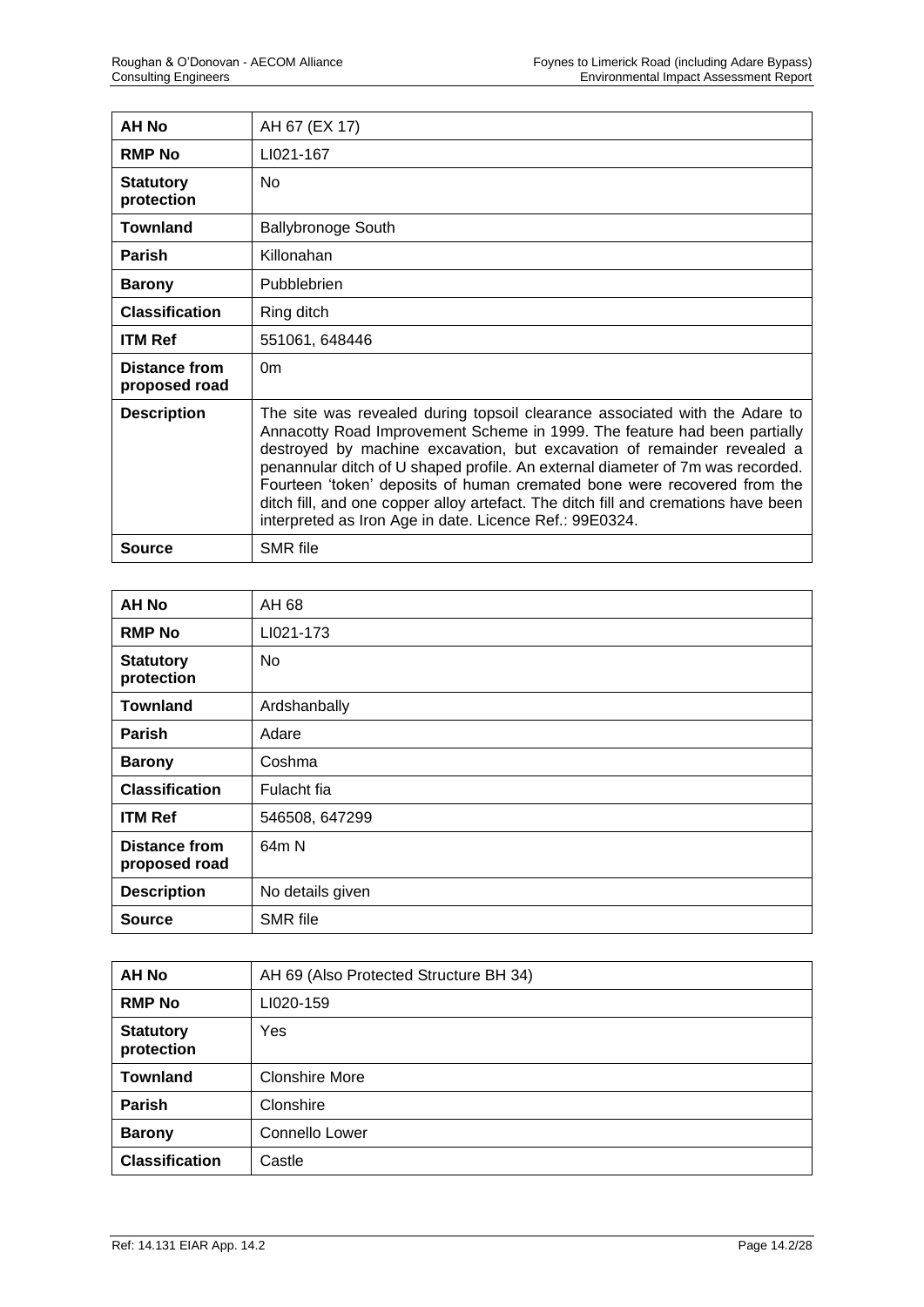| AH No | AH 67 (EX 17) |
|---|---|
| **RMP No** | LI021-167 |
| **Statutory protection** | No |
| **Townland** | Ballybronoge South |
| **Parish** | Killonahan |
| **Barony** | Pubblebrien |
| **Classification** | Ring ditch |
| **ITM Ref** | 551061, 648446 |
| **Distance from proposed road** | 0m |
| **Description** | The site was revealed during topsoil clearance associated with the Adare to Annacotty Road Improvement Scheme in 1999. The feature had been partially destroyed by machine excavation, but excavation of remainder revealed a penannular ditch of U shaped profile. An external diameter of 7m was recorded. Fourteen 'token' deposits of human cremated bone were recovered from the ditch fill, and one copper alloy artefact. The ditch fill and cremations have been interpreted as Iron Age in date. Licence Ref.: 99E0324. |
| **Source** | SMR file |

| AH No | AH 68 |
|---|---|
| **RMP No** | LI021-173 |
| **Statutory protection** | No |
| **Townland** | Ardshanbally |
| **Parish** | Adare |
| **Barony** | Coshma |
| **Classification** | Fulacht fia |
| **ITM Ref** | 546508, 647299 |
| **Distance from proposed road** | 64m N |
| **Description** | No details given |
| **Source** | SMR file |

| AH No | AH 69 (Also Protected Structure BH 34) |
|---|---|
| **RMP No** | LI020-159 |
| **Statutory protection** | Yes |
| **Townland** | Clonshire More |
| **Parish** | Clonshire |
| **Barony** | Connello Lower |
| **Classification** | Castle |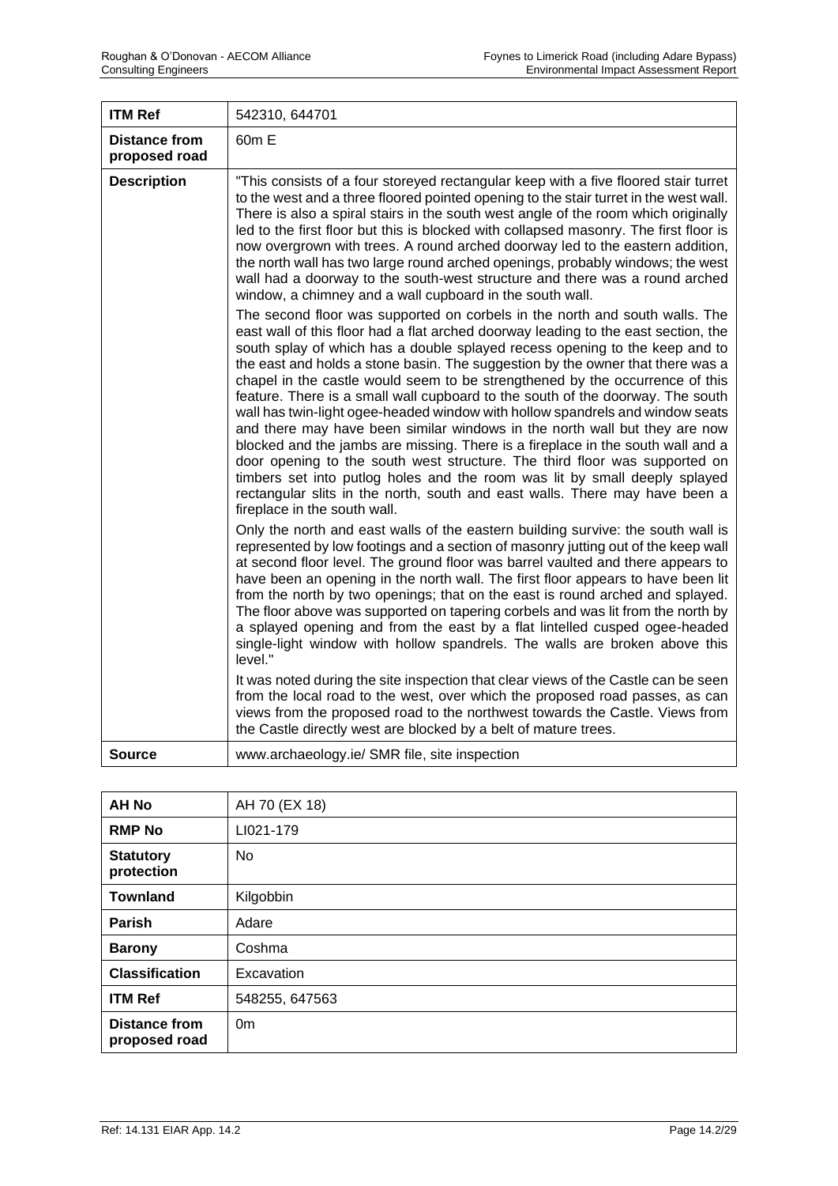| ITM Ref | 542310, 644701 |
|---|---|
| **Distance from proposed road** | 60m E |
| **Description** | "This consists of a four storeyed rectangular keep with a five floored stair turret to the west and a three floored pointed opening to the stair turret in the west wall. There is also a spiral stairs in the south west angle of the room which originally led to the first floor but this is blocked with collapsed masonry. The first floor is now overgrown with trees. A round arched doorway led to the eastern addition, the north wall has two large round arched openings, probably windows; the west wall had a doorway to the south-west structure and there was a round arched window, a chimney and a wall cupboard in the south wall.<br><br>The second floor was supported on corbels in the north and south walls. The east wall of this floor had a flat arched doorway leading to the east section, the south splay of which has a double splayed recess opening to the keep and to the east and holds a stone basin. The suggestion by the owner that there was a chapel in the castle would seem to be strengthened by the occurrence of this feature. There is a small wall cupboard to the south of the doorway. The south wall has twin-light ogee-headed window with hollow spandrels and window seats and there may have been similar windows in the north wall but they are now blocked and the jambs are missing. There is a fireplace in the south wall and a door opening to the south west structure. The third floor was supported on timbers set into putlog holes and the room was lit by small deeply splayed rectangular slits in the north, south and east walls. There may have been a fireplace in the south wall.<br><br>Only the north and east walls of the eastern building survive: the south wall is represented by low footings and a section of masonry jutting out of the keep wall at second floor level. The ground floor was barrel vaulted and there appears to have been an opening in the north wall. The first floor appears to have been lit from the north by two openings; that on the east is round arched and splayed. The floor above was supported on tapering corbels and was lit from the north by a splayed opening and from the east by a flat lintelled cusped ogee-headed single-light window with hollow spandrels. The walls are broken above this level."<br><br>It was noted during the site inspection that clear views of the Castle can be seen from the local road to the west, over which the proposed road passes, as can views from the proposed road to the northwest towards the Castle. Views from the Castle directly west are blocked by a belt of mature trees. |
| **Source** | www.archaeology.ie/ SMR file, site inspection |

| AH No | AH 70 (EX 18) |
|---|---|
| **RMP No** | LI021-179 |
| **Statutory protection** | No |
| **Townland** | Kilgobbin |
| **Parish** | Adare |
| **Barony** | Coshma |
| **Classification** | Excavation |
| **ITM Ref** | 548255, 647563 |
| **Distance from proposed road** | 0m |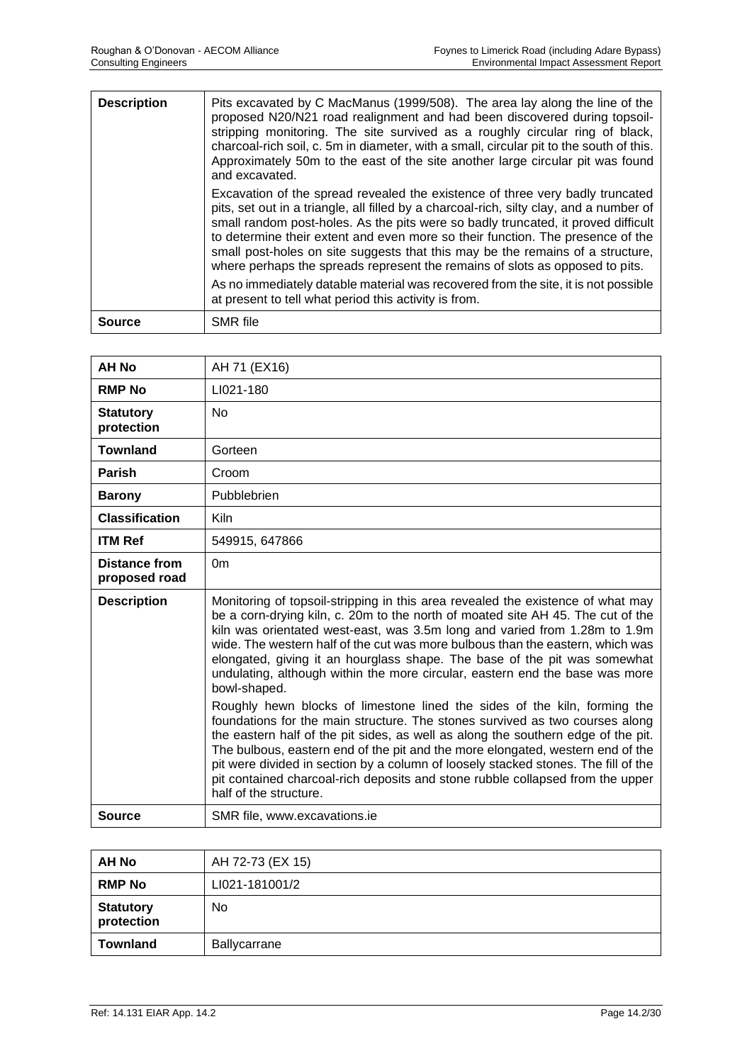| **Description** | Pits excavated by C MacManus (1999/508). The area lay along the line of the proposed N20/N21 road realignment and had been discovered during topsoil-stripping monitoring. The site survived as a roughly circular ring of black, charcoal-rich soil, c. 5m in diameter, with a small, circular pit to the south of this. Approximately 50m to the east of the site another large circular pit was found and excavated.<br><br>Excavation of the spread revealed the existence of three very badly truncated pits, set out in a triangle, all filled by a charcoal-rich, silty clay, and a number of small random post-holes. As the pits were so badly truncated, it proved difficult to determine their extent and even more so their function. The presence of the small post-holes on site suggests that this may be the remains of a structure, where perhaps the spreads represent the remains of slots as opposed to pits.<br><br>As no immediately datable material was recovered from the site, it is not possible at present to tell what period this activity is from. |
|---|---|
| **Source** | SMR file |

| **AH No** | AH 71 (EX16) |
|---|---|
| **RMP No** | LI021-180 |
| **Statutory protection** | No |
| **Townland** | Gorteen |
| **Parish** | Croom |
| **Barony** | Pubblebrien |
| **Classification** | Kiln |
| **ITM Ref** | 549915, 647866 |
| **Distance from proposed road** | 0m |
| **Description** | Monitoring of topsoil-stripping in this area revealed the existence of what may be a corn-drying kiln, c. 20m to the north of moated site AH 45. The cut of the kiln was orientated west-east, was 3.5m long and varied from 1.28m to 1.9m wide. The western half of the cut was more bulbous than the eastern, which was elongated, giving it an hourglass shape. The base of the pit was somewhat undulating, although within the more circular, eastern end the base was more bowl-shaped.<br><br>Roughly hewn blocks of limestone lined the sides of the kiln, forming the foundations for the main structure. The stones survived as two courses along the eastern half of the pit sides, as well as along the southern edge of the pit. The bulbous, eastern end of the pit and the more elongated, western end of the pit were divided in section by a column of loosely stacked stones. The fill of the pit contained charcoal-rich deposits and stone rubble collapsed from the upper half of the structure. |
| **Source** | SMR file, www.excavations.ie |

| **AH No** | AH 72-73 (EX 15) |
|---|---|
| **RMP No** | LI021-181001/2 |
| **Statutory protection** | No |
| **Townland** | Ballycarrane |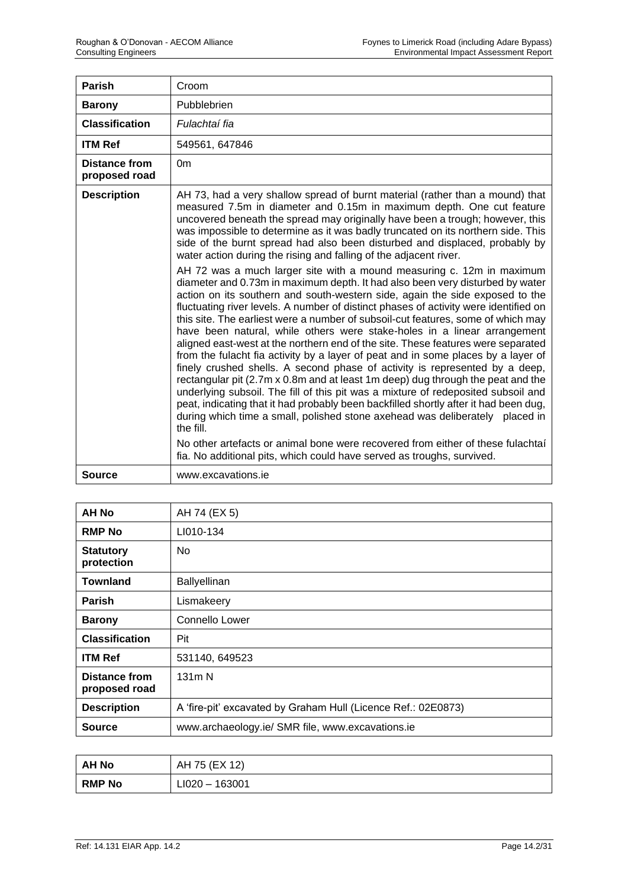| | |
|---|---|
| **Parish** | Croom |
| **Barony** | Pubblebrien |
| **Classification** | *Fulachtaí fia* |
| **ITM Ref** | 549561, 647846 |
| **Distance from proposed road** | 0m |
| **Description** | AH 73, had a very shallow spread of burnt material (rather than a mound) that measured 7.5m in diameter and 0.15m in maximum depth. One cut feature uncovered beneath the spread may originally have been a trough; however, this was impossible to determine as it was badly truncated on its northern side. This side of the burnt spread had also been disturbed and displaced, probably by water action during the rising and falling of the adjacent river.<br><br>AH 72 was a much larger site with a mound measuring c. 12m in maximum diameter and 0.73m in maximum depth. It had also been very disturbed by water action on its southern and south-western side, again the side exposed to the fluctuating river levels. A number of distinct phases of activity were identified on this site. The earliest were a number of subsoil-cut features, some of which may have been natural, while others were stake-holes in a linear arrangement aligned east-west at the northern end of the site. These features were separated from the fulacht fia activity by a layer of peat and in some places by a layer of finely crushed shells. A second phase of activity is represented by a deep, rectangular pit (2.7m x 0.8m and at least 1m deep) dug through the peat and the underlying subsoil. The fill of this pit was a mixture of redeposited subsoil and peat, indicating that it had probably been backfilled shortly after it had been dug, during which time a small, polished stone axehead was deliberately placed in the fill.<br><br>No other artefacts or animal bone were recovered from either of these fulachtaí fia. No additional pits, which could have served as troughs, survived. |
| **Source** | www.excavations.ie |

| | |
|---|---|
| **AH No** | AH 74 (EX 5) |
| **RMP No** | LI010-134 |
| **Statutory protection** | No |
| **Townland** | Ballyellinan |
| **Parish** | Lismakeery |
| **Barony** | Connello Lower |
| **Classification** | Pit |
| **ITM Ref** | 531140, 649523 |
| **Distance from proposed road** | 131m N |
| **Description** | A 'fire-pit' excavated by Graham Hull (Licence Ref.: 02E0873) |
| **Source** | www.archaeology.ie/ SMR file, www.excavations.ie |

| | |
|---|---|
| **AH No** | AH 75 (EX 12) |
| **RMP No** | LI020 – 163001 |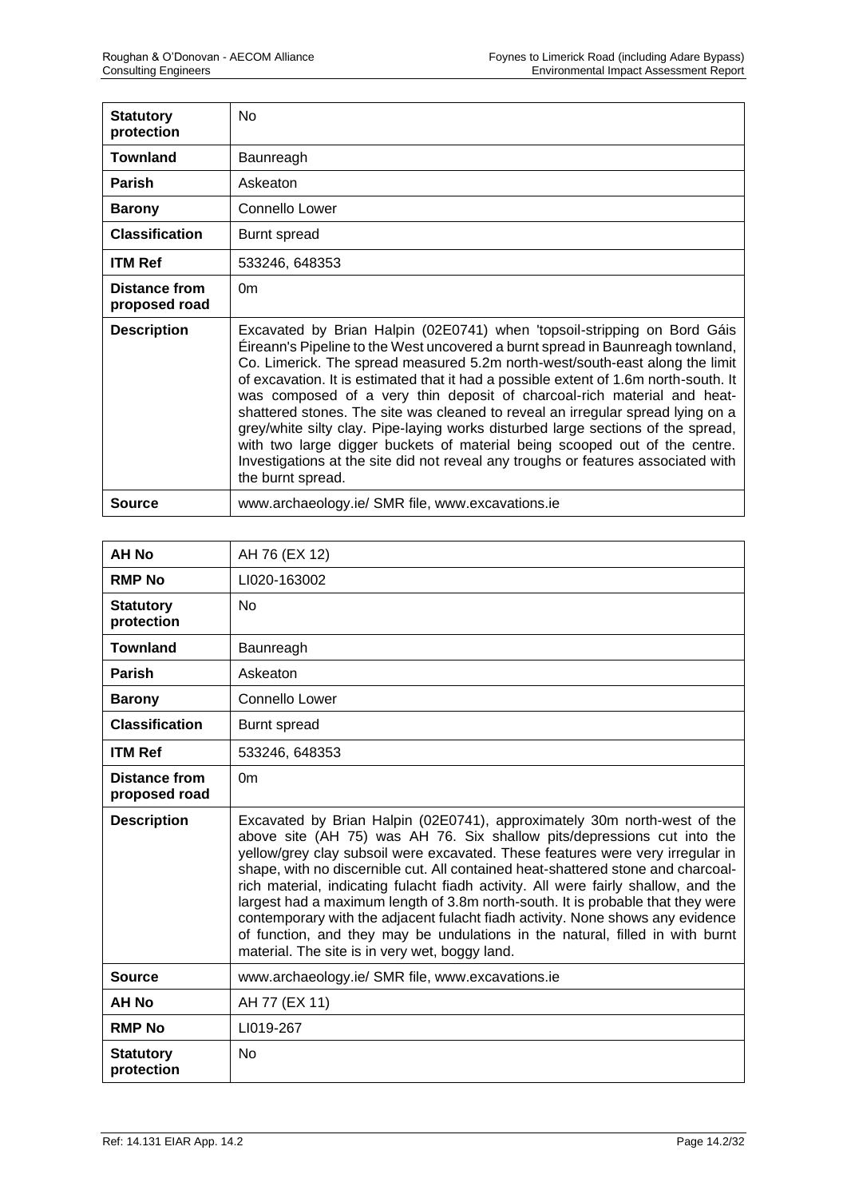| | |
|---|---|
| **Statutory protection** | No |
| **Townland** | Baunreagh |
| **Parish** | Askeaton |
| **Barony** | Connello Lower |
| **Classification** | Burnt spread |
| **ITM Ref** | 533246, 648353 |
| **Distance from proposed road** | 0m |
| **Description** | Excavated by Brian Halpin (02E0741) when 'topsoil-stripping on Bord Gáis Éireann's Pipeline to the West uncovered a burnt spread in Baunreagh townland, Co. Limerick. The spread measured 5.2m north-west/south-east along the limit of excavation. It is estimated that it had a possible extent of 1.6m north-south. It was composed of a very thin deposit of charcoal-rich material and heat-shattered stones. The site was cleaned to reveal an irregular spread lying on a grey/white silty clay. Pipe-laying works disturbed large sections of the spread, with two large digger buckets of material being scooped out of the centre. Investigations at the site did not reveal any troughs or features associated with the burnt spread. |
| **Source** | www.archaeology.ie/ SMR file, www.excavations.ie |

| | |
|---|---|
| **AH No** | AH 76 (EX 12) |
| **RMP No** | LI020-163002 |
| **Statutory protection** | No |
| **Townland** | Baunreagh |
| **Parish** | Askeaton |
| **Barony** | Connello Lower |
| **Classification** | Burnt spread |
| **ITM Ref** | 533246, 648353 |
| **Distance from proposed road** | 0m |
| **Description** | Excavated by Brian Halpin (02E0741), approximately 30m north-west of the above site (AH 75) was AH 76. Six shallow pits/depressions cut into the yellow/grey clay subsoil were excavated. These features were very irregular in shape, with no discernible cut. All contained heat-shattered stone and charcoal-rich material, indicating fulacht fiadh activity. All were fairly shallow, and the largest had a maximum length of 3.8m north-south. It is probable that they were contemporary with the adjacent fulacht fiadh activity. None shows any evidence of function, and they may be undulations in the natural, filled in with burnt material. The site is in very wet, boggy land. |
| **Source** | www.archaeology.ie/ SMR file, www.excavations.ie |
| **AH No** | AH 77 (EX 11) |
| **RMP No** | LI019-267 |
| **Statutory protection** | No |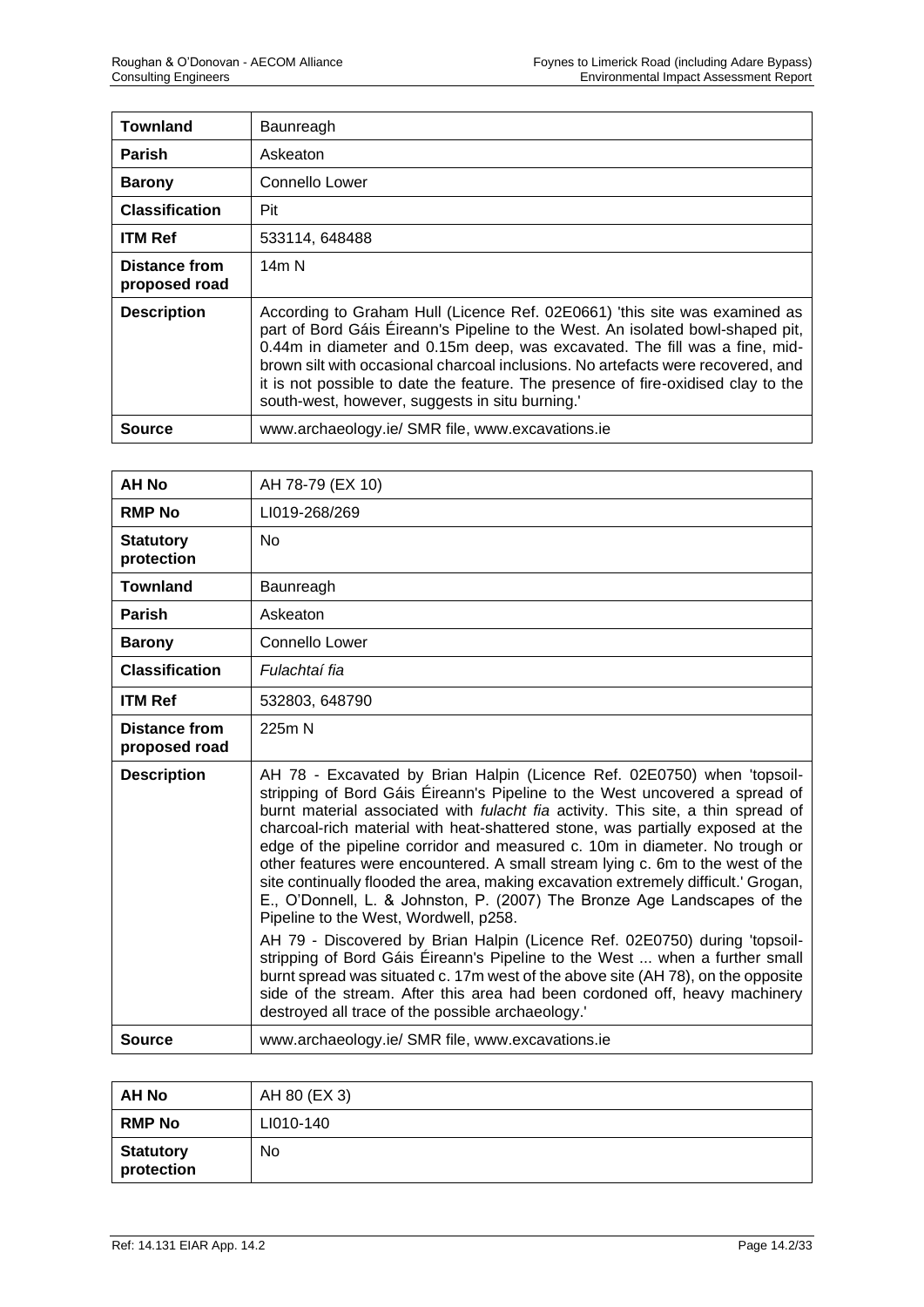| **Townland** | Baunreagh |
|---|---|
| **Parish** | Askeaton |
| **Barony** | Connello Lower |
| **Classification** | Pit |
| **ITM Ref** | 533114, 648488 |
| **Distance from proposed road** | 14m N |
| **Description** | According to Graham Hull (Licence Ref. 02E0661) 'this site was examined as part of Bord Gáis Éireann's Pipeline to the West. An isolated bowl-shaped pit, 0.44m in diameter and 0.15m deep, was excavated. The fill was a fine, mid-brown silt with occasional charcoal inclusions. No artefacts were recovered, and it is not possible to date the feature. The presence of fire-oxidised clay to the south-west, however, suggests in situ burning.' |
| **Source** | www.archaeology.ie/ SMR file, www.excavations.ie |

| **AH No** | AH 78-79 (EX 10) |
|---|---|
| **RMP No** | LI019-268/269 |
| **Statutory protection** | No |
| **Townland** | Baunreagh |
| **Parish** | Askeaton |
| **Barony** | Connello Lower |
| **Classification** | *Fulachtaí fia* |
| **ITM Ref** | 532803, 648790 |
| **Distance from proposed road** | 225m N |
| **Description** | AH 78 - Excavated by Brian Halpin (Licence Ref. 02E0750) when 'topsoil-stripping of Bord Gáis Éireann's Pipeline to the West uncovered a spread of burnt material associated with *fulacht fia* activity. This site, a thin spread of charcoal-rich material with heat-shattered stone, was partially exposed at the edge of the pipeline corridor and measured c. 10m in diameter. No trough or other features were encountered. A small stream lying c. 6m to the west of the site continually flooded the area, making excavation extremely difficult.' Grogan, E., O'Donnell, L. & Johnston, P. (2007) The Bronze Age Landscapes of the Pipeline to the West, Wordwell, p258.<br><br>AH 79 - Discovered by Brian Halpin (Licence Ref. 02E0750) during 'topsoil-stripping of Bord Gáis Éireann's Pipeline to the West ... when a further small burnt spread was situated c. 17m west of the above site (AH 78), on the opposite side of the stream. After this area had been cordoned off, heavy machinery destroyed all trace of the possible archaeology.' |
| **Source** | www.archaeology.ie/ SMR file, www.excavations.ie |

| **AH No** | AH 80 (EX 3) |
|---|---|
| **RMP No** | LI010-140 |
| **Statutory protection** | No |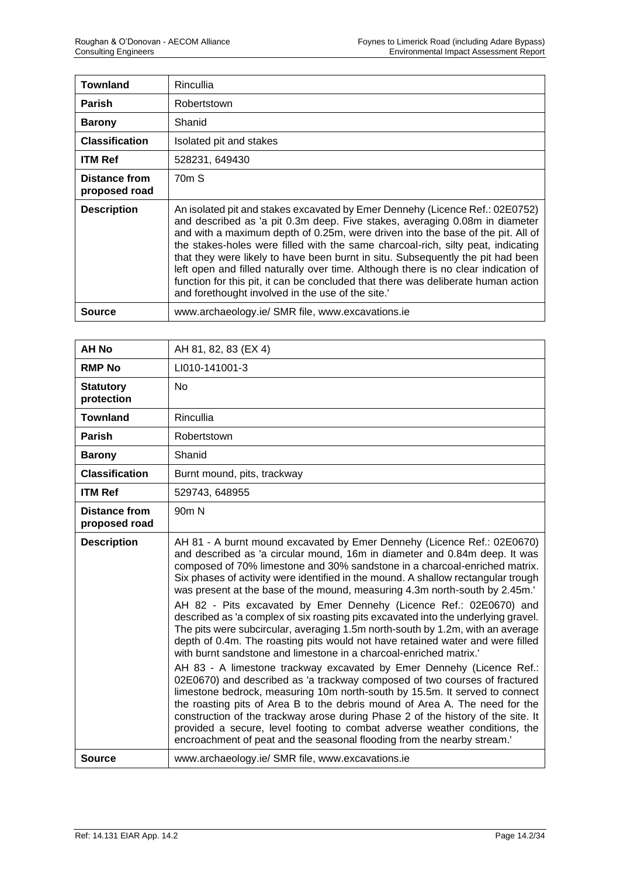| **Townland** | Rincullia |
|---|---|
| **Parish** | Robertstown |
| **Barony** | Shanid |
| **Classification** | Isolated pit and stakes |
| **ITM Ref** | 528231, 649430 |
| **Distance from proposed road** | 70m S |
| **Description** | An isolated pit and stakes excavated by Emer Dennehy (Licence Ref.: 02E0752) and described as 'a pit 0.3m deep. Five stakes, averaging 0.08m in diameter and with a maximum depth of 0.25m, were driven into the base of the pit. All of the stakes-holes were filled with the same charcoal-rich, silty peat, indicating that they were likely to have been burnt in situ. Subsequently the pit had been left open and filled naturally over time. Although there is no clear indication of function for this pit, it can be concluded that there was deliberate human action and forethought involved in the use of the site.' |
| **Source** | www.archaeology.ie/ SMR file, www.excavations.ie |

| **AH No** | AH 81, 82, 83 (EX 4) |
|---|---|
| **RMP No** | LI010-141001-3 |
| **Statutory protection** | No |
| **Townland** | Rincullia |
| **Parish** | Robertstown |
| **Barony** | Shanid |
| **Classification** | Burnt mound, pits, trackway |
| **ITM Ref** | 529743, 648955 |
| **Distance from proposed road** | 90m N |
| **Description** | AH 81 - A burnt mound excavated by Emer Dennehy (Licence Ref.: 02E0670) and described as 'a circular mound, 16m in diameter and 0.84m deep. It was composed of 70% limestone and 30% sandstone in a charcoal-enriched matrix. Six phases of activity were identified in the mound. A shallow rectangular trough was present at the base of the mound, measuring 4.3m north-south by 2.45m.'<br><br>AH 82 - Pits excavated by Emer Dennehy (Licence Ref.: 02E0670) and described as 'a complex of six roasting pits excavated into the underlying gravel. The pits were subcircular, averaging 1.5m north-south by 1.2m, with an average depth of 0.4m. The roasting pits would not have retained water and were filled with burnt sandstone and limestone in a charcoal-enriched matrix.'<br><br>AH 83 - A limestone trackway excavated by Emer Dennehy (Licence Ref.: 02E0670) and described as 'a trackway composed of two courses of fractured limestone bedrock, measuring 10m north-south by 15.5m. It served to connect the roasting pits of Area B to the debris mound of Area A. The need for the construction of the trackway arose during Phase 2 of the history of the site. It provided a secure, level footing to combat adverse weather conditions, the encroachment of peat and the seasonal flooding from the nearby stream.' |
| **Source** | www.archaeology.ie/ SMR file, www.excavations.ie |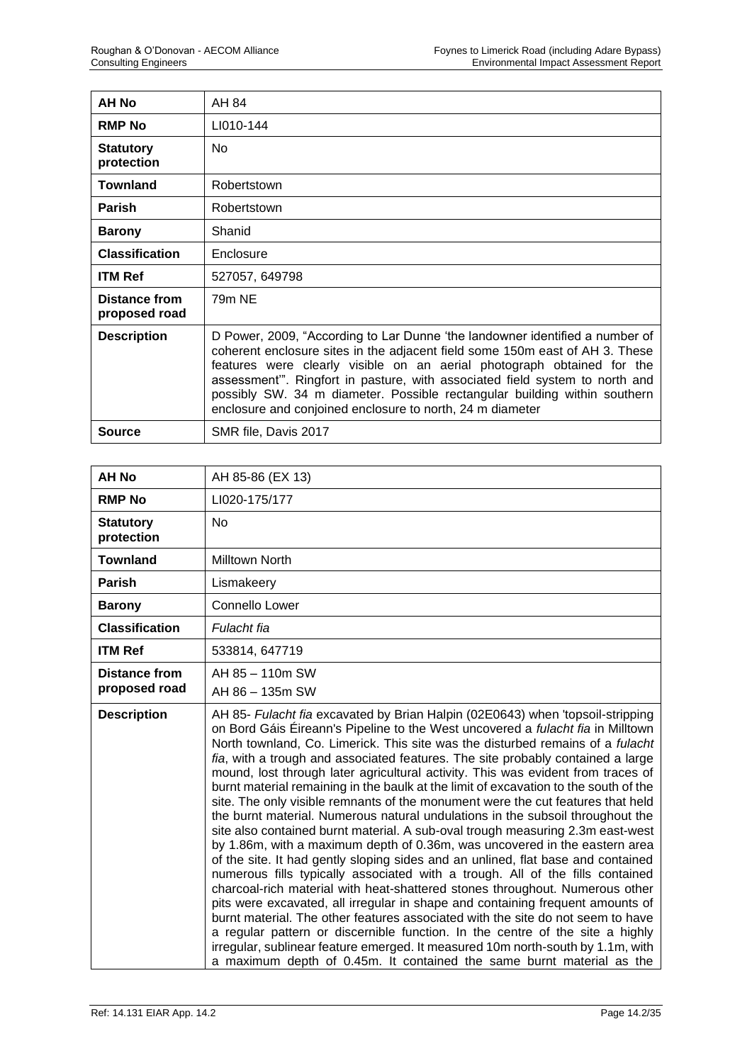| AH No | AH 84 |
|---|---|
| **RMP No** | LI010-144 |
| **Statutory protection** | No |
| **Townland** | Robertstown |
| **Parish** | Robertstown |
| **Barony** | Shanid |
| **Classification** | Enclosure |
| **ITM Ref** | 527057, 649798 |
| **Distance from proposed road** | 79m NE |
| **Description** | D Power, 2009, "According to Lar Dunne 'the landowner identified a number of coherent enclosure sites in the adjacent field some 150m east of AH 3. These features were clearly visible on an aerial photograph obtained for the assessment'". Ringfort in pasture, with associated field system to north and possibly SW. 34 m diameter. Possible rectangular building within southern enclosure and conjoined enclosure to north, 24 m diameter |
| **Source** | SMR file, Davis 2017 |

| AH No | AH 85-86 (EX 13) |
|---|---|
| **RMP No** | LI020-175/177 |
| **Statutory protection** | No |
| **Townland** | Milltown North |
| **Parish** | Lismakeery |
| **Barony** | Connello Lower |
| **Classification** | *Fulacht fia* |
| **ITM Ref** | 533814, 647719 |
| **Distance from proposed road** | AH 85 – 110m SW<br>AH 86 – 135m SW |
| **Description** | AH 85- *Fulacht fia* excavated by Brian Halpin (02E0643) when 'topsoil-stripping on Bord Gáis Éireann's Pipeline to the West uncovered a *fulacht fia* in Milltown North townland, Co. Limerick. This site was the disturbed remains of a *fulacht fia*, with a trough and associated features. The site probably contained a large mound, lost through later agricultural activity. This was evident from traces of burnt material remaining in the baulk at the limit of excavation to the south of the site. The only visible remnants of the monument were the cut features that held the burnt material. Numerous natural undulations in the subsoil throughout the site also contained burnt material. A sub-oval trough measuring 2.3m east-west by 1.86m, with a maximum depth of 0.36m, was uncovered in the eastern area of the site. It had gently sloping sides and an unlined, flat base and contained numerous fills typically associated with a trough. All of the fills contained charcoal-rich material with heat-shattered stones throughout. Numerous other pits were excavated, all irregular in shape and containing frequent amounts of burnt material. The other features associated with the site do not seem to have a regular pattern or discernible function. In the centre of the site a highly irregular, sublinear feature emerged. It measured 10m north-south by 1.1m, with a maximum depth of 0.45m. It contained the same burnt material as the |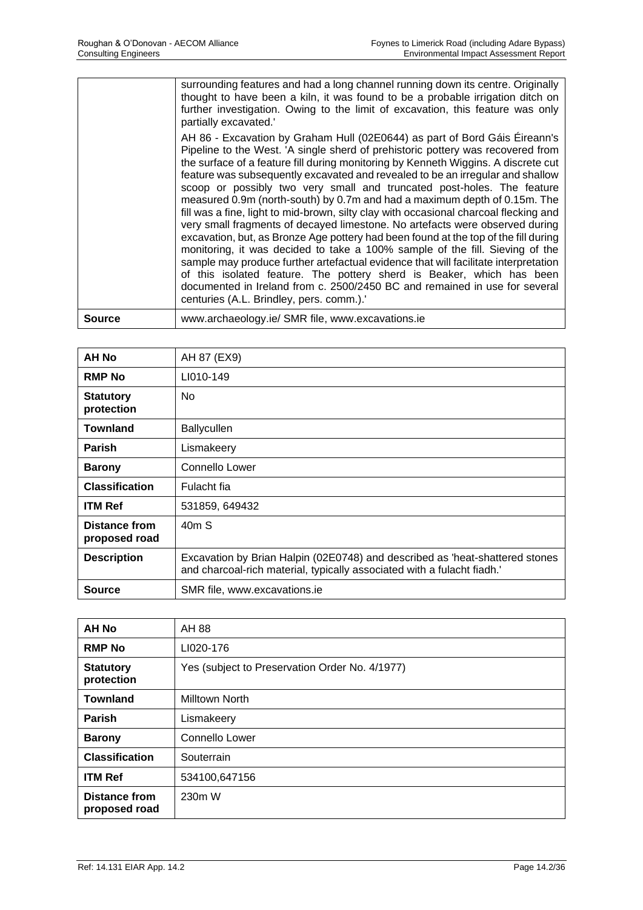|  |  |
|---|---|
|  | surrounding features and had a long channel running down its centre. Originally thought to have been a kiln, it was found to be a probable irrigation ditch on further investigation. Owing to the limit of excavation, this feature was only partially excavated.'<br><br>AH 86 - Excavation by Graham Hull (02E0644) as part of Bord Gáis Éireann's Pipeline to the West. 'A single sherd of prehistoric pottery was recovered from the surface of a feature fill during monitoring by Kenneth Wiggins. A discrete cut feature was subsequently excavated and revealed to be an irregular and shallow scoop or possibly two very small and truncated post-holes. The feature measured 0.9m (north-south) by 0.7m and had a maximum depth of 0.15m. The fill was a fine, light to mid-brown, silty clay with occasional charcoal flecking and very small fragments of decayed limestone. No artefacts were observed during excavation, but, as Bronze Age pottery had been found at the top of the fill during monitoring, it was decided to take a 100% sample of the fill. Sieving of the sample may produce further artefactual evidence that will facilitate interpretation of this isolated feature. The pottery sherd is Beaker, which has been documented in Ireland from c. 2500/2450 BC and remained in use for several centuries (A.L. Brindley, pers. comm.).' |
| **Source** | www.archaeology.ie/ SMR file, www.excavations.ie |

| **AH No** | AH 87 (EX9) |
|---|---|
| **RMP No** | LI010-149 |
| **Statutory protection** | No |
| **Townland** | Ballycullen |
| **Parish** | Lismakeery |
| **Barony** | Connello Lower |
| **Classification** | Fulacht fia |
| **ITM Ref** | 531859, 649432 |
| **Distance from proposed road** | 40m S |
| **Description** | Excavation by Brian Halpin (02E0748) and described as 'heat-shattered stones and charcoal-rich material, typically associated with a fulacht fiadh.' |
| **Source** | SMR file, www.excavations.ie |

| **AH No** | AH 88 |
|---|---|
| **RMP No** | LI020-176 |
| **Statutory protection** | Yes (subject to Preservation Order No. 4/1977) |
| **Townland** | Milltown North |
| **Parish** | Lismakeery |
| **Barony** | Connello Lower |
| **Classification** | Souterrain |
| **ITM Ref** | 534100,647156 |
| **Distance from proposed road** | 230m W |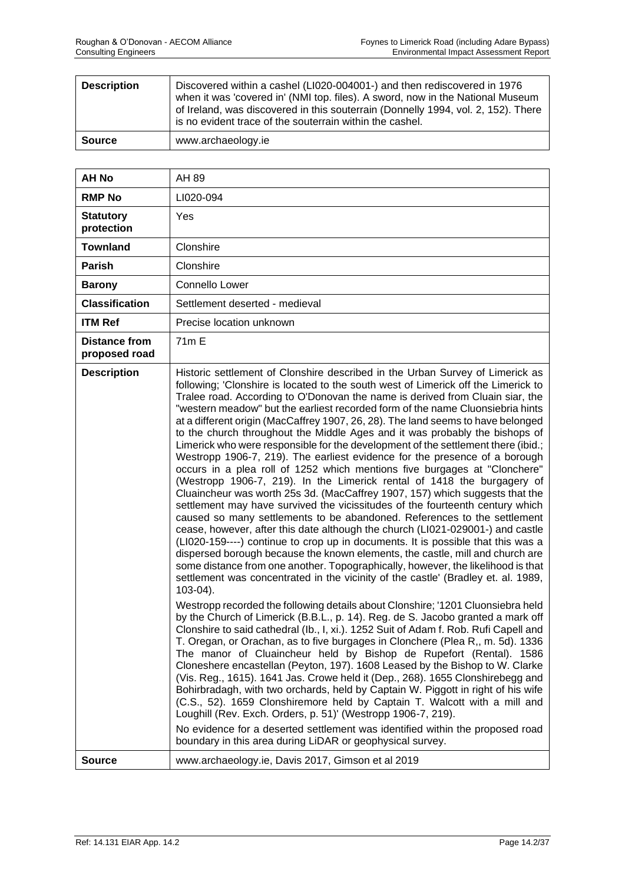| | |
|---|---|
| **Description** | Discovered within a cashel (LI020-004001-) and then rediscovered in 1976 when it was 'covered in' (NMI top. files). A sword, now in the National Museum of Ireland, was discovered in this souterrain (Donnelly 1994, vol. 2, 152). There is no evident trace of the souterrain within the cashel. |
| **Source** | www.archaeology.ie |

| | |
|---|---|
| **AH No** | AH 89 |
| **RMP No** | LI020-094 |
| **Statutory protection** | Yes |
| **Townland** | Clonshire |
| **Parish** | Clonshire |
| **Barony** | Connello Lower |
| **Classification** | Settlement deserted - medieval |
| **ITM Ref** | Precise location unknown |
| **Distance from proposed road** | 71m E |
| **Description** | Historic settlement of Clonshire described in the Urban Survey of Limerick as following; 'Clonshire is located to the south west of Limerick off the Limerick to Tralee road. According to O'Donovan the name is derived from Cluain siar, the "western meadow" but the earliest recorded form of the name Cluonsiebria hints at a different origin (MacCaffrey 1907, 26, 28). The land seems to have belonged to the church throughout the Middle Ages and it was probably the bishops of Limerick who were responsible for the development of the settlement there (ibid.; Westropp 1906-7, 219). The earliest evidence for the presence of a borough occurs in a plea roll of 1252 which mentions five burgages at "Clonchere" (Westropp 1906-7, 219). In the Limerick rental of 1418 the burgagery of Cluaincheur was worth 25s 3d. (MacCaffrey 1907, 157) which suggests that the settlement may have survived the vicissitudes of the fourteenth century which caused so many settlements to be abandoned. References to the settlement cease, however, after this date although the church (LI021-029001-) and castle (LI020-159----) continue to crop up in documents. It is possible that this was a dispersed borough because the known elements, the castle, mill and church are some distance from one another. Topographically, however, the likelihood is that settlement was concentrated in the vicinity of the castle' (Bradley et. al. 1989, 103-04).<br><br>Westropp recorded the following details about Clonshire; '1201 Cluonsiebra held by the Church of Limerick (B.B.L., p. 14). Reg. de S. Jacobo granted a mark off Clonshire to said cathedral (Ib., I, xi.). 1252 Suit of Adam f. Rob. Rufi Capell and T. Oregan, or Orachan, as to five burgages in Clonchere (Plea R,, m. 5d). 1336 The manor of Cluaincheur held by Bishop de Rupefort (Rental). 1586 Cloneshere encastellan (Peyton, 197). 1608 Leased by the Bishop to W. Clarke (Vis. Reg., 1615). 1641 Jas. Crowe held it (Dep., 268). 1655 Clonshirebegg and Bohirbradagh, with two orchards, held by Captain W. Piggott in right of his wife (C.S., 52). 1659 Clonshiremore held by Captain T. Walcott with a mill and Loughill (Rev. Exch. Orders, p. 51)' (Westropp 1906-7, 219).<br><br>No evidence for a deserted settlement was identified within the proposed road boundary in this area during LiDAR or geophysical survey. |
| **Source** | www.archaeology.ie, Davis 2017, Gimson et al 2019 |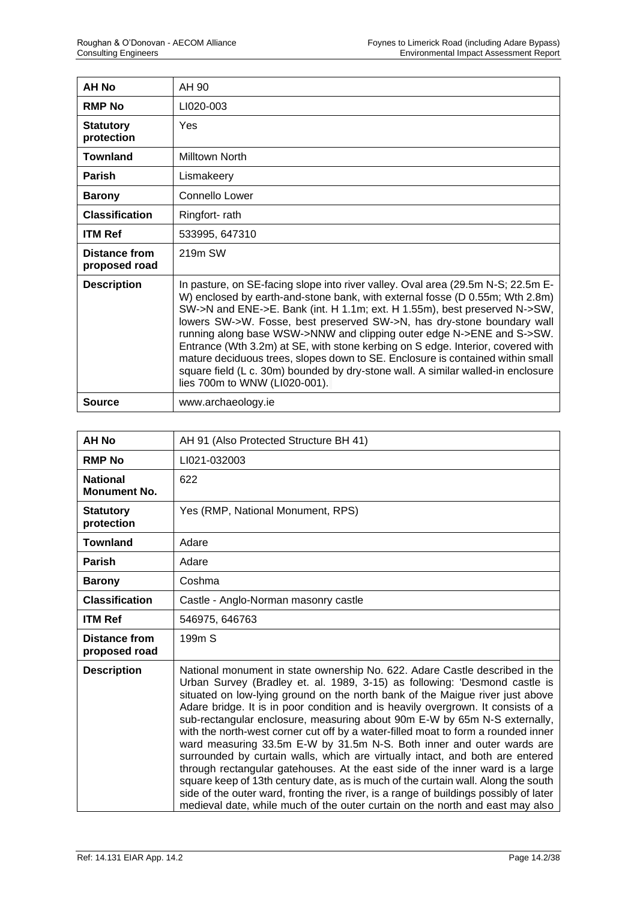| AH No | AH 90 |
|---|---|
| **RMP No** | LI020-003 |
| **Statutory protection** | Yes |
| **Townland** | Milltown North |
| **Parish** | Lismakeery |
| **Barony** | Connello Lower |
| **Classification** | Ringfort- rath |
| **ITM Ref** | 533995, 647310 |
| **Distance from proposed road** | 219m SW |
| **Description** | In pasture, on SE-facing slope into river valley. Oval area (29.5m N-S; 22.5m E-W) enclosed by earth-and-stone bank, with external fosse (D 0.55m; Wth 2.8m) SW->N and ENE->E. Bank (int. H 1.1m; ext. H 1.55m), best preserved N->SW, lowers SW->W. Fosse, best preserved SW->N, has dry-stone boundary wall running along base WSW->NNW and clipping outer edge N->ENE and S->SW. Entrance (Wth 3.2m) at SE, with stone kerbing on S edge. Interior, covered with mature deciduous trees, slopes down to SE. Enclosure is contained within small square field (L c. 30m) bounded by dry-stone wall. A similar walled-in enclosure lies 700m to WNW (LI020-001). |
| **Source** | www.archaeology.ie |

| AH No | AH 91 (Also Protected Structure BH 41) |
|---|---|
| **RMP No** | LI021-032003 |
| **National Monument No.** | 622 |
| **Statutory protection** | Yes (RMP, National Monument, RPS) |
| **Townland** | Adare |
| **Parish** | Adare |
| **Barony** | Coshma |
| **Classification** | Castle - Anglo-Norman masonry castle |
| **ITM Ref** | 546975, 646763 |
| **Distance from proposed road** | 199m S |
| **Description** | National monument in state ownership No. 622. Adare Castle described in the Urban Survey (Bradley et. al. 1989, 3-15) as following: 'Desmond castle is situated on low-lying ground on the north bank of the Maigue river just above Adare bridge. It is in poor condition and is heavily overgrown. It consists of a sub-rectangular enclosure, measuring about 90m E-W by 65m N-S externally, with the north-west corner cut off by a water-filled moat to form a rounded inner ward measuring 33.5m E-W by 31.5m N-S. Both inner and outer wards are surrounded by curtain walls, which are virtually intact, and both are entered through rectangular gatehouses. At the east side of the inner ward is a large square keep of 13th century date, as is much of the curtain wall. Along the south side of the outer ward, fronting the river, is a range of buildings possibly of later medieval date, while much of the outer curtain on the north and east may also |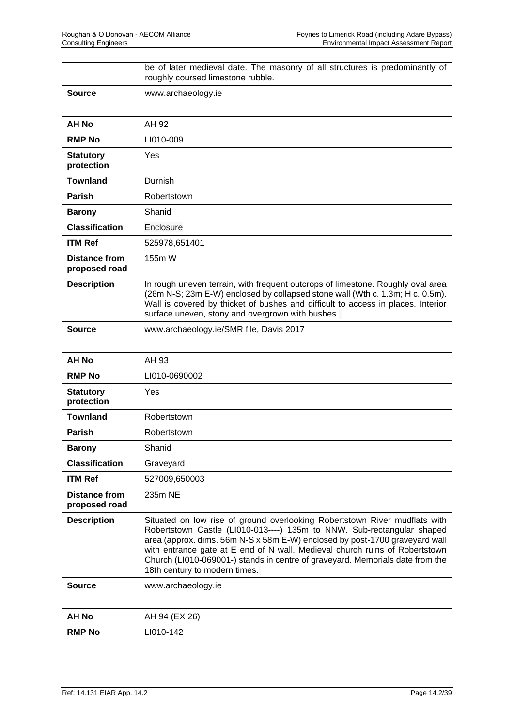|  | be of later medieval date. The masonry of all structures is predominantly of roughly coursed limestone rubble. |
|---|---|
| **Source** | www.archaeology.ie |

| **AH No** | AH 92 |
|---|---|
| **RMP No** | LI010-009 |
| **Statutory protection** | Yes |
| **Townland** | Durnish |
| **Parish** | Robertstown |
| **Barony** | Shanid |
| **Classification** | Enclosure |
| **ITM Ref** | 525978,651401 |
| **Distance from proposed road** | 155m W |
| **Description** | In rough uneven terrain, with frequent outcrops of limestone. Roughly oval area (26m N-S; 23m E-W) enclosed by collapsed stone wall (Wth c. 1.3m; H c. 0.5m). Wall is covered by thicket of bushes and difficult to access in places. Interior surface uneven, stony and overgrown with bushes. |
| **Source** | www.archaeology.ie/SMR file, Davis 2017 |

| **AH No** | AH 93 |
|---|---|
| **RMP No** | LI010-0690002 |
| **Statutory protection** | Yes |
| **Townland** | Robertstown |
| **Parish** | Robertstown |
| **Barony** | Shanid |
| **Classification** | Graveyard |
| **ITM Ref** | 527009,650003 |
| **Distance from proposed road** | 235m NE |
| **Description** | Situated on low rise of ground overlooking Robertstown River mudflats with Robertstown Castle (LI010-013----) 135m to NNW. Sub-rectangular shaped area (approx. dims. 56m N-S x 58m E-W) enclosed by post-1700 graveyard wall with entrance gate at E end of N wall. Medieval church ruins of Robertstown Church (LI010-069001-) stands in centre of graveyard. Memorials date from the 18th century to modern times. |
| **Source** | www.archaeology.ie |

| **AH No** | AH 94 (EX 26) |
|---|---|
| **RMP No** | LI010-142 |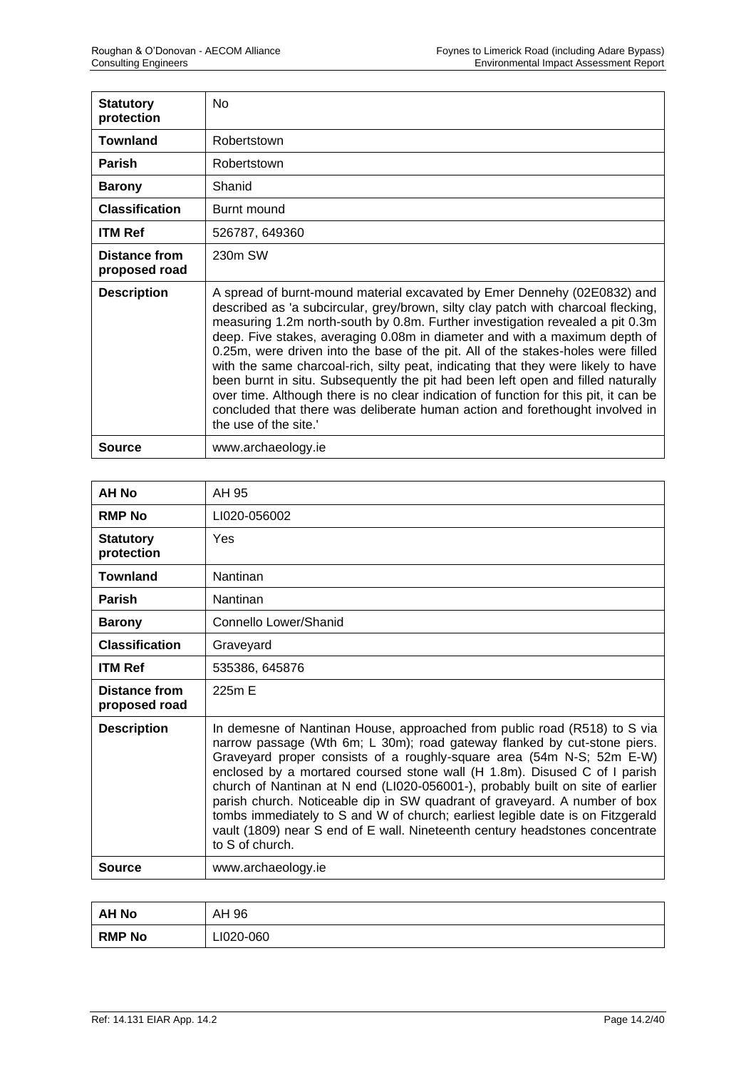| **Statutory protection** | No |
|---|---|
| **Townland** | Robertstown |
| **Parish** | Robertstown |
| **Barony** | Shanid |
| **Classification** | Burnt mound |
| **ITM Ref** | 526787, 649360 |
| **Distance from proposed road** | 230m SW |
| **Description** | A spread of burnt-mound material excavated by Emer Dennehy (02E0832) and described as 'a subcircular, grey/brown, silty clay patch with charcoal flecking, measuring 1.2m north-south by 0.8m. Further investigation revealed a pit 0.3m deep. Five stakes, averaging 0.08m in diameter and with a maximum depth of 0.25m, were driven into the base of the pit. All of the stakes-holes were filled with the same charcoal-rich, silty peat, indicating that they were likely to have been burnt in situ. Subsequently the pit had been left open and filled naturally over time. Although there is no clear indication of function for this pit, it can be concluded that there was deliberate human action and forethought involved in the use of the site.' |
| **Source** | www.archaeology.ie |

| **AH No** | AH 95 |
|---|---|
| **RMP No** | LI020-056002 |
| **Statutory protection** | Yes |
| **Townland** | Nantinan |
| **Parish** | Nantinan |
| **Barony** | Connello Lower/Shanid |
| **Classification** | Graveyard |
| **ITM Ref** | 535386, 645876 |
| **Distance from proposed road** | 225m E |
| **Description** | In demesne of Nantinan House, approached from public road (R518) to S via narrow passage (Wth 6m; L 30m); road gateway flanked by cut-stone piers. Graveyard proper consists of a roughly-square area (54m N-S; 52m E-W) enclosed by a mortared coursed stone wall (H 1.8m). Disused C of I parish church of Nantinan at N end (LI020-056001-), probably built on site of earlier parish church. Noticeable dip in SW quadrant of graveyard. A number of box tombs immediately to S and W of church; earliest legible date is on Fitzgerald vault (1809) near S end of E wall. Nineteenth century headstones concentrate to S of church. |
| **Source** | www.archaeology.ie |

| **AH No** | AH 96 |
|---|---|
| **RMP No** | LI020-060 |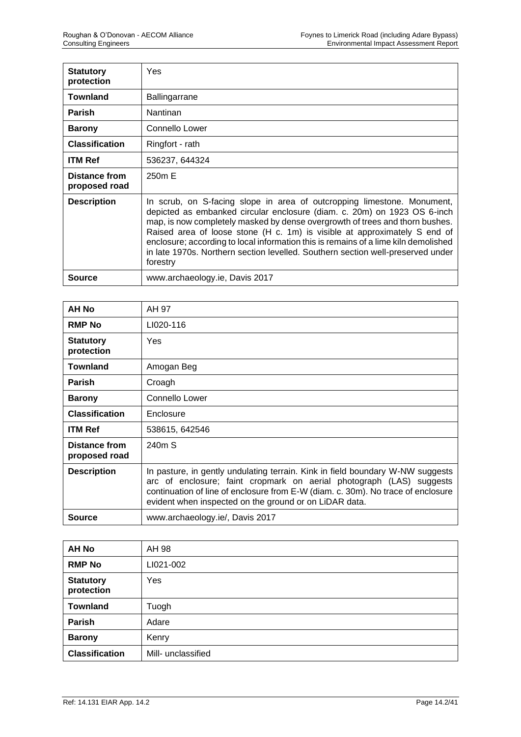| **Statutory protection** | Yes |
|---|---|
| **Townland** | Ballingarrane |
| **Parish** | Nantinan |
| **Barony** | Connello Lower |
| **Classification** | Ringfort - rath |
| **ITM Ref** | 536237, 644324 |
| **Distance from proposed road** | 250m E |
| **Description** | In scrub, on S-facing slope in area of outcropping limestone. Monument, depicted as embanked circular enclosure (diam. c. 20m) on 1923 OS 6-inch map, is now completely masked by dense overgrowth of trees and thorn bushes. Raised area of loose stone (H c. 1m) is visible at approximately S end of enclosure; according to local information this is remains of a lime kiln demolished in late 1970s. Northern section levelled. Southern section well-preserved under forestry |
| **Source** | www.archaeology.ie, Davis 2017 |

| **AH No** | AH 97 |
|---|---|
| **RMP No** | LI020-116 |
| **Statutory protection** | Yes |
| **Townland** | Amogan Beg |
| **Parish** | Croagh |
| **Barony** | Connello Lower |
| **Classification** | Enclosure |
| **ITM Ref** | 538615, 642546 |
| **Distance from proposed road** | 240m S |
| **Description** | In pasture, in gently undulating terrain. Kink in field boundary W-NW suggests arc of enclosure; faint cropmark on aerial photograph (LAS) suggests continuation of line of enclosure from E-W (diam. c. 30m). No trace of enclosure evident when inspected on the ground or on LiDAR data. |
| **Source** | www.archaeology.ie/, Davis 2017 |

| **AH No** | AH 98 |
|---|---|
| **RMP No** | LI021-002 |
| **Statutory protection** | Yes |
| **Townland** | Tuogh |
| **Parish** | Adare |
| **Barony** | Kenry |
| **Classification** | Mill- unclassified |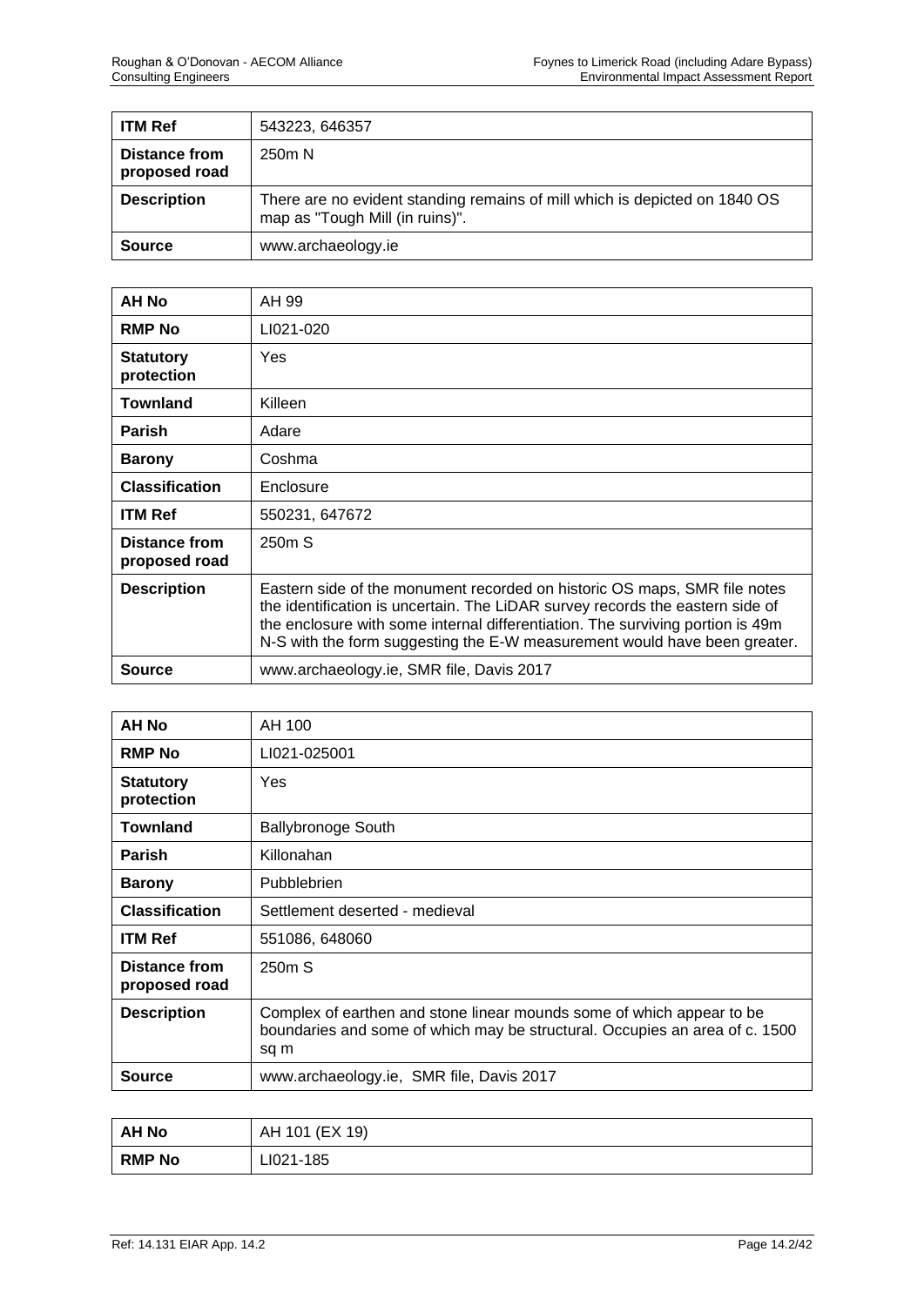| ITM Ref | 543223, 646357 |
|---|---|
| **Distance from proposed road** | 250m N |
| **Description** | There are no evident standing remains of mill which is depicted on 1840 OS map as "Tough Mill (in ruins)". |
| **Source** | www.archaeology.ie |

| AH No | AH 99 |
|---|---|
| **RMP No** | LI021-020 |
| **Statutory protection** | Yes |
| **Townland** | Killeen |
| **Parish** | Adare |
| **Barony** | Coshma |
| **Classification** | Enclosure |
| **ITM Ref** | 550231, 647672 |
| **Distance from proposed road** | 250m S |
| **Description** | Eastern side of the monument recorded on historic OS maps, SMR file notes the identification is uncertain. The LiDAR survey records the eastern side of the enclosure with some internal differentiation. The surviving portion is 49m N-S with the form suggesting the E-W measurement would have been greater. |
| **Source** | www.archaeology.ie, SMR file, Davis 2017 |

| AH No | AH 100 |
|---|---|
| **RMP No** | LI021-025001 |
| **Statutory protection** | Yes |
| **Townland** | Ballybronoge South |
| **Parish** | Killonahan |
| **Barony** | Pubblebrien |
| **Classification** | Settlement deserted - medieval |
| **ITM Ref** | 551086, 648060 |
| **Distance from proposed road** | 250m S |
| **Description** | Complex of earthen and stone linear mounds some of which appear to be boundaries and some of which may be structural. Occupies an area of c. 1500 sq m |
| **Source** | www.archaeology.ie, SMR file, Davis 2017 |

| AH No | AH 101 (EX 19) |
|---|---|
| **RMP No** | LI021-185 |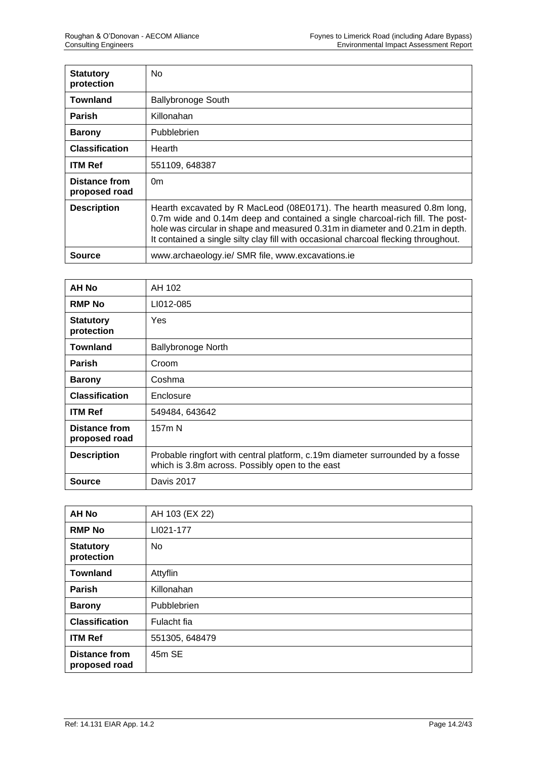| | |
|---|---|
| **Statutory protection** | No |
| **Townland** | Ballybronoge South |
| **Parish** | Killonahan |
| **Barony** | Pubblebrien |
| **Classification** | Hearth |
| **ITM Ref** | 551109, 648387 |
| **Distance from proposed road** | 0m |
| **Description** | Hearth excavated by R MacLeod (08E0171). The hearth measured 0.8m long, 0.7m wide and 0.14m deep and contained a single charcoal-rich fill. The post-hole was circular in shape and measured 0.31m in diameter and 0.21m in depth. It contained a single silty clay fill with occasional charcoal flecking throughout. |
| **Source** | www.archaeology.ie/ SMR file, www.excavations.ie |

| **AH No** | AH 102 |
|---|---|
| **RMP No** | LI012-085 |
| **Statutory protection** | Yes |
| **Townland** | Ballybronoge North |
| **Parish** | Croom |
| **Barony** | Coshma |
| **Classification** | Enclosure |
| **ITM Ref** | 549484, 643642 |
| **Distance from proposed road** | 157m N |
| **Description** | Probable ringfort with central platform, c.19m diameter surrounded by a fosse which is 3.8m across. Possibly open to the east |
| **Source** | Davis 2017 |

| **AH No** | AH 103 (EX 22) |
|---|---|
| **RMP No** | LI021-177 |
| **Statutory protection** | No |
| **Townland** | Attyflin |
| **Parish** | Killonahan |
| **Barony** | Pubblebrien |
| **Classification** | Fulacht fia |
| **ITM Ref** | 551305, 648479 |
| **Distance from proposed road** | 45m SE |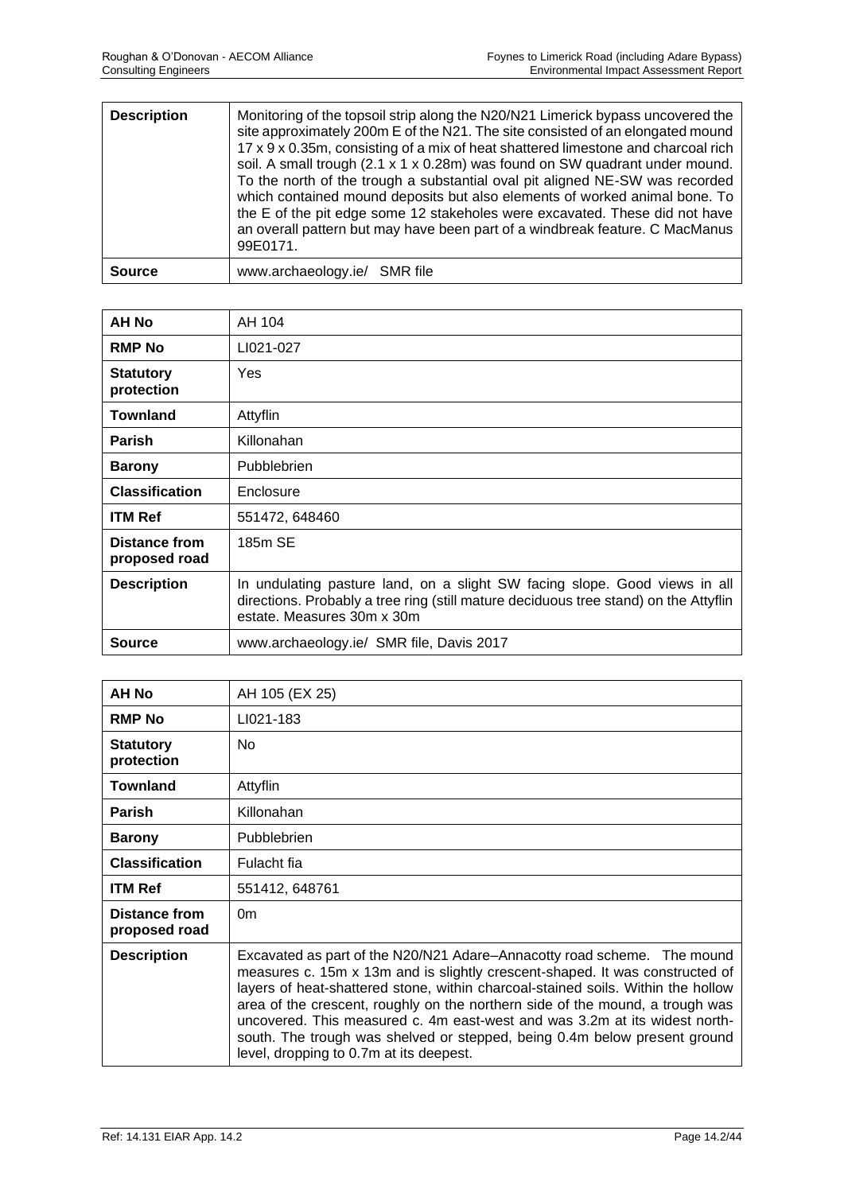| | |
|---|---|
| **Description** | Monitoring of the topsoil strip along the N20/N21 Limerick bypass uncovered the site approximately 200m E of the N21. The site consisted of an elongated mound 17 x 9 x 0.35m, consisting of a mix of heat shattered limestone and charcoal rich soil. A small trough (2.1 x 1 x 0.28m) was found on SW quadrant under mound. To the north of the trough a substantial oval pit aligned NE-SW was recorded which contained mound deposits but also elements of worked animal bone. To the E of the pit edge some 12 stakeholes were excavated. These did not have an overall pattern but may have been part of a windbreak feature. C MacManus 99E0171. |
| **Source** | www.archaeology.ie/ SMR file |

| | |
|---|---|
| **AH No** | AH 104 |
| **RMP No** | LI021-027 |
| **Statutory protection** | Yes |
| **Townland** | Attyflin |
| **Parish** | Killonahan |
| **Barony** | Pubblebrien |
| **Classification** | Enclosure |
| **ITM Ref** | 551472, 648460 |
| **Distance from proposed road** | 185m SE |
| **Description** | In undulating pasture land, on a slight SW facing slope. Good views in all directions. Probably a tree ring (still mature deciduous tree stand) on the Attyflin estate. Measures 30m x 30m |
| **Source** | www.archaeology.ie/ SMR file, Davis 2017 |

| | |
|---|---|
| **AH No** | AH 105 (EX 25) |
| **RMP No** | LI021-183 |
| **Statutory protection** | No |
| **Townland** | Attyflin |
| **Parish** | Killonahan |
| **Barony** | Pubblebrien |
| **Classification** | Fulacht fia |
| **ITM Ref** | 551412, 648761 |
| **Distance from proposed road** | 0m |
| **Description** | Excavated as part of the N20/N21 Adare–Annacotty road scheme. The mound measures c. 15m x 13m and is slightly crescent-shaped. It was constructed of layers of heat-shattered stone, within charcoal-stained soils. Within the hollow area of the crescent, roughly on the northern side of the mound, a trough was uncovered. This measured c. 4m east-west and was 3.2m at its widest north-south. The trough was shelved or stepped, being 0.4m below present ground level, dropping to 0.7m at its deepest. |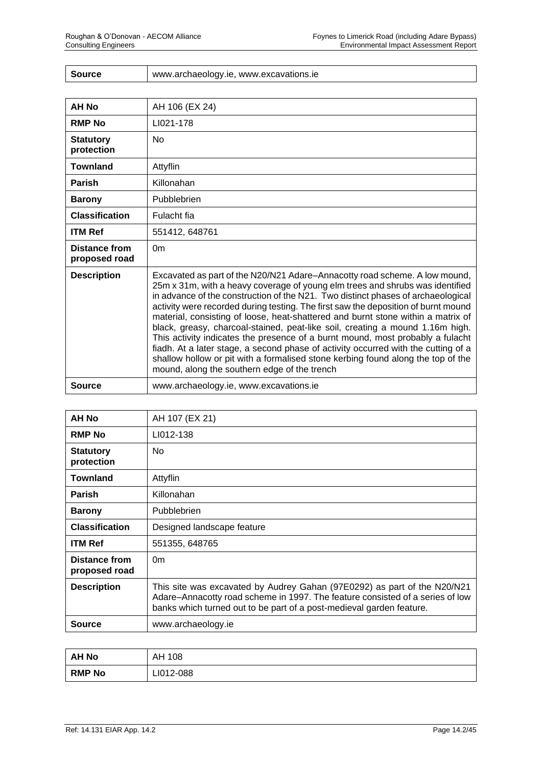| Source | www.archaeology.ie, www.excavations.ie |
|---|---|

| AH No | AH 106 (EX 24) |
|---|---|
| RMP No | LI021-178 |
| Statutory protection | No |
| Townland | Attyflin |
| Parish | Killonahan |
| Barony | Pubblebrien |
| Classification | Fulacht fia |
| ITM Ref | 551412, 648761 |
| Distance from proposed road | 0m |
| Description | Excavated as part of the N20/N21 Adare–Annacotty road scheme. A low mound, 25m x 31m, with a heavy coverage of young elm trees and shrubs was identified in advance of the construction of the N21. Two distinct phases of archaeological activity were recorded during testing. The first saw the deposition of burnt mound material, consisting of loose, heat-shattered and burnt stone within a matrix of black, greasy, charcoal-stained, peat-like soil, creating a mound 1.16m high. This activity indicates the presence of a burnt mound, most probably a fulacht fiadh. At a later stage, a second phase of activity occurred with the cutting of a shallow hollow or pit with a formalised stone kerbing found along the top of the mound, along the southern edge of the trench |
| Source | www.archaeology.ie, www.excavations.ie |

| AH No | AH 107 (EX 21) |
|---|---|
| RMP No | LI012-138 |
| Statutory protection | No |
| Townland | Attyflin |
| Parish | Killonahan |
| Barony | Pubblebrien |
| Classification | Designed landscape feature |
| ITM Ref | 551355, 648765 |
| Distance from proposed road | 0m |
| Description | This site was excavated by Audrey Gahan (97E0292) as part of the N20/N21 Adare–Annacotty road scheme in 1997. The feature consisted of a series of low banks which turned out to be part of a post-medieval garden feature. |
| Source | www.archaeology.ie |

| AH No | AH 108 |
|---|---|
| RMP No | LI012-088 |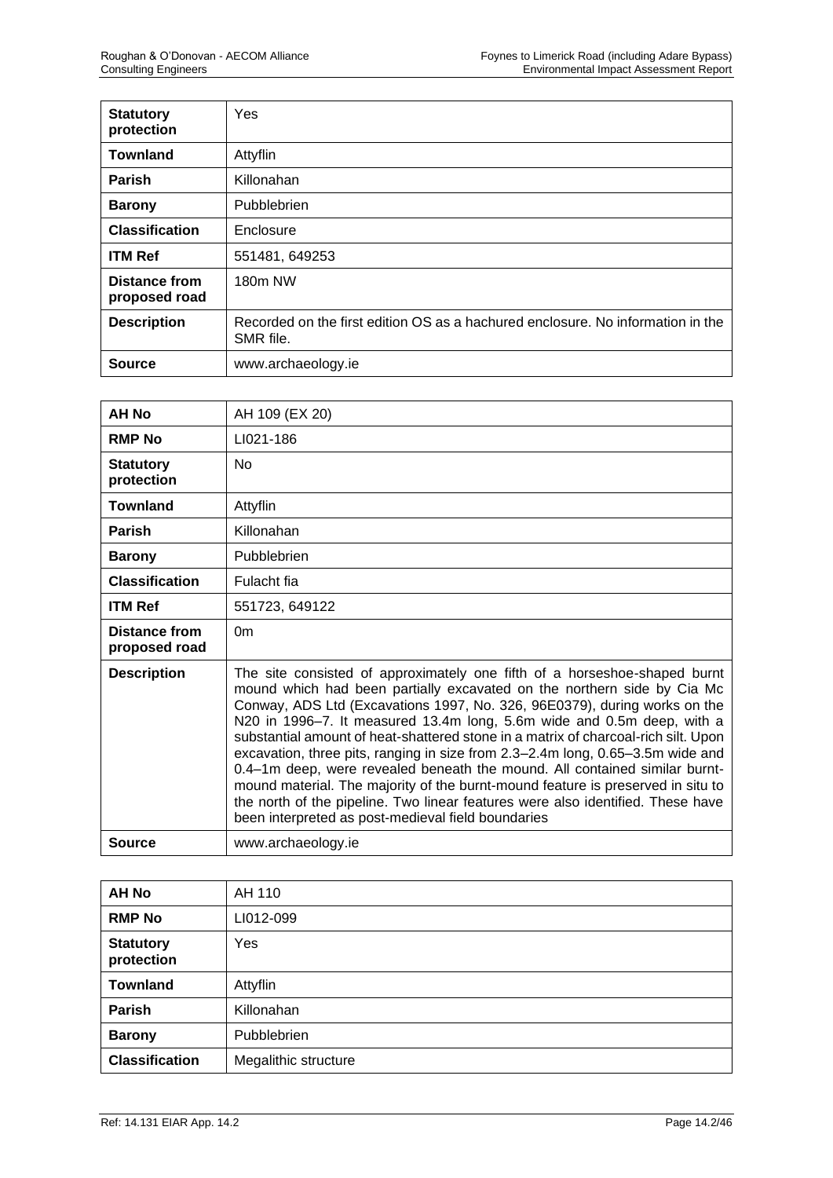| Statutory protection | Yes |
|---|---|
| **Townland** | Attyflin |
| **Parish** | Killonahan |
| **Barony** | Pubblebrien |
| **Classification** | Enclosure |
| **ITM Ref** | 551481, 649253 |
| **Distance from proposed road** | 180m NW |
| **Description** | Recorded on the first edition OS as a hachured enclosure. No information in the SMR file. |
| **Source** | www.archaeology.ie |

| AH No | AH 109 (EX 20) |
|---|---|
| **RMP No** | LI021-186 |
| **Statutory protection** | No |
| **Townland** | Attyflin |
| **Parish** | Killonahan |
| **Barony** | Pubblebrien |
| **Classification** | Fulacht fia |
| **ITM Ref** | 551723, 649122 |
| **Distance from proposed road** | 0m |
| **Description** | The site consisted of approximately one fifth of a horseshoe-shaped burnt mound which had been partially excavated on the northern side by Cia Mc Conway, ADS Ltd (Excavations 1997, No. 326, 96E0379), during works on the N20 in 1996–7. It measured 13.4m long, 5.6m wide and 0.5m deep, with a substantial amount of heat-shattered stone in a matrix of charcoal-rich silt. Upon excavation, three pits, ranging in size from 2.3–2.4m long, 0.65–3.5m wide and 0.4–1m deep, were revealed beneath the mound. All contained similar burnt-mound material. The majority of the burnt-mound feature is preserved in situ to the north of the pipeline. Two linear features were also identified. These have been interpreted as post-medieval field boundaries |
| **Source** | www.archaeology.ie |

| AH No | AH 110 |
|---|---|
| **RMP No** | LI012-099 |
| **Statutory protection** | Yes |
| **Townland** | Attyflin |
| **Parish** | Killonahan |
| **Barony** | Pubblebrien |
| **Classification** | Megalithic structure |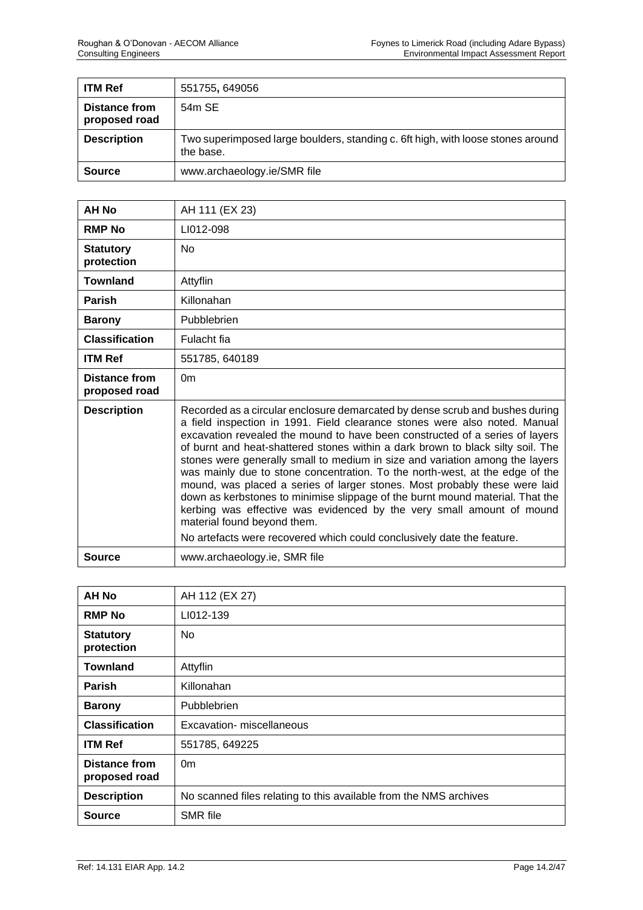| ITM Ref | 551755**,** 649056 |
|---|---|
| **Distance from proposed road** | 54m SE |
| **Description** | Two superimposed large boulders, standing c. 6ft high, with loose stones around the base. |
| **Source** | www.archaeology.ie/SMR file |

| AH No | AH 111 (EX 23) |
|---|---|
| **RMP No** | LI012-098 |
| **Statutory protection** | No |
| **Townland** | Attyflin |
| **Parish** | Killonahan |
| **Barony** | Pubblebrien |
| **Classification** | Fulacht fia |
| **ITM Ref** | 551785, 640189 |
| **Distance from proposed road** | 0m |
| **Description** | Recorded as a circular enclosure demarcated by dense scrub and bushes during a field inspection in 1991. Field clearance stones were also noted. Manual excavation revealed the mound to have been constructed of a series of layers of burnt and heat-shattered stones within a dark brown to black silty soil. The stones were generally small to medium in size and variation among the layers was mainly due to stone concentration. To the north-west, at the edge of the mound, was placed a series of larger stones. Most probably these were laid down as kerbstones to minimise slippage of the burnt mound material. That the kerbing was effective was evidenced by the very small amount of mound material found beyond them. No artefacts were recovered which could conclusively date the feature. |
| **Source** | www.archaeology.ie, SMR file |

| AH No | AH 112 (EX 27) |
|---|---|
| **RMP No** | LI012-139 |
| **Statutory protection** | No |
| **Townland** | Attyflin |
| **Parish** | Killonahan |
| **Barony** | Pubblebrien |
| **Classification** | Excavation- miscellaneous |
| **ITM Ref** | 551785, 649225 |
| **Distance from proposed road** | 0m |
| **Description** | No scanned files relating to this available from the NMS archives |
| **Source** | SMR file |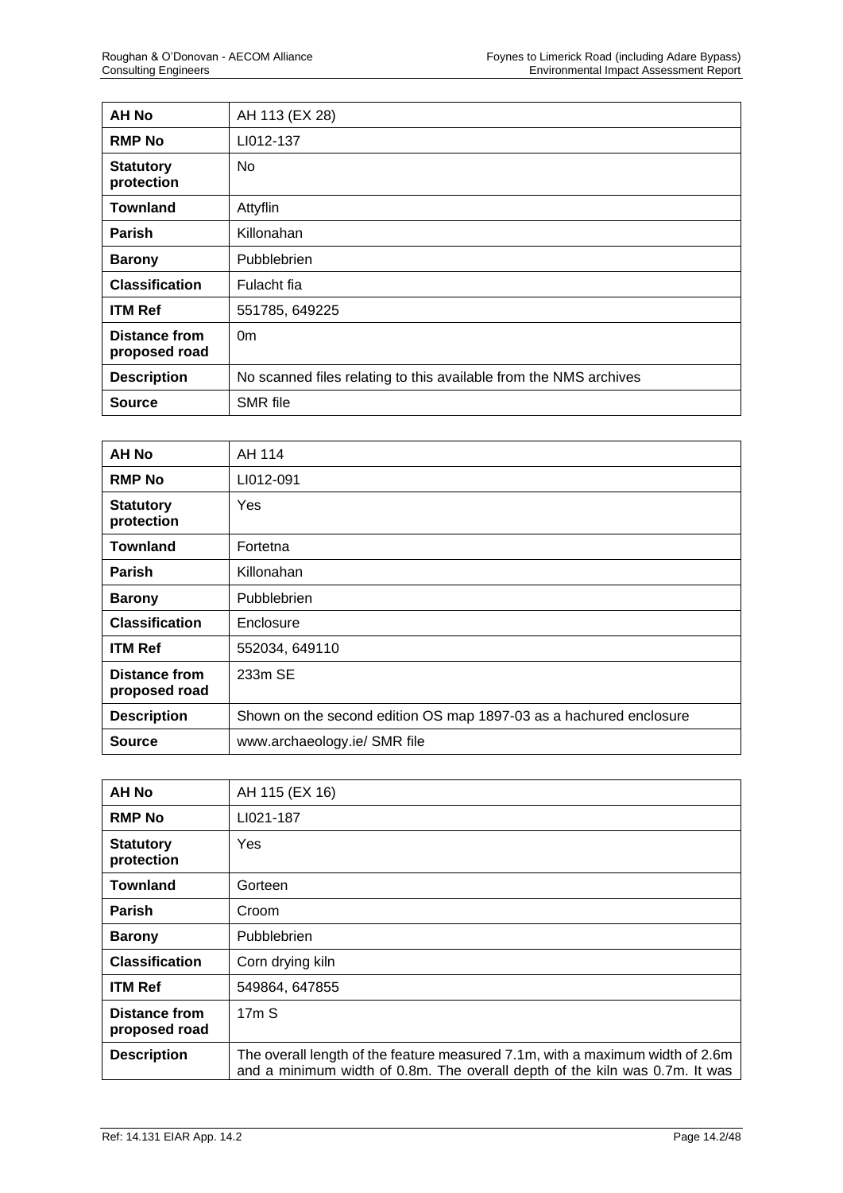| **AH No** | AH 113 (EX 28) |
|---|---|
| **RMP No** | LI012-137 |
| **Statutory protection** | No |
| **Townland** | Attyflin |
| **Parish** | Killonahan |
| **Barony** | Pubblebrien |
| **Classification** | Fulacht fia |
| **ITM Ref** | 551785, 649225 |
| **Distance from proposed road** | 0m |
| **Description** | No scanned files relating to this available from the NMS archives |
| **Source** | SMR file |

| **AH No** | AH 114 |
|---|---|
| **RMP No** | LI012-091 |
| **Statutory protection** | Yes |
| **Townland** | Fortetna |
| **Parish** | Killonahan |
| **Barony** | Pubblebrien |
| **Classification** | Enclosure |
| **ITM Ref** | 552034, 649110 |
| **Distance from proposed road** | 233m SE |
| **Description** | Shown on the second edition OS map 1897-03 as a hachured enclosure |
| **Source** | www.archaeology.ie/ SMR file |

| **AH No** | AH 115 (EX 16) |
|---|---|
| **RMP No** | LI021-187 |
| **Statutory protection** | Yes |
| **Townland** | Gorteen |
| **Parish** | Croom |
| **Barony** | Pubblebrien |
| **Classification** | Corn drying kiln |
| **ITM Ref** | 549864, 647855 |
| **Distance from proposed road** | 17m S |
| **Description** | The overall length of the feature measured 7.1m, with a maximum width of 2.6m and a minimum width of 0.8m. The overall depth of the kiln was 0.7m. It was |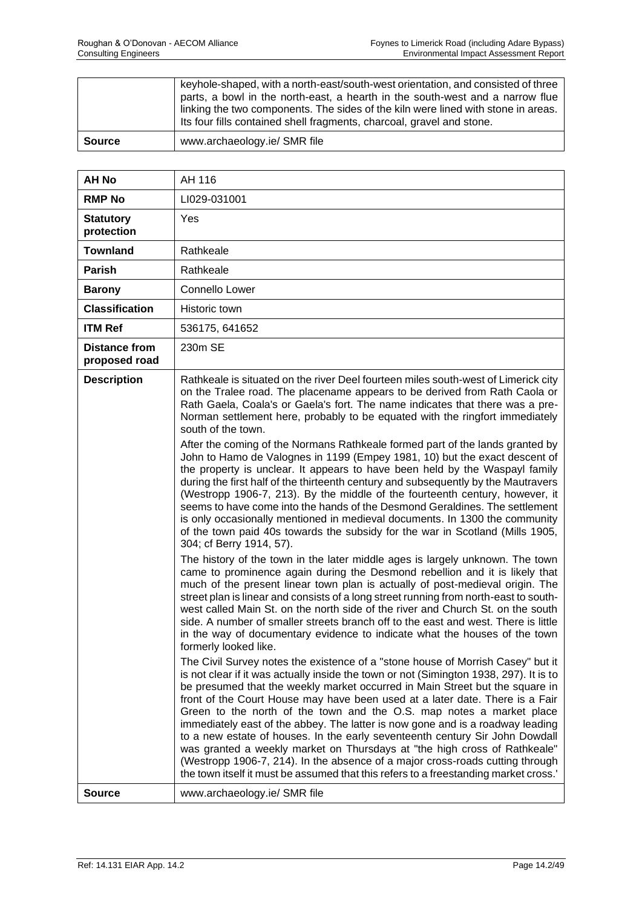| | |
|---|---|
| | keyhole-shaped, with a north-east/south-west orientation, and consisted of three parts, a bowl in the north-east, a hearth in the south-west and a narrow flue linking the two components. The sides of the kiln were lined with stone in areas. Its four fills contained shell fragments, charcoal, gravel and stone. |
| **Source** | www.archaeology.ie/ SMR file |

| **AH No** | AH 116 |
|---|---|
| **RMP No** | LI029-031001 |
| **Statutory protection** | Yes |
| **Townland** | Rathkeale |
| **Parish** | Rathkeale |
| **Barony** | Connello Lower |
| **Classification** | Historic town |
| **ITM Ref** | 536175, 641652 |
| **Distance from proposed road** | 230m SE |
| **Description** | Rathkeale is situated on the river Deel fourteen miles south-west of Limerick city on the Tralee road. The placename appears to be derived from Rath Caola or Rath Gaela, Coala's or Gaela's fort. The name indicates that there was a pre-Norman settlement here, probably to be equated with the ringfort immediately south of the town.<br><br>After the coming of the Normans Rathkeale formed part of the lands granted by John to Hamo de Valognes in 1199 (Empey 1981, 10) but the exact descent of the property is unclear. It appears to have been held by the Waspayl family during the first half of the thirteenth century and subsequently by the Mautravers (Westropp 1906-7, 213). By the middle of the fourteenth century, however, it seems to have come into the hands of the Desmond Geraldines. The settlement is only occasionally mentioned in medieval documents. In 1300 the community of the town paid 40s towards the subsidy for the war in Scotland (Mills 1905, 304; cf Berry 1914, 57).<br><br>The history of the town in the later middle ages is largely unknown. The town came to prominence again during the Desmond rebellion and it is likely that much of the present linear town plan is actually of post-medieval origin. The street plan is linear and consists of a long street running from north-east to south-west called Main St. on the north side of the river and Church St. on the south side. A number of smaller streets branch off to the east and west. There is little in the way of documentary evidence to indicate what the houses of the town formerly looked like.<br><br>The Civil Survey notes the existence of a "stone house of Morrish Casey" but it is not clear if it was actually inside the town or not (Simington 1938, 297). It is to be presumed that the weekly market occurred in Main Street but the square in front of the Court House may have been used at a later date. There is a Fair Green to the north of the town and the O.S. map notes a market place immediately east of the abbey. The latter is now gone and is a roadway leading to a new estate of houses. In the early seventeenth century Sir John Dowdall was granted a weekly market on Thursdays at "the high cross of Rathkeale" (Westropp 1906-7, 214). In the absence of a major cross-roads cutting through the town itself it must be assumed that this refers to a freestanding market cross.' |
| **Source** | www.archaeology.ie/ SMR file |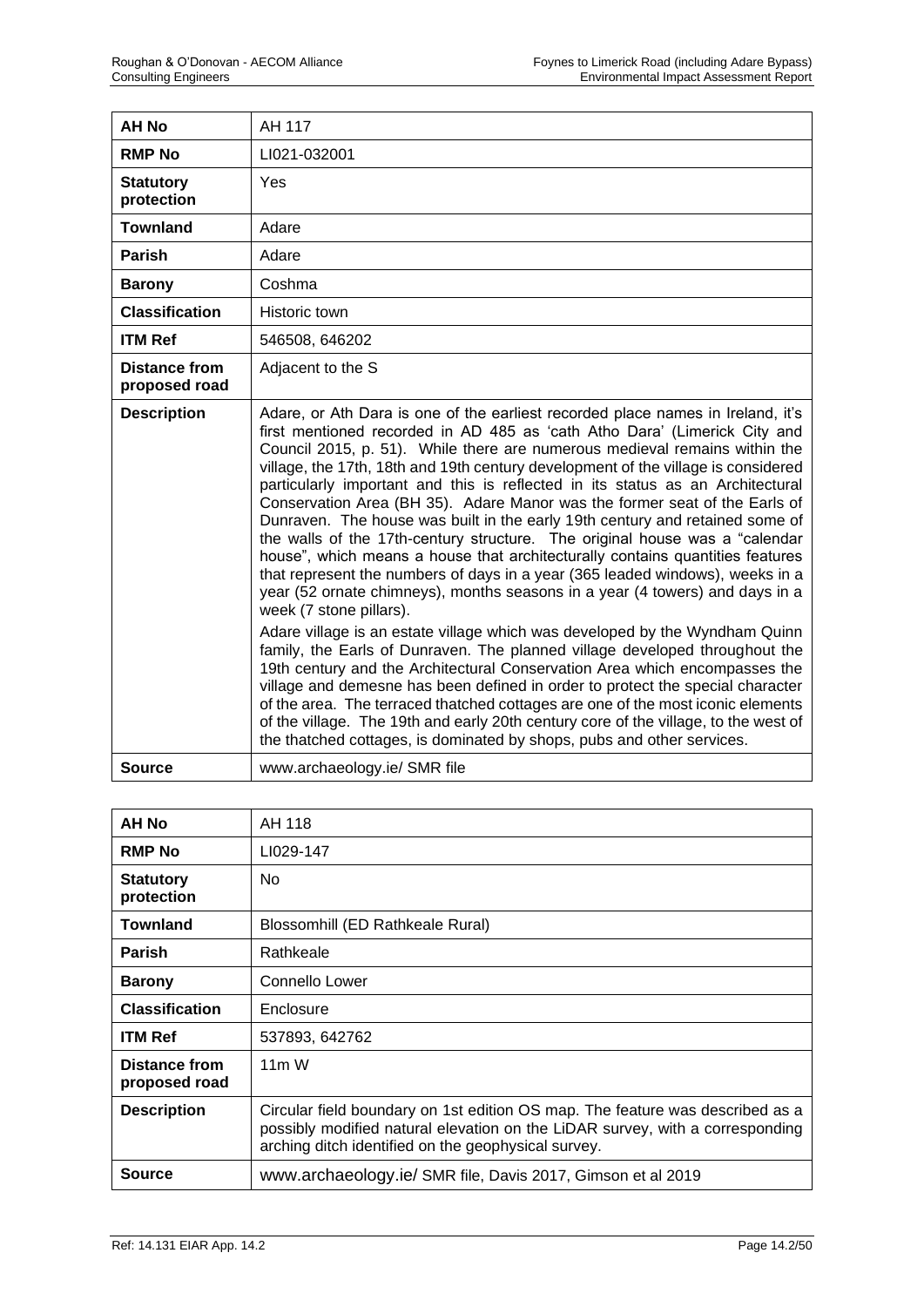| AH No | AH 117 |
|---|---|
| **RMP No** | LI021-032001 |
| **Statutory protection** | Yes |
| **Townland** | Adare |
| **Parish** | Adare |
| **Barony** | Coshma |
| **Classification** | Historic town |
| **ITM Ref** | 546508, 646202 |
| **Distance from proposed road** | Adjacent to the S |
| **Description** | Adare, or Ath Dara is one of the earliest recorded place names in Ireland, it's first mentioned recorded in AD 485 as 'cath Atho Dara' (Limerick City and Council 2015, p. 51). While there are numerous medieval remains within the village, the 17th, 18th and 19th century development of the village is considered particularly important and this is reflected in its status as an Architectural Conservation Area (BH 35). Adare Manor was the former seat of the Earls of Dunraven. The house was built in the early 19th century and retained some of the walls of the 17th-century structure. The original house was a "calendar house", which means a house that architecturally contains quantities features that represent the numbers of days in a year (365 leaded windows), weeks in a year (52 ornate chimneys), months seasons in a year (4 towers) and days in a week (7 stone pillars).<br><br>Adare village is an estate village which was developed by the Wyndham Quinn family, the Earls of Dunraven. The planned village developed throughout the 19th century and the Architectural Conservation Area which encompasses the village and demesne has been defined in order to protect the special character of the area. The terraced thatched cottages are one of the most iconic elements of the village. The 19th and early 20th century core of the village, to the west of the thatched cottages, is dominated by shops, pubs and other services. |
| **Source** | www.archaeology.ie/ SMR file |

| AH No | AH 118 |
|---|---|
| **RMP No** | LI029-147 |
| **Statutory protection** | No |
| **Townland** | Blossomhill (ED Rathkeale Rural) |
| **Parish** | Rathkeale |
| **Barony** | Connello Lower |
| **Classification** | Enclosure |
| **ITM Ref** | 537893, 642762 |
| **Distance from proposed road** | 11m W |
| **Description** | Circular field boundary on 1st edition OS map. The feature was described as a possibly modified natural elevation on the LiDAR survey, with a corresponding arching ditch identified on the geophysical survey. |
| **Source** | www.archaeology.ie/ SMR file, Davis 2017, Gimson et al 2019 |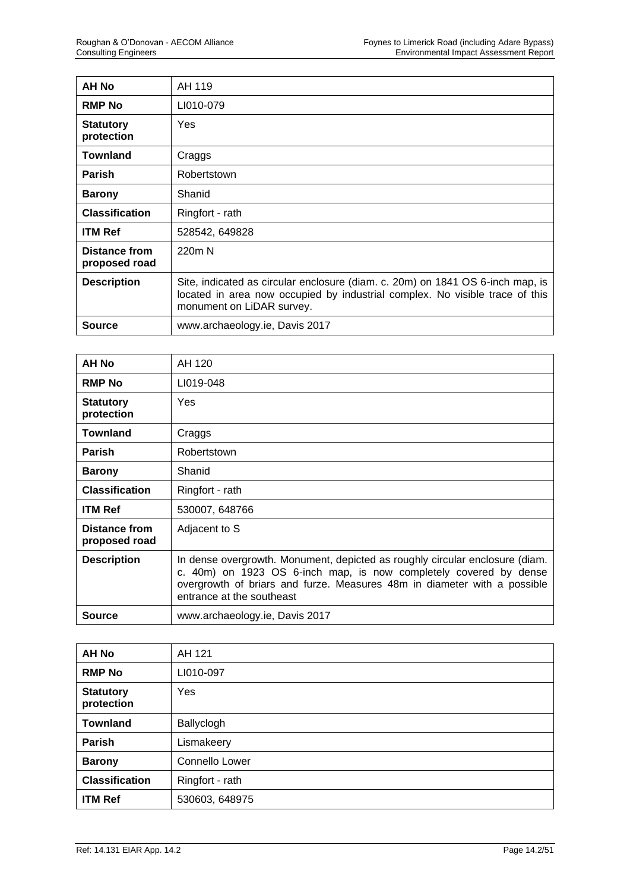| AH No | AH 119 |
|---|---|
| **RMP No** | LI010-079 |
| **Statutory protection** | Yes |
| **Townland** | Craggs |
| **Parish** | Robertstown |
| **Barony** | Shanid |
| **Classification** | Ringfort - rath |
| **ITM Ref** | 528542, 649828 |
| **Distance from proposed road** | 220m N |
| **Description** | Site, indicated as circular enclosure (diam. c. 20m) on 1841 OS 6-inch map, is located in area now occupied by industrial complex. No visible trace of this monument on LiDAR survey. |
| **Source** | www.archaeology.ie, Davis 2017 |

| AH No | AH 120 |
|---|---|
| **RMP No** | LI019-048 |
| **Statutory protection** | Yes |
| **Townland** | Craggs |
| **Parish** | Robertstown |
| **Barony** | Shanid |
| **Classification** | Ringfort - rath |
| **ITM Ref** | 530007, 648766 |
| **Distance from proposed road** | Adjacent to S |
| **Description** | In dense overgrowth. Monument, depicted as roughly circular enclosure (diam. c. 40m) on 1923 OS 6-inch map, is now completely covered by dense overgrowth of briars and furze. Measures 48m in diameter with a possible entrance at the southeast |
| **Source** | www.archaeology.ie, Davis 2017 |

| AH No | AH 121 |
|---|---|
| **RMP No** | LI010-097 |
| **Statutory protection** | Yes |
| **Townland** | Ballyclogh |
| **Parish** | Lismakeery |
| **Barony** | Connello Lower |
| **Classification** | Ringfort - rath |
| **ITM Ref** | 530603, 648975 |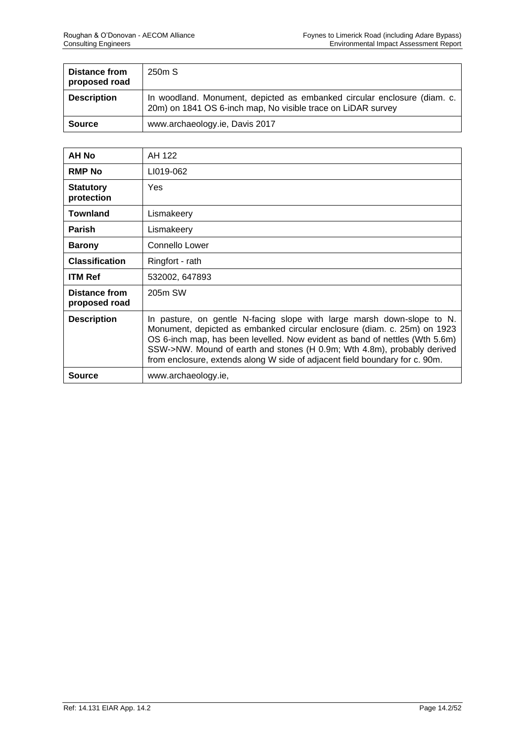| | |
|---|---|
| **Distance from proposed road** | 250m S |
| **Description** | In woodland. Monument, depicted as embanked circular enclosure (diam. c. 20m) on 1841 OS 6-inch map, No visible trace on LiDAR survey |
| **Source** | www.archaeology.ie, Davis 2017 |

| | |
|---|---|
| **AH No** | AH 122 |
| **RMP No** | LI019-062 |
| **Statutory protection** | Yes |
| **Townland** | Lismakeery |
| **Parish** | Lismakeery |
| **Barony** | Connello Lower |
| **Classification** | Ringfort - rath |
| **ITM Ref** | 532002, 647893 |
| **Distance from proposed road** | 205m SW |
| **Description** | In pasture, on gentle N-facing slope with large marsh down-slope to N. Monument, depicted as embanked circular enclosure (diam. c. 25m) on 1923 OS 6-inch map, has been levelled. Now evident as band of nettles (Wth 5.6m) SSW->NW. Mound of earth and stones (H 0.9m; Wth 4.8m), probably derived from enclosure, extends along W side of adjacent field boundary for c. 90m. |
| **Source** | www.archaeology.ie, |